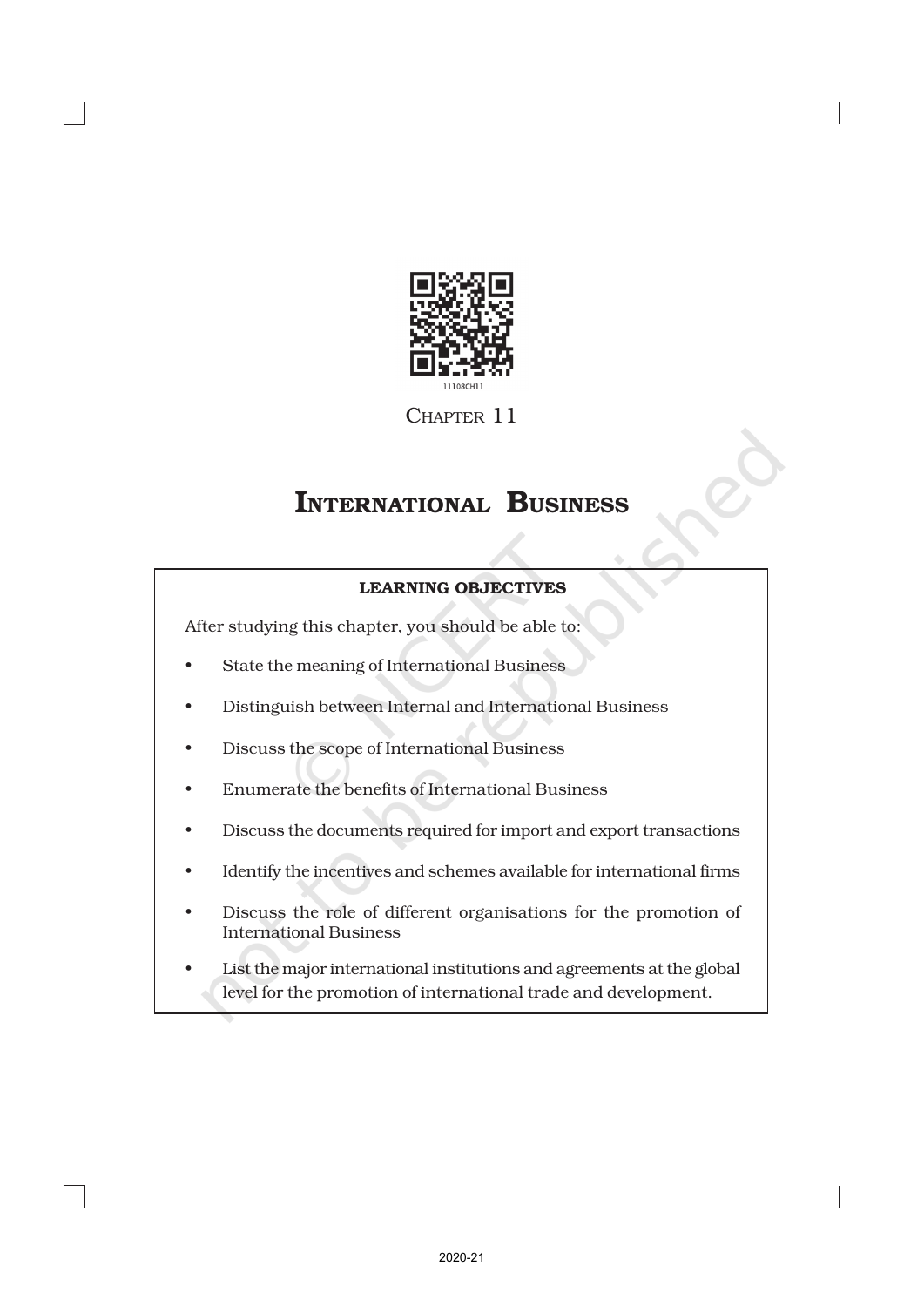CHAPTER 11

# INTERNATIONAL BUSINESS

**LEARNING OBJECTIVES**

After studying this chapter, you should be able to:

- State the meaning of International Business
- Distinguish between Internal and International Business
- Discuss the scope of International Business
- Enumerate the benefits of International Business
- Discuss the documents required for import and export transactions
- Identify the incentives and schemes available for international firms
- Discuss the role of different organisations for the promotion of International Business
- List the major international institutions and agreements at the global level for the promotion of international trade and development.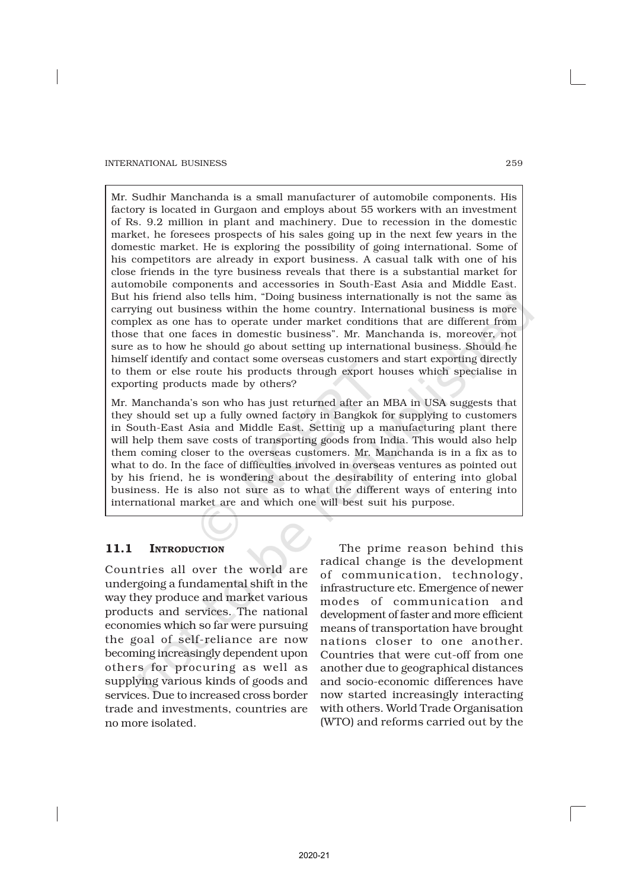Mr. Sudhir Manchanda is a small manufacturer of automobile components. His factory is located in Gurgaon and employs about 55 workers with an investment of Rs. 9.2 million in plant and machinery. Due to recession in the domestic market, he foresees prospects of his sales going up in the next few years in the domestic market. He is exploring the possibility of going international. Some of his competitors are already in export business. A casual talk with one of his close friends in the tyre business reveals that there is a substantial market for automobile components and accessories in South-East Asia and Middle East. But his friend also tells him, "Doing business internationally is not the same as carrying out business within the home country. International business is more complex as one has to operate under market conditions that are different from those that one faces in domestic business". Mr. Manchanda is, moreover, not sure as to how he should go about setting up international business. Should he himself identify and contact some overseas customers and start exporting directly to them or else route his products through export houses which specialise in exporting products made by others?

Mr. Manchanda's son who has just returned after an MBA in USA suggests that they should set up a fully owned factory in Bangkok for supplying to customers in South-East Asia and Middle East. Setting up a manufacturing plant there will help them save costs of transporting goods from India. This would also help them coming closer to the overseas customers. Mr. Manchanda is in a fix as to what to do. In the face of difficulties involved in overseas ventures as pointed out by his friend, he is wondering about the desirability of entering into global business. He is also not sure as to what the different ways of entering into international market are and which one will best suit his purpose.

## 11.1 Introduction

Countries all over the world are undergoing a fundamental shift in the way they produce and market various products and services. The national economies which so far were pursuing the goal of self-reliance are now becoming increasingly dependent upon others for procuring as well as supplying various kinds of goods and services. Due to increased cross border trade and investments, countries are no more isolated.

The prime reason behind this radical change is the development of communication, technology, infrastructure etc. Emergence of newer modes of communication and development of faster and more efficient means of transportation have brought nations closer to one another. Countries that were cut-off from one another due to geographical distances and socio-economic differences have now started increasingly interacting with others. World Trade Organisation (WTO) and reforms carried out by the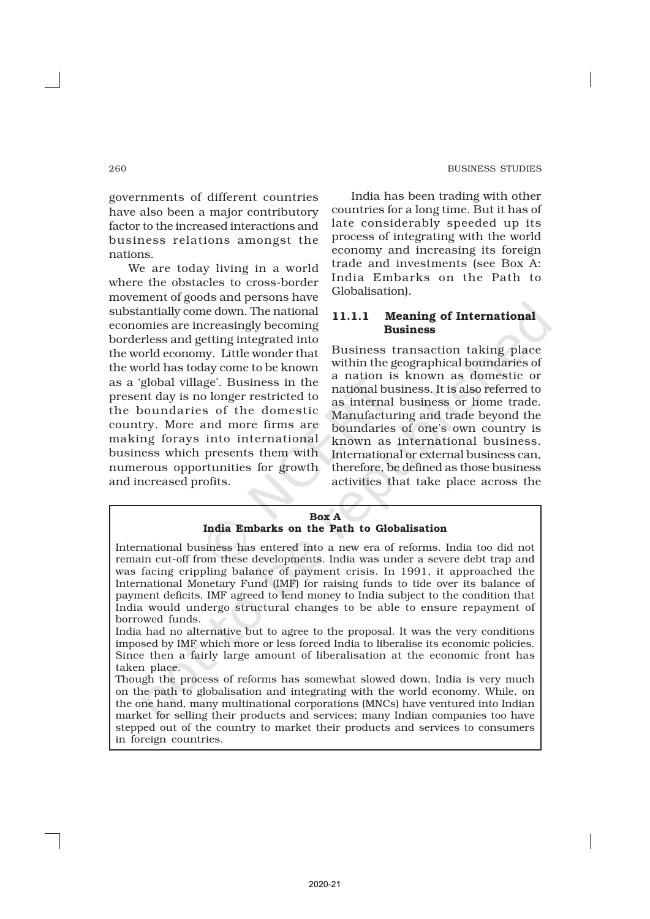governments of different countries have also been a major contributory factor to the increased interactions and business relations amongst the nations.

We are today living in a world where the obstacles to cross-border movement of goods and persons have substantially come down. The national economies are increasingly becoming borderless and getting integrated into the world economy. Little wonder that the world has today come to be known as a 'global village'. Business in the present day is no longer restricted to the boundaries of the domestic country. More and more firms are making forays into international business which presents them with numerous opportunities for growth and increased profits.

India has been trading with other countries for a long time. But it has of late considerably speeded up its process of integrating with the world economy and increasing its foreign trade and investments (see Box A: India Embarks on the Path to Globalisation).

### 11.1.1 Meaning of International Business

Business transaction taking place within the geographical boundaries of a nation is known as domestic or national business. It is also referred to as internal business or home trade. Manufacturing and trade beyond the boundaries of one's own country is known as international business. International or external business can, therefore, be defined as those business activities that take place across the

**Box A**
**India Embarks on the Path to Globalisation**

International business has entered into a new era of reforms. India too did not remain cut-off from these developments. India was under a severe debt trap and was facing crippling balance of payment crisis. In 1991, it approached the International Monetary Fund (IMF) for raising funds to tide over its balance of payment deficits. IMF agreed to lend money to India subject to the condition that India would undergo structural changes to be able to ensure repayment of borrowed funds.

India had no alternative but to agree to the proposal. It was the very conditions imposed by IMF which more or less forced India to liberalise its economic policies. Since then a fairly large amount of liberalisation at the economic front has taken place.

Though the process of reforms has somewhat slowed down, India is very much on the path to globalisation and integrating with the world economy. While, on the one hand, many multinational corporations (MNCs) have ventured into Indian market for selling their products and services; many Indian companies too have stepped out of the country to market their products and services to consumers in foreign countries.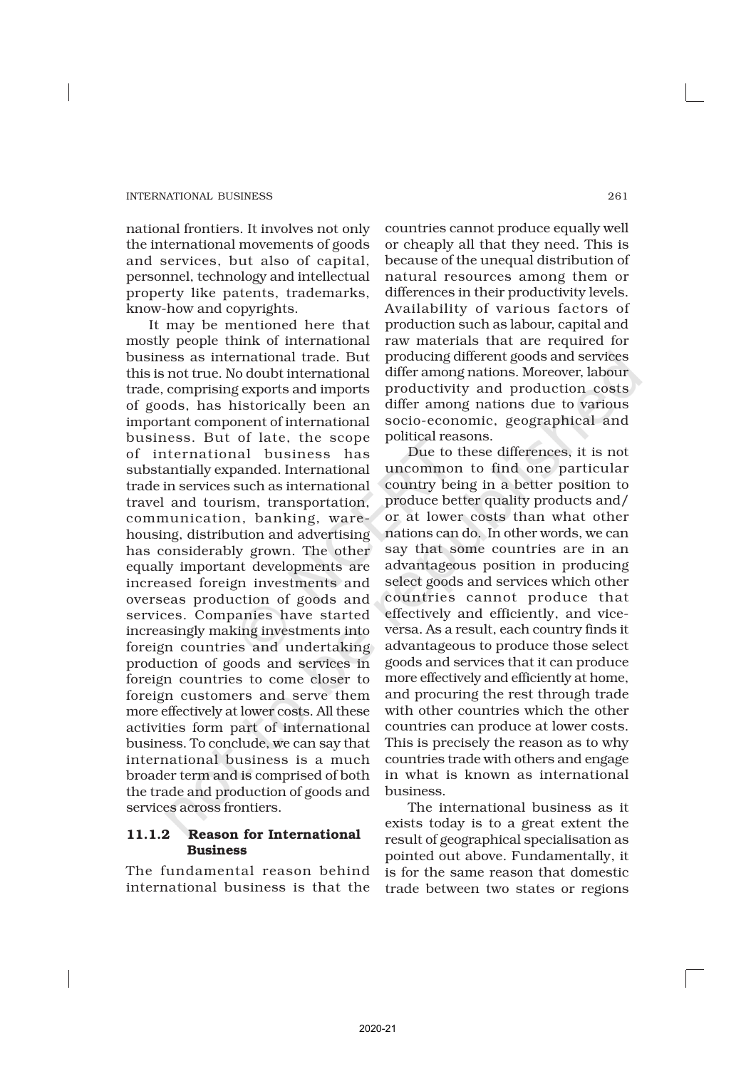national frontiers. It involves not only the international movements of goods and services, but also of capital, personnel, technology and intellectual property like patents, trademarks, know-how and copyrights.

It may be mentioned here that mostly people think of international business as international trade. But this is not true. No doubt international trade, comprising exports and imports of goods, has historically been an important component of international business. But of late, the scope of international business has substantially expanded. International trade in services such as international travel and tourism, transportation, communication, banking, warehousing, distribution and advertising has considerably grown. The other equally important developments are increased foreign investments and overseas production of goods and services. Companies have started increasingly making investments into foreign countries and undertaking production of goods and services in foreign countries to come closer to foreign customers and serve them more effectively at lower costs. All these activities form part of international business. To conclude, we can say that international business is a much broader term and is comprised of both the trade and production of goods and services across frontiers.

### 11.1.2 Reason for International Business

The fundamental reason behind international business is that the countries cannot produce equally well or cheaply all that they need. This is because of the unequal distribution of natural resources among them or differences in their productivity levels. Availability of various factors of production such as labour, capital and raw materials that are required for producing different goods and services differ among nations. Moreover, labour productivity and production costs differ among nations due to various socio-economic, geographical and political reasons.

Due to these differences, it is not uncommon to find one particular country being in a better position to produce better quality products and/ or at lower costs than what other nations can do. In other words, we can say that some countries are in an advantageous position in producing select goods and services which other countries cannot produce that effectively and efficiently, and vice-versa. As a result, each country finds it advantageous to produce those select goods and services that it can produce more effectively and efficiently at home, and procuring the rest through trade with other countries which the other countries can produce at lower costs. This is precisely the reason as to why countries trade with others and engage in what is known as international business.

The international business as it exists today is to a great extent the result of geographical specialisation as pointed out above. Fundamentally, it is for the same reason that domestic trade between two states or regions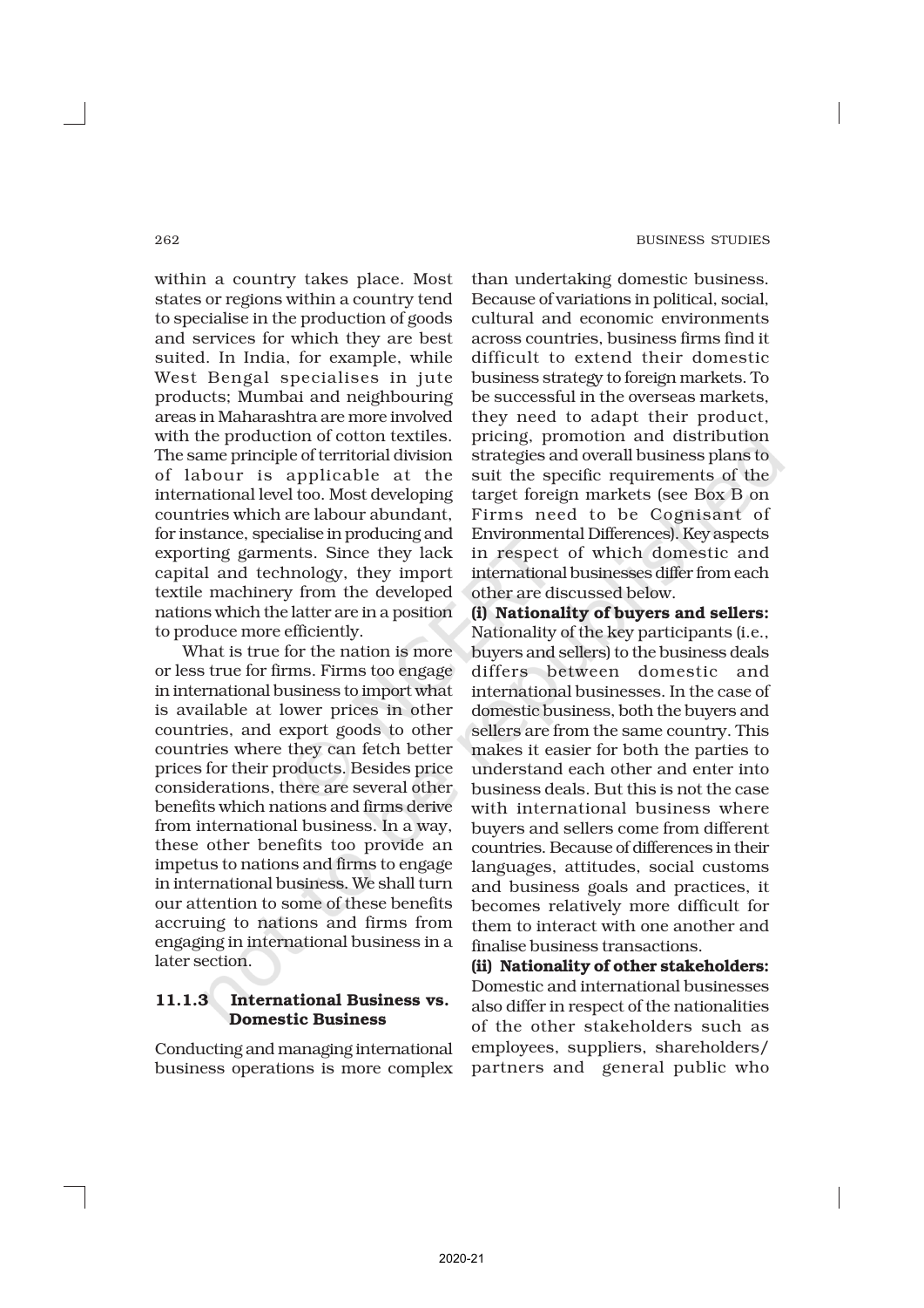within a country takes place. Most states or regions within a country tend to specialise in the production of goods and services for which they are best suited. In India, for example, while West Bengal specialises in jute products; Mumbai and neighbouring areas in Maharashtra are more involved with the production of cotton textiles. The same principle of territorial division of labour is applicable at the international level too. Most developing countries which are labour abundant, for instance, specialise in producing and exporting garments. Since they lack capital and technology, they import textile machinery from the developed nations which the latter are in a position to produce more efficiently.

What is true for the nation is more or less true for firms. Firms too engage in international business to import what is available at lower prices in other countries, and export goods to other countries where they can fetch better prices for their products. Besides price considerations, there are several other benefits which nations and firms derive from international business. In a way, these other benefits too provide an impetus to nations and firms to engage in international business. We shall turn our attention to some of these benefits accruing to nations and firms from engaging in international business in a later section.

### 11.1.3 International Business vs. Domestic Business

Conducting and managing international business operations is more complex than undertaking domestic business. Because of variations in political, social, cultural and economic environments across countries, business firms find it difficult to extend their domestic business strategy to foreign markets. To be successful in the overseas markets, they need to adapt their product, pricing, promotion and distribution strategies and overall business plans to suit the specific requirements of the target foreign markets (see Box B on Firms need to be Cognisant of Environmental Differences). Key aspects in respect of which domestic and international businesses differ from each other are discussed below.

**(i) Nationality of buyers and sellers:** Nationality of the key participants (i.e., buyers and sellers) to the business deals differs between domestic and international businesses. In the case of domestic business, both the buyers and sellers are from the same country. This makes it easier for both the parties to understand each other and enter into business deals. But this is not the case with international business where buyers and sellers come from different countries. Because of differences in their languages, attitudes, social customs and business goals and practices, it becomes relatively more difficult for them to interact with one another and finalise business transactions.

**(ii) Nationality of other stakeholders:** Domestic and international businesses also differ in respect of the nationalities of the other stakeholders such as employees, suppliers, shareholders/ partners and general public who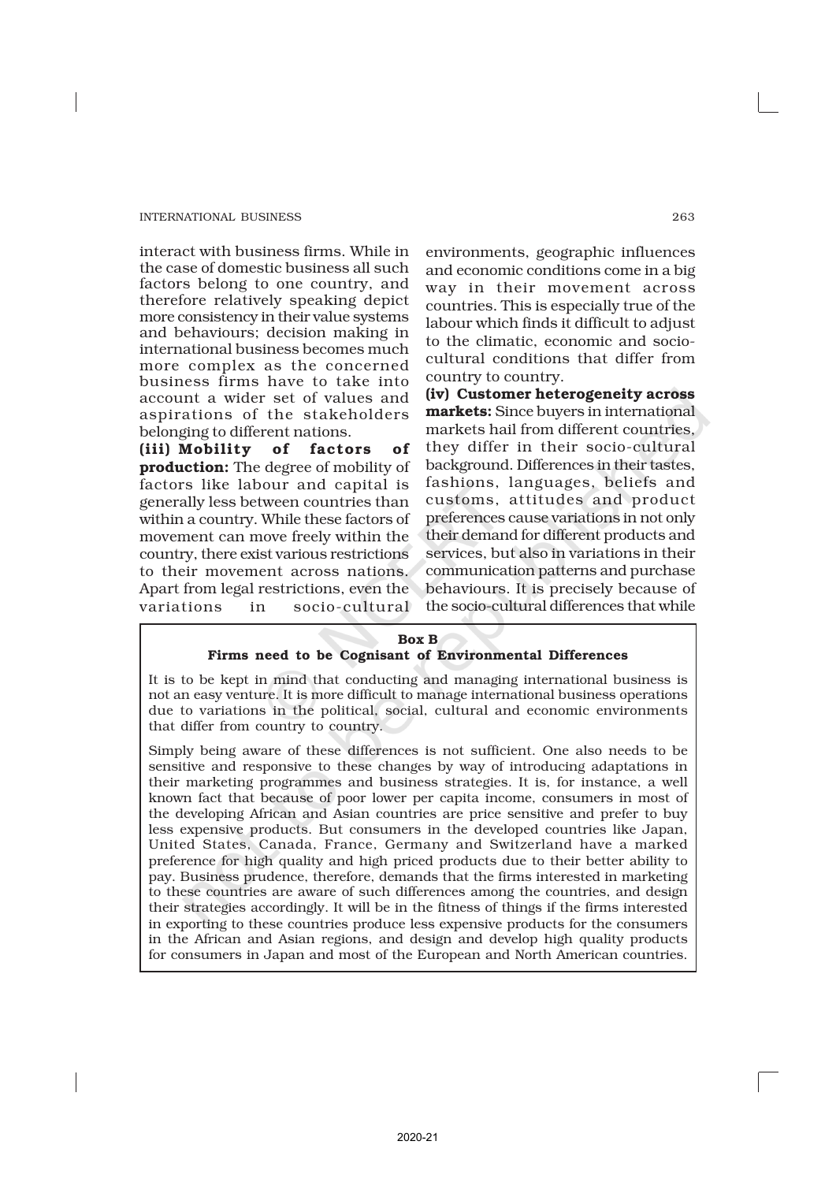interact with business firms. While in the case of domestic business all such factors belong to one country, and therefore relatively speaking depict more consistency in their value systems and behaviours; decision making in international business becomes much more complex as the concerned business firms have to take into account a wider set of values and aspirations of the stakeholders belonging to different nations.

**(iii) Mobility of factors of production:** The degree of mobility of factors like labour and capital is generally less between countries than within a country. While these factors of movement can move freely within the country, there exist various restrictions to their movement across nations. Apart from legal restrictions, even the variations in socio-cultural environments, geographic influences and economic conditions come in a big way in their movement across countries. This is especially true of the labour which finds it difficult to adjust to the climatic, economic and socio-cultural conditions that differ from country to country.

**(iv) Customer heterogeneity across markets:** Since buyers in international markets hail from different countries, they differ in their socio-cultural background. Differences in their tastes, fashions, languages, beliefs and customs, attitudes and product preferences cause variations in not only their demand for different products and services, but also in variations in their communication patterns and purchase behaviours. It is precisely because of the socio-cultural differences that while

---

**Box B**

**Firms need to be Cognisant of Environmental Differences**

It is to be kept in mind that conducting and managing international business is not an easy venture. It is more difficult to manage international business operations due to variations in the political, social, cultural and economic environments that differ from country to country.

Simply being aware of these differences is not sufficient. One also needs to be sensitive and responsive to these changes by way of introducing adaptations in their marketing programmes and business strategies. It is, for instance, a well known fact that because of poor lower per capita income, consumers in most of the developing African and Asian countries are price sensitive and prefer to buy less expensive products. But consumers in the developed countries like Japan, United States, Canada, France, Germany and Switzerland have a marked preference for high quality and high priced products due to their better ability to pay. Business prudence, therefore, demands that the firms interested in marketing to these countries are aware of such differences among the countries, and design their strategies accordingly. It will be in the fitness of things if the firms interested in exporting to these countries produce less expensive products for the consumers in the African and Asian regions, and design and develop high quality products for consumers in Japan and most of the European and North American countries.

---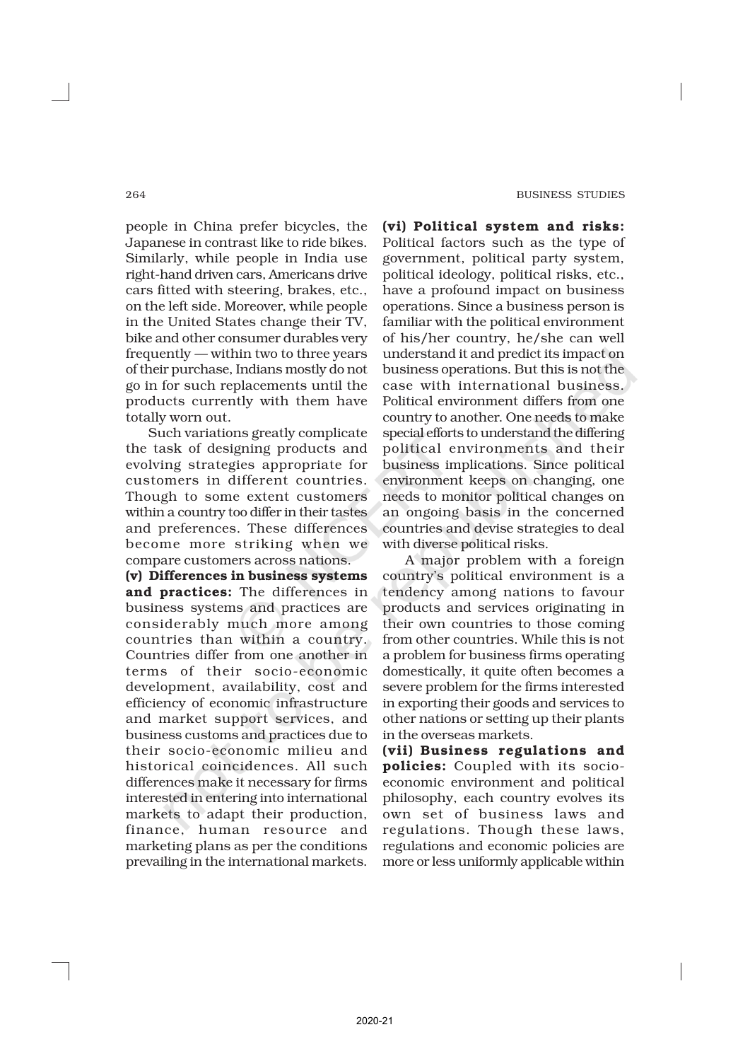people in China prefer bicycles, the Japanese in contrast like to ride bikes. Similarly, while people in India use right-hand driven cars, Americans drive cars fitted with steering, brakes, etc., on the left side. Moreover, while people in the United States change their TV, bike and other consumer durables very frequently — within two to three years of their purchase, Indians mostly do not go in for such replacements until the products currently with them have totally worn out.

Such variations greatly complicate the task of designing products and evolving strategies appropriate for customers in different countries. Though to some extent customers within a country too differ in their tastes and preferences. These differences become more striking when we compare customers across nations.

**(v) Differences in business systems and practices:** The differences in business systems and practices are considerably much more among countries than within a country. Countries differ from one another in terms of their socio-economic development, availability, cost and efficiency of economic infrastructure and market support services, and business customs and practices due to their socio-economic milieu and historical coincidences. All such differences make it necessary for firms interested in entering into international markets to adapt their production, finance, human resource and marketing plans as per the conditions prevailing in the international markets.

**(vi) Political system and risks:** Political factors such as the type of government, political party system, political ideology, political risks, etc., have a profound impact on business operations. Since a business person is familiar with the political environment of his/her country, he/she can well understand it and predict its impact on business operations. But this is not the case with international business. Political environment differs from one country to another. One needs to make special efforts to understand the differing political environments and their business implications. Since political environment keeps on changing, one needs to monitor political changes on an ongoing basis in the concerned countries and devise strategies to deal with diverse political risks.

A major problem with a foreign country's political environment is a tendency among nations to favour products and services originating in their own countries to those coming from other countries. While this is not a problem for business firms operating domestically, it quite often becomes a severe problem for the firms interested in exporting their goods and services to other nations or setting up their plants in the overseas markets.

**(vii) Business regulations and policies:** Coupled with its socio-economic environment and political philosophy, each country evolves its own set of business laws and regulations. Though these laws, regulations and economic policies are more or less uniformly applicable within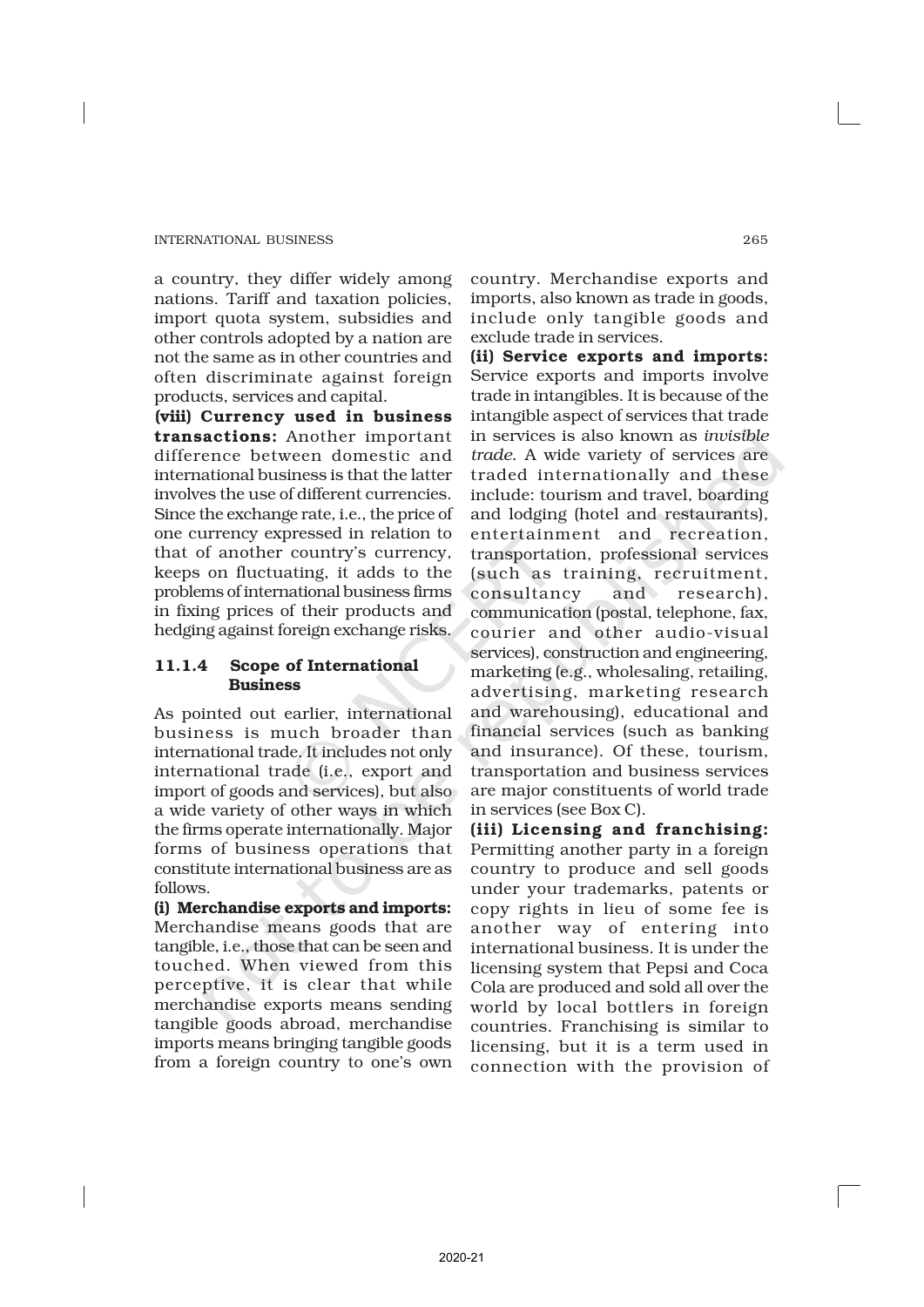a country, they differ widely among nations. Tariff and taxation policies, import quota system, subsidies and other controls adopted by a nation are not the same as in other countries and often discriminate against foreign products, services and capital.

**(viii) Currency used in business transactions:** Another important difference between domestic and international business is that the latter involves the use of different currencies. Since the exchange rate, i.e., the price of one currency expressed in relation to that of another country's currency, keeps on fluctuating, it adds to the problems of international business firms in fixing prices of their products and hedging against foreign exchange risks.

### 11.1.4 Scope of International Business

As pointed out earlier, international business is much broader than international trade. It includes not only international trade (i.e., export and import of goods and services), but also a wide variety of other ways in which the firms operate internationally. Major forms of business operations that constitute international business are as follows.

**(i) Merchandise exports and imports:** Merchandise means goods that are tangible, i.e., those that can be seen and touched. When viewed from this perceptive, it is clear that while merchandise exports means sending tangible goods abroad, merchandise imports means bringing tangible goods from a foreign country to one's own country. Merchandise exports and imports, also known as trade in goods, include only tangible goods and exclude trade in services.

**(ii) Service exports and imports:** Service exports and imports involve trade in intangibles. It is because of the intangible aspect of services that trade in services is also known as *invisible trade*. A wide variety of services are traded internationally and these include: tourism and travel, boarding and lodging (hotel and restaurants), entertainment and recreation, transportation, professional services (such as training, recruitment, consultancy and research), communication (postal, telephone, fax, courier and other audio-visual services), construction and engineering, marketing (e.g., wholesaling, retailing, advertising, marketing research and warehousing), educational and financial services (such as banking and insurance). Of these, tourism, transportation and business services are major constituents of world trade in services (see Box C).

**(iii) Licensing and franchising:** Permitting another party in a foreign country to produce and sell goods under your trademarks, patents or copy rights in lieu of some fee is another way of entering into international business. It is under the licensing system that Pepsi and Coca Cola are produced and sold all over the world by local bottlers in foreign countries. Franchising is similar to licensing, but it is a term used in connection with the provision of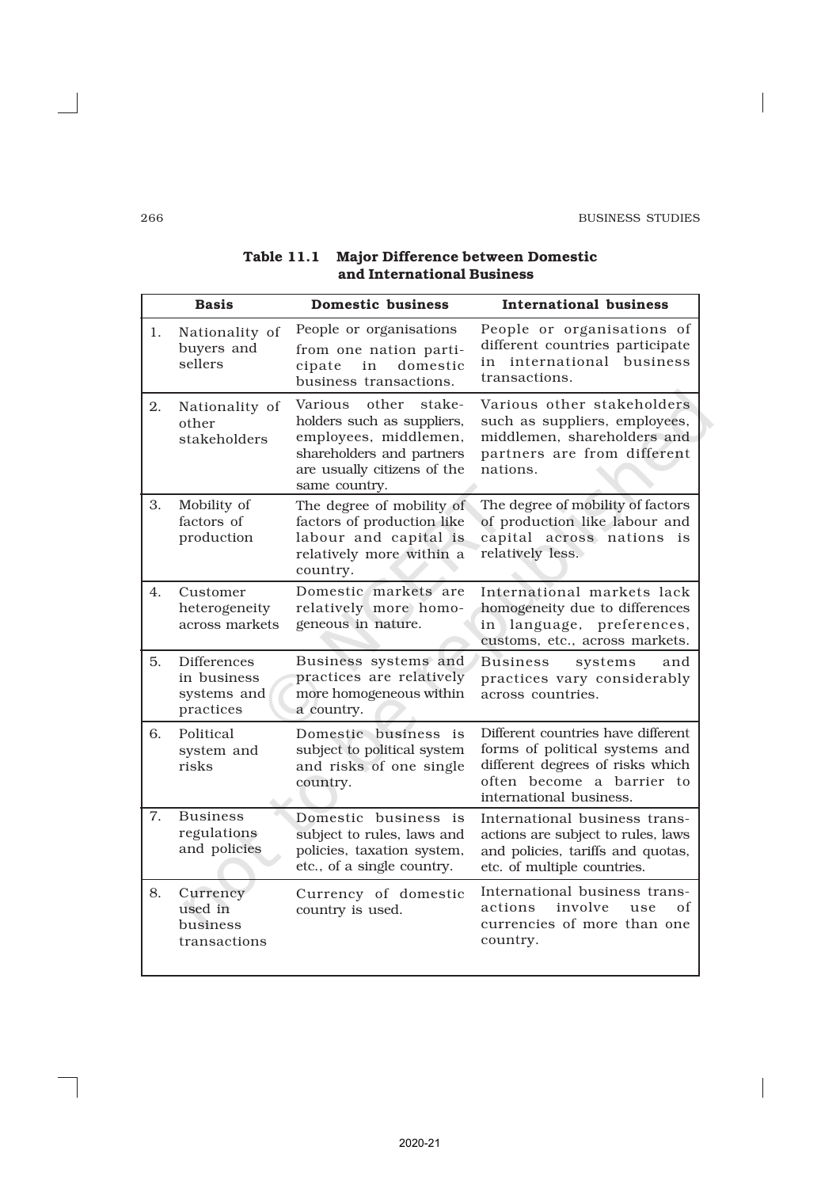**Table 11.1 Major Difference between Domestic and International Business**

| | Basis | Domestic business | International business |
|---|---|---|---|
| 1. | Nationality of buyers and sellers | People or organisations from one nation participate in domestic business transactions. | People or organisations of different countries participate in international business transactions. |
| 2. | Nationality of other stakeholders | Various other stakeholders such as suppliers, employees, middlemen, shareholders and partners are usually citizens of the same country. | Various other stakeholders such as suppliers, employees, middlemen, shareholders and partners are from different nations. |
| 3. | Mobility of factors of production | The degree of mobility of factors of production like labour and capital is relatively more within a country. | The degree of mobility of factors of production like labour and capital across nations is relatively less. |
| 4. | Customer heterogeneity across markets | Domestic markets are relatively more homogeneous in nature. | International markets lack homogeneity due to differences in language, preferences, customs, etc., across markets. |
| 5. | Differences in business systems and practices | Business systems and practices are relatively more homogeneous within a country. | Business systems and practices vary considerably across countries. |
| 6. | Political system and risks | Domestic business is subject to political system and risks of one single country. | Different countries have different forms of political systems and different degrees of risks which often become a barrier to international business. |
| 7. | Business regulations and policies | Domestic business is subject to rules, laws and policies, taxation system, etc., of a single country. | International business transactions are subject to rules, laws and policies, tariffs and quotas, etc. of multiple countries. |
| 8. | Currency used in business transactions | Currency of domestic country is used. | International business transactions involve use of currencies of more than one country. |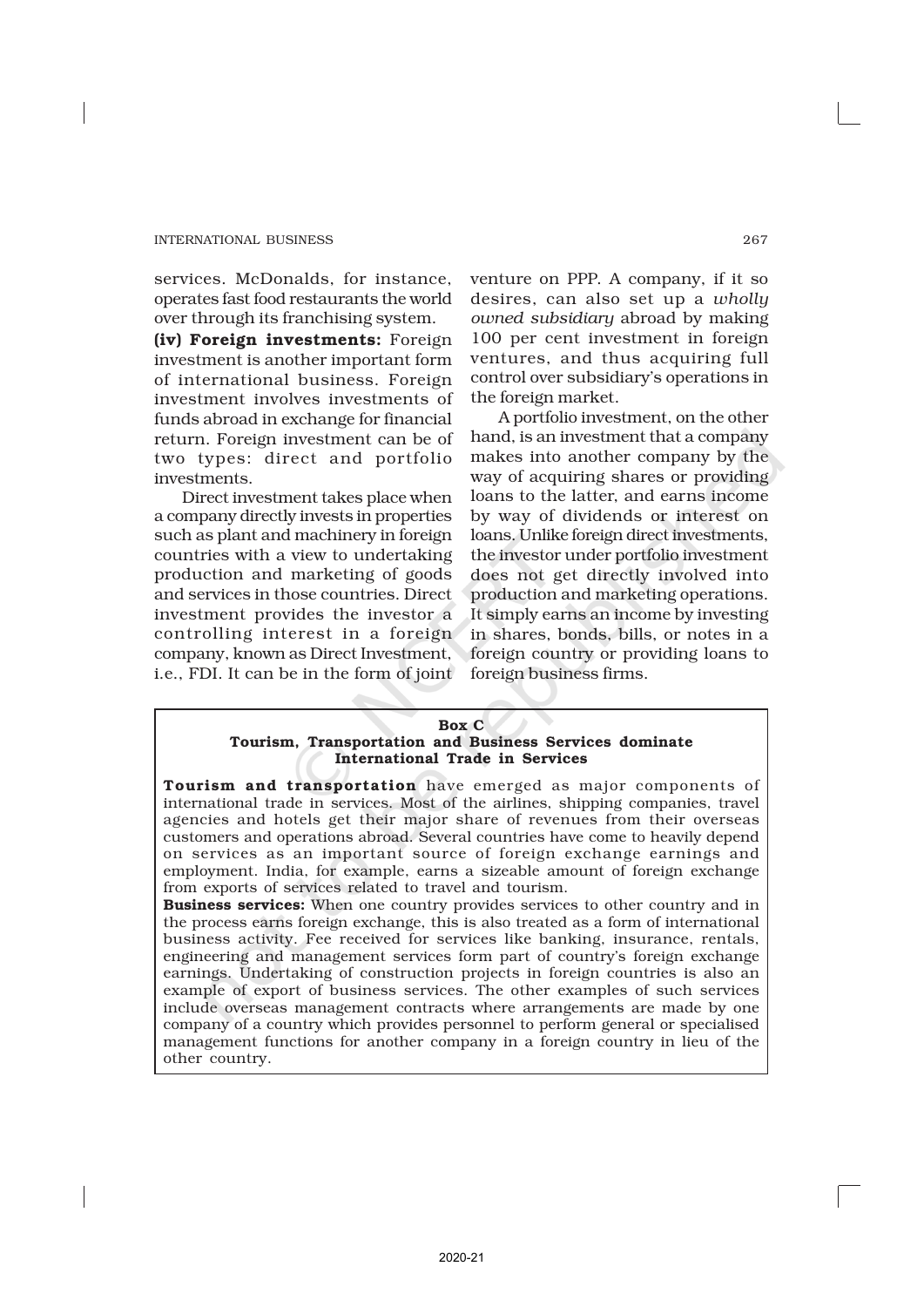services. McDonalds, for instance, operates fast food restaurants the world over through its franchising system.

**(iv) Foreign investments:** Foreign investment is another important form of international business. Foreign investment involves investments of funds abroad in exchange for financial return. Foreign investment can be of two types: direct and portfolio investments.

Direct investment takes place when a company directly invests in properties such as plant and machinery in foreign countries with a view to undertaking production and marketing of goods and services in those countries. Direct investment provides the investor a controlling interest in a foreign company, known as Direct Investment, i.e., FDI. It can be in the form of joint venture on PPP. A company, if it so desires, can also set up a *wholly owned subsidiary* abroad by making 100 per cent investment in foreign ventures, and thus acquiring full control over subsidiary's operations in the foreign market.

A portfolio investment, on the other hand, is an investment that a company makes into another company by the way of acquiring shares or providing loans to the latter, and earns income by way of dividends or interest on loans. Unlike foreign direct investments, the investor under portfolio investment does not get directly involved into production and marketing operations. It simply earns an income by investing in shares, bonds, bills, or notes in a foreign country or providing loans to foreign business firms.

**Box C**

**Tourism, Transportation and Business Services dominate International Trade in Services**

**Tourism and transportation** have emerged as major components of international trade in services. Most of the airlines, shipping companies, travel agencies and hotels get their major share of revenues from their overseas customers and operations abroad. Several countries have come to heavily depend on services as an important source of foreign exchange earnings and employment. India, for example, earns a sizeable amount of foreign exchange from exports of services related to travel and tourism.

**Business services:** When one country provides services to other country and in the process earns foreign exchange, this is also treated as a form of international business activity. Fee received for services like banking, insurance, rentals, engineering and management services form part of country's foreign exchange earnings. Undertaking of construction projects in foreign countries is also an example of export of business services. The other examples of such services include overseas management contracts where arrangements are made by one company of a country which provides personnel to perform general or specialised management functions for another company in a foreign country in lieu of the other country.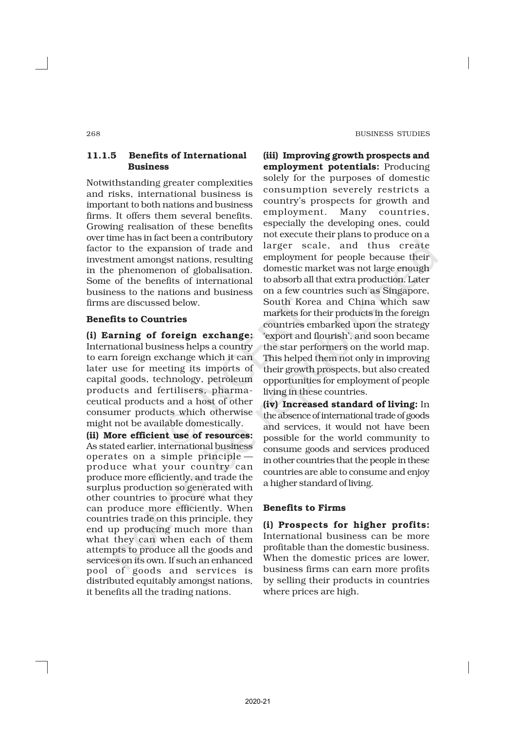### 11.1.5 Benefits of International Business

Notwithstanding greater complexities and risks, international business is important to both nations and business firms. It offers them several benefits. Growing realisation of these benefits over time has in fact been a contributory factor to the expansion of trade and investment amongst nations, resulting in the phenomenon of globalisation. Some of the benefits of international business to the nations and business firms are discussed below.

#### Benefits to Countries

**(i) Earning of foreign exchange:** International business helps a country to earn foreign exchange which it can later use for meeting its imports of capital goods, technology, petroleum products and fertilisers, pharmaceutical products and a host of other consumer products which otherwise might not be available domestically.

**(ii) More efficient use of resources:** As stated earlier, international business operates on a simple principle — produce what your country can produce more efficiently, and trade the surplus production so generated with other countries to procure what they can produce more efficiently. When countries trade on this principle, they end up producing much more than what they can when each of them attempts to produce all the goods and services on its own. If such an enhanced pool of goods and services is distributed equitably amongst nations, it benefits all the trading nations.

**(iii) Improving growth prospects and employment potentials:** Producing solely for the purposes of domestic consumption severely restricts a country's prospects for growth and employment. Many countries, especially the developing ones, could not execute their plans to produce on a larger scale, and thus create employment for people because their domestic market was not large enough to absorb all that extra production. Later on a few countries such as Singapore, South Korea and China which saw markets for their products in the foreign countries embarked upon the strategy 'export and flourish', and soon became the star performers on the world map. This helped them not only in improving their growth prospects, but also created opportunities for employment of people living in these countries.

**(iv) Increased standard of living:** In the absence of international trade of goods and services, it would not have been possible for the world community to consume goods and services produced in other countries that the people in these countries are able to consume and enjoy a higher standard of living.

#### Benefits to Firms

**(i) Prospects for higher profits:** International business can be more profitable than the domestic business. When the domestic prices are lower, business firms can earn more profits by selling their products in countries where prices are high.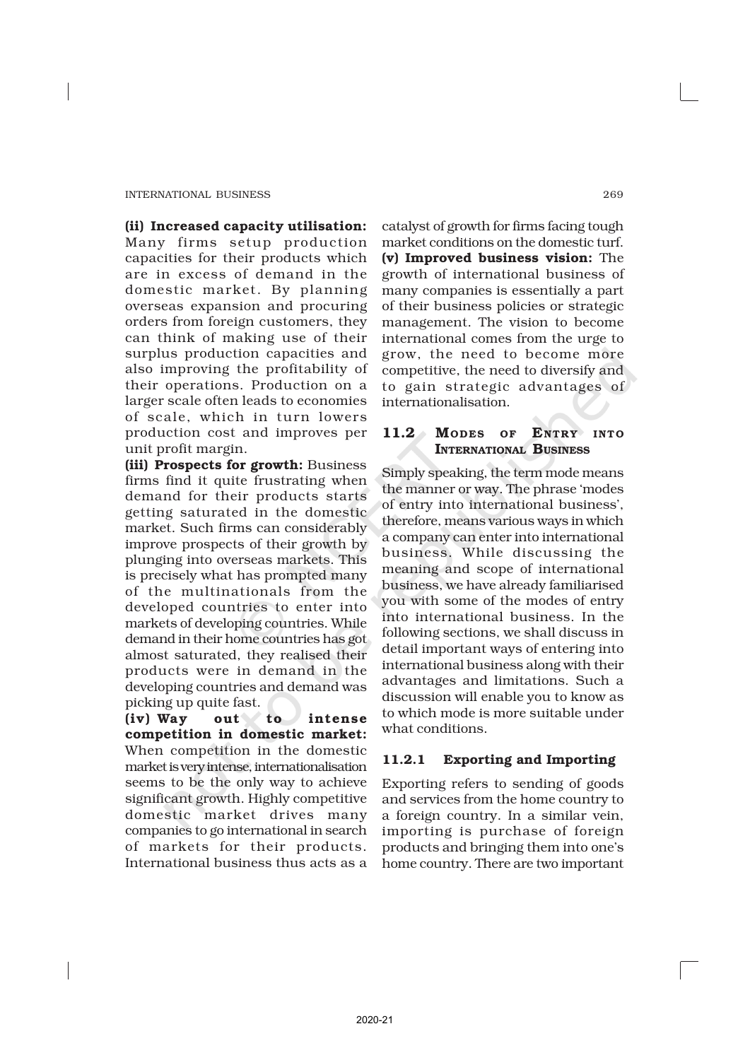**(ii) Increased capacity utilisation:** Many firms setup production capacities for their products which are in excess of demand in the domestic market. By planning overseas expansion and procuring orders from foreign customers, they can think of making use of their surplus production capacities and also improving the profitability of their operations. Production on a larger scale often leads to economies of scale, which in turn lowers production cost and improves per unit profit margin.

**(iii) Prospects for growth:** Business firms find it quite frustrating when demand for their products starts getting saturated in the domestic market. Such firms can considerably improve prospects of their growth by plunging into overseas markets. This is precisely what has prompted many of the multinationals from the developed countries to enter into markets of developing countries. While demand in their home countries has got almost saturated, they realised their products were in demand in the developing countries and demand was picking up quite fast.

**(iv) Way out to intense competition in domestic market:** When competition in the domestic market is very intense, internationalisation seems to be the only way to achieve significant growth. Highly competitive domestic market drives many companies to go international in search of markets for their products. International business thus acts as a catalyst of growth for firms facing tough market conditions on the domestic turf.

**(v) Improved business vision:** The growth of international business of many companies is essentially a part of their business policies or strategic management. The vision to become international comes from the urge to grow, the need to become more competitive, the need to diversify and to gain strategic advantages of internationalisation.

## 11.2 Modes of Entry into International Business

Simply speaking, the term mode means the manner or way. The phrase 'modes of entry into international business', therefore, means various ways in which a company can enter into international business. While discussing the meaning and scope of international business, we have already familiarised you with some of the modes of entry into international business. In the following sections, we shall discuss in detail important ways of entering into international business along with their advantages and limitations. Such a discussion will enable you to know as to which mode is more suitable under what conditions.

### 11.2.1 Exporting and Importing

Exporting refers to sending of goods and services from the home country to a foreign country. In a similar vein, importing is purchase of foreign products and bringing them into one's home country. There are two important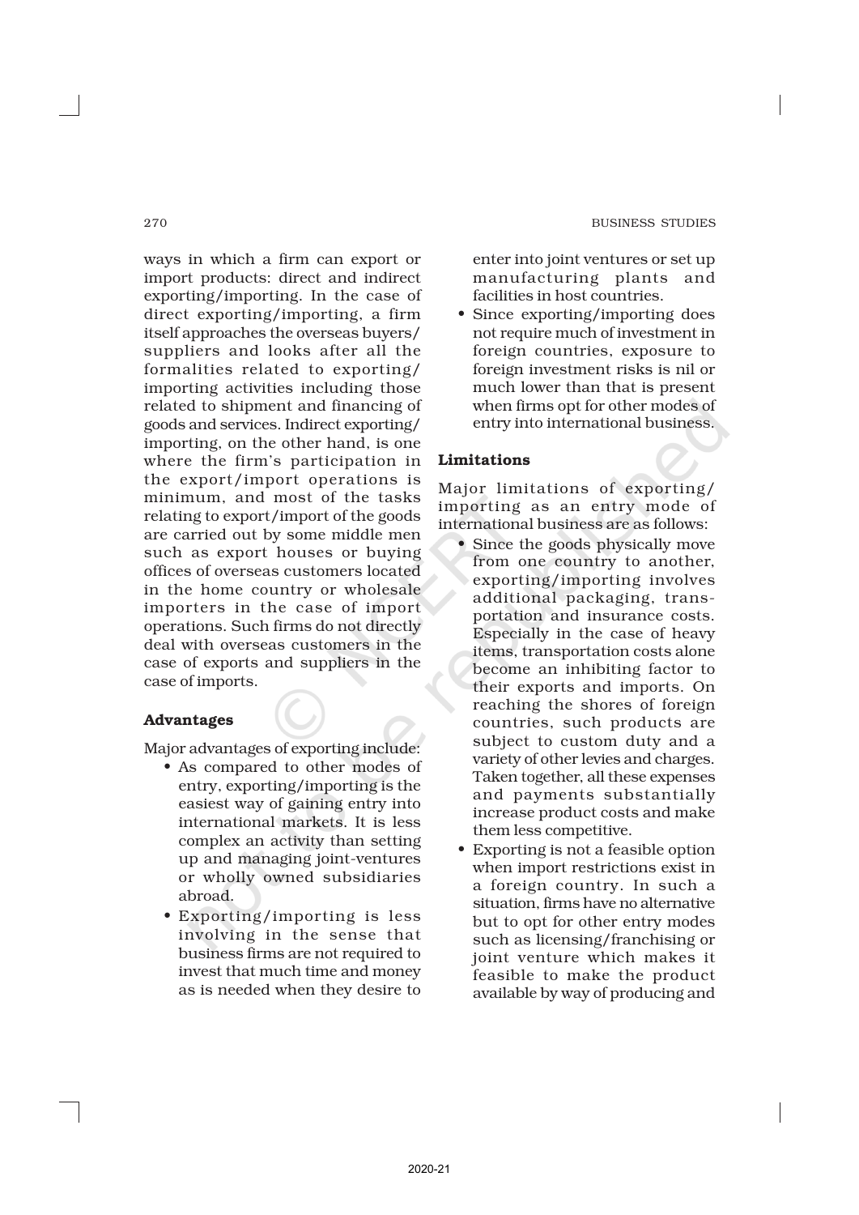ways in which a firm can export or import products: direct and indirect exporting/importing. In the case of direct exporting/importing, a firm itself approaches the overseas buyers/suppliers and looks after all the formalities related to exporting/importing activities including those related to shipment and financing of goods and services. Indirect exporting/importing, on the other hand, is one where the firm's participation in the export/import operations is minimum, and most of the tasks relating to export/import of the goods are carried out by some middle men such as export houses or buying offices of overseas customers located in the home country or wholesale importers in the case of import operations. Such firms do not directly deal with overseas customers in the case of exports and suppliers in the case of imports.

### Advantages

Major advantages of exporting include:

- As compared to other modes of entry, exporting/importing is the easiest way of gaining entry into international markets. It is less complex an activity than setting up and managing joint-ventures or wholly owned subsidiaries abroad.
- Exporting/importing is less involving in the sense that business firms are not required to invest that much time and money as is needed when they desire to enter into joint ventures or set up manufacturing plants and facilities in host countries.
- Since exporting/importing does not require much of investment in foreign countries, exposure to foreign investment risks is nil or much lower than that is present when firms opt for other modes of entry into international business.

### Limitations

Major limitations of exporting/importing as an entry mode of international business are as follows:

- Since the goods physically move from one country to another, exporting/importing involves additional packaging, transportation and insurance costs. Especially in the case of heavy items, transportation costs alone become an inhibiting factor to their exports and imports. On reaching the shores of foreign countries, such products are subject to custom duty and a variety of other levies and charges. Taken together, all these expenses and payments substantially increase product costs and make them less competitive.
- Exporting is not a feasible option when import restrictions exist in a foreign country. In such a situation, firms have no alternative but to opt for other entry modes such as licensing/franchising or joint venture which makes it feasible to make the product available by way of producing and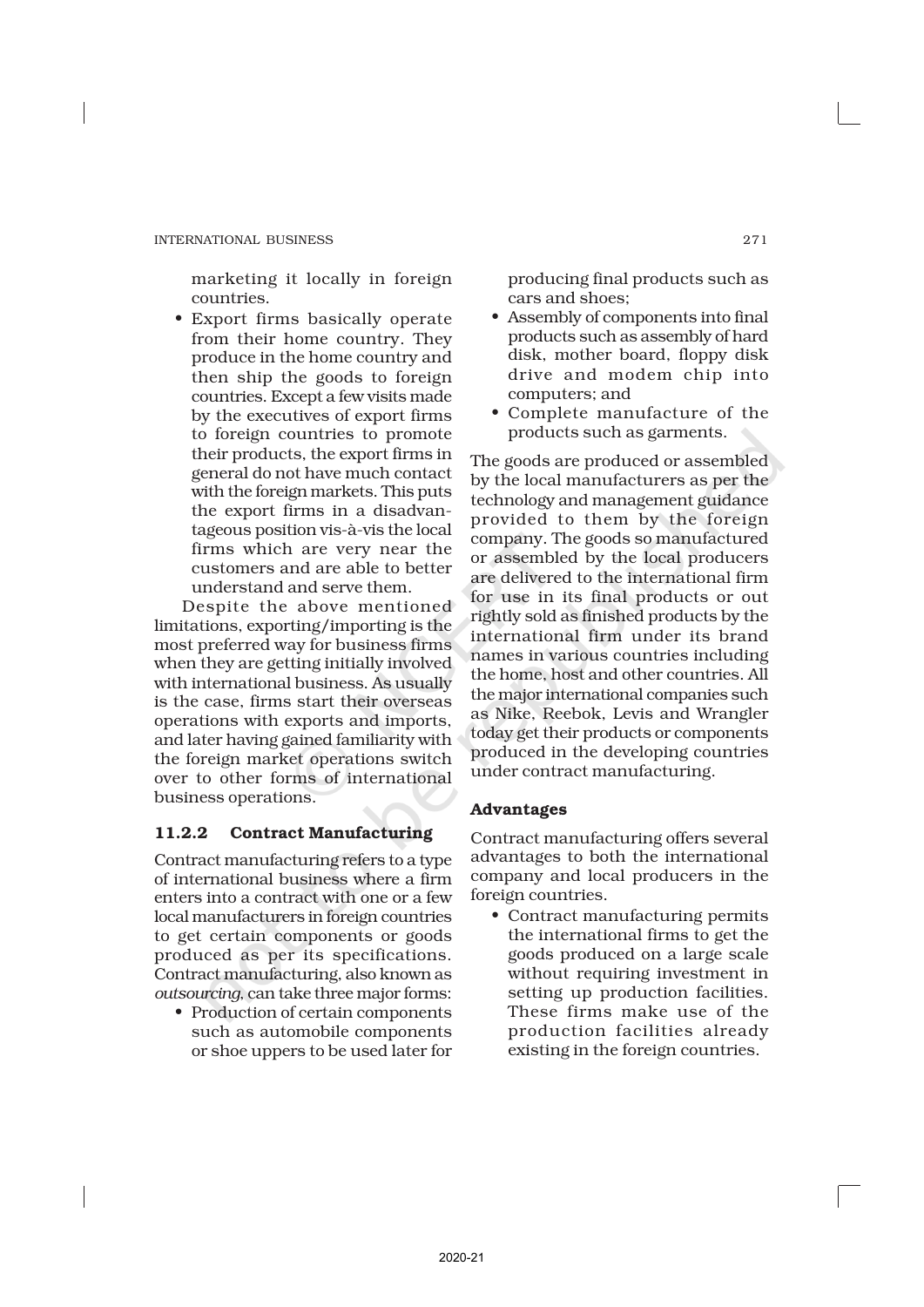marketing it locally in foreign countries.

- Export firms basically operate from their home country. They produce in the home country and then ship the goods to foreign countries. Except a few visits made by the executives of export firms to foreign countries to promote their products, the export firms in general do not have much contact with the foreign markets. This puts the export firms in a disadvantageous position vis-à-vis the local firms which are very near the customers and are able to better understand and serve them.

Despite the above mentioned limitations, exporting/importing is the most preferred way for business firms when they are getting initially involved with international business. As usually is the case, firms start their overseas operations with exports and imports, and later having gained familiarity with the foreign market operations switch over to other forms of international business operations.

### 11.2.2 Contract Manufacturing

Contract manufacturing refers to a type of international business where a firm enters into a contract with one or a few local manufacturers in foreign countries to get certain components or goods produced as per its specifications. Contract manufacturing, also known as *outsourcing*, can take three major forms:

- Production of certain components such as automobile components or shoe uppers to be used later for producing final products such as cars and shoes;
- Assembly of components into final products such as assembly of hard disk, mother board, floppy disk drive and modem chip into computers; and
- Complete manufacture of the products such as garments.

The goods are produced or assembled by the local manufacturers as per the technology and management guidance provided to them by the foreign company. The goods so manufactured or assembled by the local producers are delivered to the international firm for use in its final products or out rightly sold as finished products by the international firm under its brand names in various countries including the home, host and other countries. All the major international companies such as Nike, Reebok, Levis and Wrangler today get their products or components produced in the developing countries under contract manufacturing.

#### Advantages

Contract manufacturing offers several advantages to both the international company and local producers in the foreign countries.

- Contract manufacturing permits the international firms to get the goods produced on a large scale without requiring investment in setting up production facilities. These firms make use of the production facilities already existing in the foreign countries.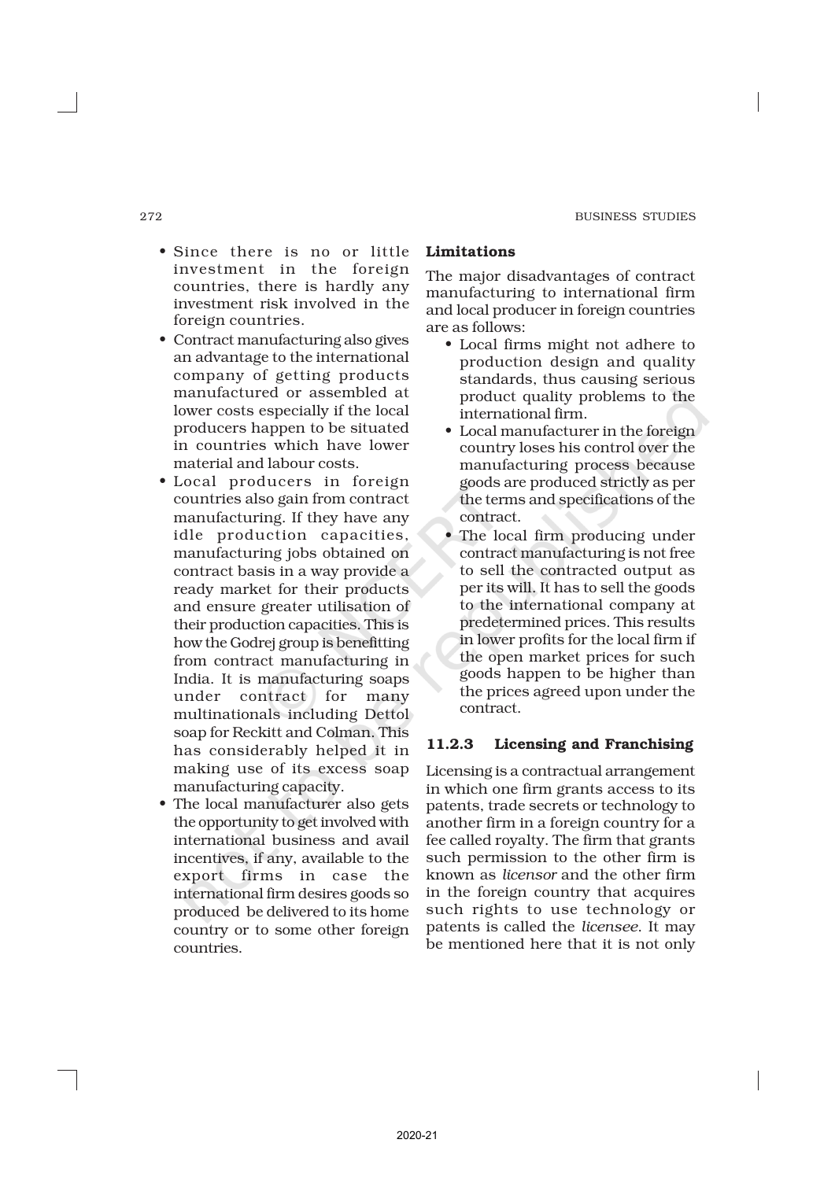- Since there is no or little investment in the foreign countries, there is hardly any investment risk involved in the foreign countries.
- Contract manufacturing also gives an advantage to the international company of getting products manufactured or assembled at lower costs especially if the local producers happen to be situated in countries which have lower material and labour costs.
- Local producers in foreign countries also gain from contract manufacturing. If they have any idle production capacities, manufacturing jobs obtained on contract basis in a way provide a ready market for their products and ensure greater utilisation of their production capacities. This is how the Godrej group is benefitting from contract manufacturing in India. It is manufacturing soaps under contract for many multinationals including Dettol soap for Reckitt and Colman. This has considerably helped it in making use of its excess soap manufacturing capacity.
- The local manufacturer also gets the opportunity to get involved with international business and avail incentives, if any, available to the export firms in case the international firm desires goods so produced be delivered to its home country or to some other foreign countries.

**Limitations**

The major disadvantages of contract manufacturing to international firm and local producer in foreign countries are as follows:

- Local firms might not adhere to production design and quality standards, thus causing serious product quality problems to the international firm.
- Local manufacturer in the foreign country loses his control over the manufacturing process because goods are produced strictly as per the terms and specifications of the contract.
- The local firm producing under contract manufacturing is not free to sell the contracted output as per its will. It has to sell the goods to the international company at predetermined prices. This results in lower profits for the local firm if the open market prices for such goods happen to be higher than the prices agreed upon under the contract.

### 11.2.3 Licensing and Franchising

Licensing is a contractual arrangement in which one firm grants access to its patents, trade secrets or technology to another firm in a foreign country for a fee called royalty. The firm that grants such permission to the other firm is known as *licensor* and the other firm in the foreign country that acquires such rights to use technology or patents is called the *licensee*. It may be mentioned here that it is not only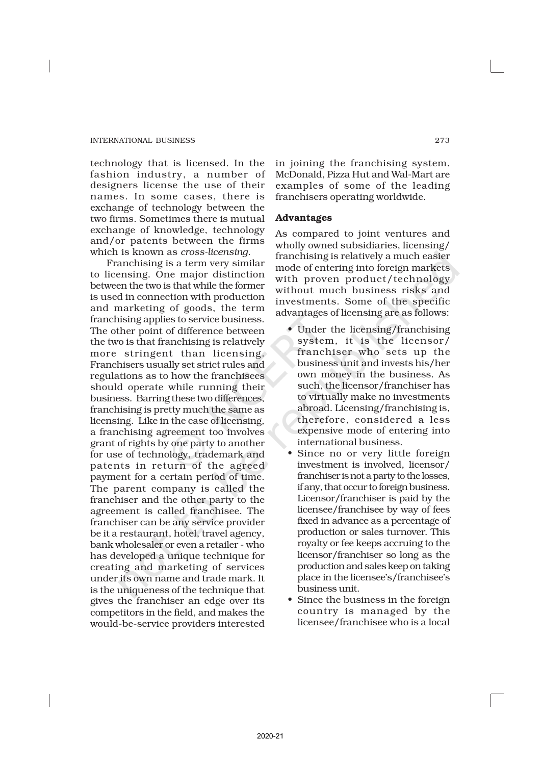technology that is licensed. In the fashion industry, a number of designers license the use of their names. In some cases, there is exchange of technology between the two firms. Sometimes there is mutual exchange of knowledge, technology and/or patents between the firms which is known as *cross-licensing*.

Franchising is a term very similar to licensing. One major distinction between the two is that while the former is used in connection with production and marketing of goods, the term franchising applies to service business. The other point of difference between the two is that franchising is relatively more stringent than licensing. Franchisers usually set strict rules and regulations as to how the franchisees should operate while running their business. Barring these two differences, franchising is pretty much the same as licensing. Like in the case of licensing, a franchising agreement too involves grant of rights by one party to another for use of technology, trademark and patents in return of the agreed payment for a certain period of time. The parent company is called the franchiser and the other party to the agreement is called franchisee. The franchiser can be any service provider be it a restaurant, hotel, travel agency, bank wholesaler or even a retailer - who has developed a unique technique for creating and marketing of services under its own name and trade mark. It is the uniqueness of the technique that gives the franchiser an edge over its competitors in the field, and makes the would-be-service providers interested in joining the franchising system. McDonald, Pizza Hut and Wal-Mart are examples of some of the leading franchisers operating worldwide.

**Advantages**

As compared to joint ventures and wholly owned subsidiaries, licensing/ franchising is relatively a much easier mode of entering into foreign markets with proven product/technology without much business risks and investments. Some of the specific advantages of licensing are as follows:

- Under the licensing/franchising system, it is the licensor/ franchiser who sets up the business unit and invests his/her own money in the business. As such, the licensor/franchiser has to virtually make no investments abroad. Licensing/franchising is, therefore, considered a less expensive mode of entering into international business.
- Since no or very little foreign investment is involved, licensor/ franchiser is not a party to the losses, if any, that occur to foreign business. Licensor/franchiser is paid by the licensee/franchisee by way of fees fixed in advance as a percentage of production or sales turnover. This royalty or fee keeps accruing to the licensor/franchiser so long as the production and sales keep on taking place in the licensee's/franchisee's business unit.
- Since the business in the foreign country is managed by the licensee/franchisee who is a local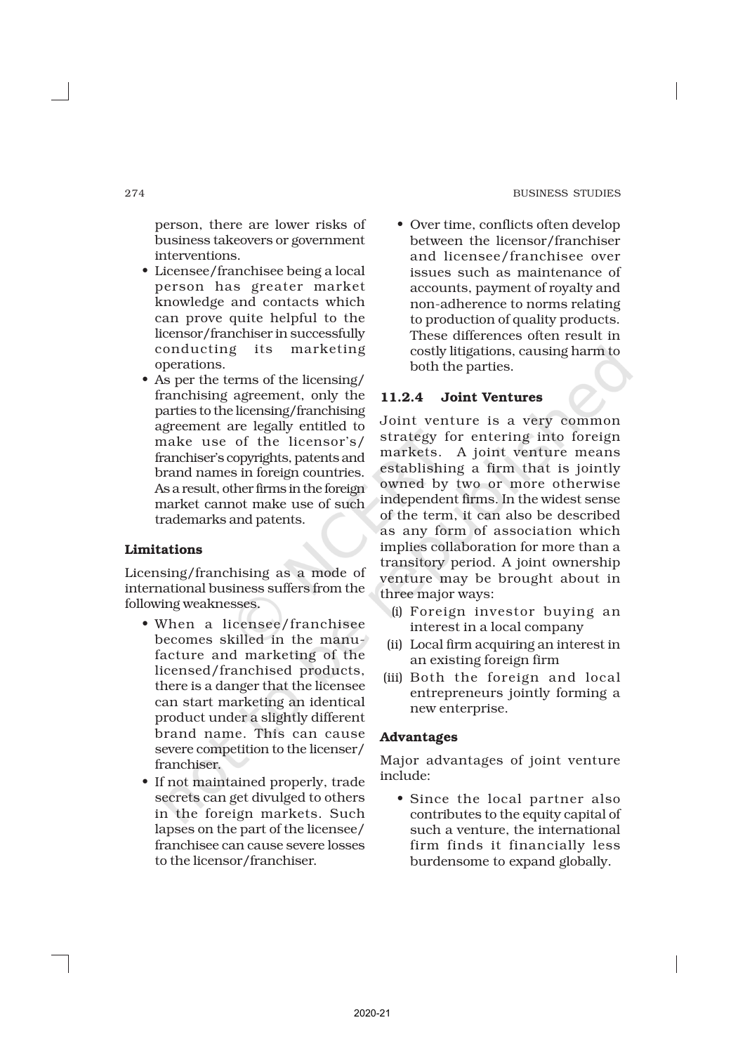person, there are lower risks of business takeovers or government interventions.

- Licensee/franchisee being a local person has greater market knowledge and contacts which can prove quite helpful to the licensor/franchiser in successfully conducting its marketing operations.
- As per the terms of the licensing/ franchising agreement, only the parties to the licensing/franchising agreement are legally entitled to make use of the licensor's/ franchiser's copyrights, patents and brand names in foreign countries. As a result, other firms in the foreign market cannot make use of such trademarks and patents.

**Limitations**

Licensing/franchising as a mode of international business suffers from the following weaknesses.

- When a licensee/franchisee becomes skilled in the manufacture and marketing of the licensed/franchised products, there is a danger that the licensee can start marketing an identical product under a slightly different brand name. This can cause severe competition to the licenser/ franchiser.
- If not maintained properly, trade secrets can get divulged to others in the foreign markets. Such lapses on the part of the licensee/ franchisee can cause severe losses to the licensor/franchiser.
- Over time, conflicts often develop between the licensor/franchiser and licensee/franchisee over issues such as maintenance of accounts, payment of royalty and non-adherence to norms relating to production of quality products. These differences often result in costly litigations, causing harm to both the parties.

### 11.2.4 Joint Ventures

Joint venture is a very common strategy for entering into foreign markets. A joint venture means establishing a firm that is jointly owned by two or more otherwise independent firms. In the widest sense of the term, it can also be described as any form of association which implies collaboration for more than a transitory period. A joint ownership venture may be brought about in three major ways:

(i) Foreign investor buying an interest in a local company
(ii) Local firm acquiring an interest in an existing foreign firm
(iii) Both the foreign and local entrepreneurs jointly forming a new enterprise.

**Advantages**

Major advantages of joint venture include:

- Since the local partner also contributes to the equity capital of such a venture, the international firm finds it financially less burdensome to expand globally.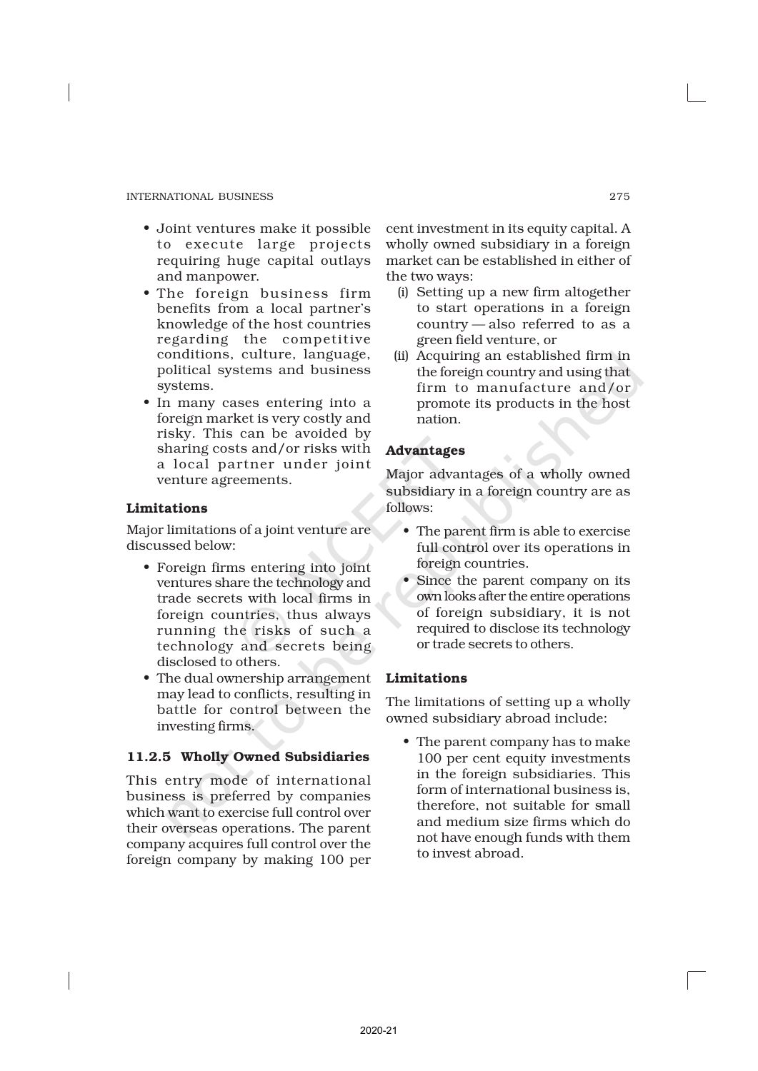- Joint ventures make it possible to execute large projects requiring huge capital outlays and manpower.
- The foreign business firm benefits from a local partner's knowledge of the host countries regarding the competitive conditions, culture, language, political systems and business systems.
- In many cases entering into a foreign market is very costly and risky. This can be avoided by sharing costs and/or risks with a local partner under joint venture agreements.

**Limitations**

Major limitations of a joint venture are discussed below:

- Foreign firms entering into joint ventures share the technology and trade secrets with local firms in foreign countries, thus always running the risks of such a technology and secrets being disclosed to others.
- The dual ownership arrangement may lead to conflicts, resulting in battle for control between the investing firms.

### 11.2.5 Wholly Owned Subsidiaries

This entry mode of international business is preferred by companies which want to exercise full control over their overseas operations. The parent company acquires full control over the foreign company by making 100 per cent investment in its equity capital. A wholly owned subsidiary in a foreign market can be established in either of the two ways:

(i) Setting up a new firm altogether to start operations in a foreign country — also referred to as a green field venture, or

(ii) Acquiring an established firm in the foreign country and using that firm to manufacture and/or promote its products in the host nation.

**Advantages**

Major advantages of a wholly owned subsidiary in a foreign country are as follows:

- The parent firm is able to exercise full control over its operations in foreign countries.
- Since the parent company on its own looks after the entire operations of foreign subsidiary, it is not required to disclose its technology or trade secrets to others.

**Limitations**

The limitations of setting up a wholly owned subsidiary abroad include:

- The parent company has to make 100 per cent equity investments in the foreign subsidiaries. This form of international business is, therefore, not suitable for small and medium size firms which do not have enough funds with them to invest abroad.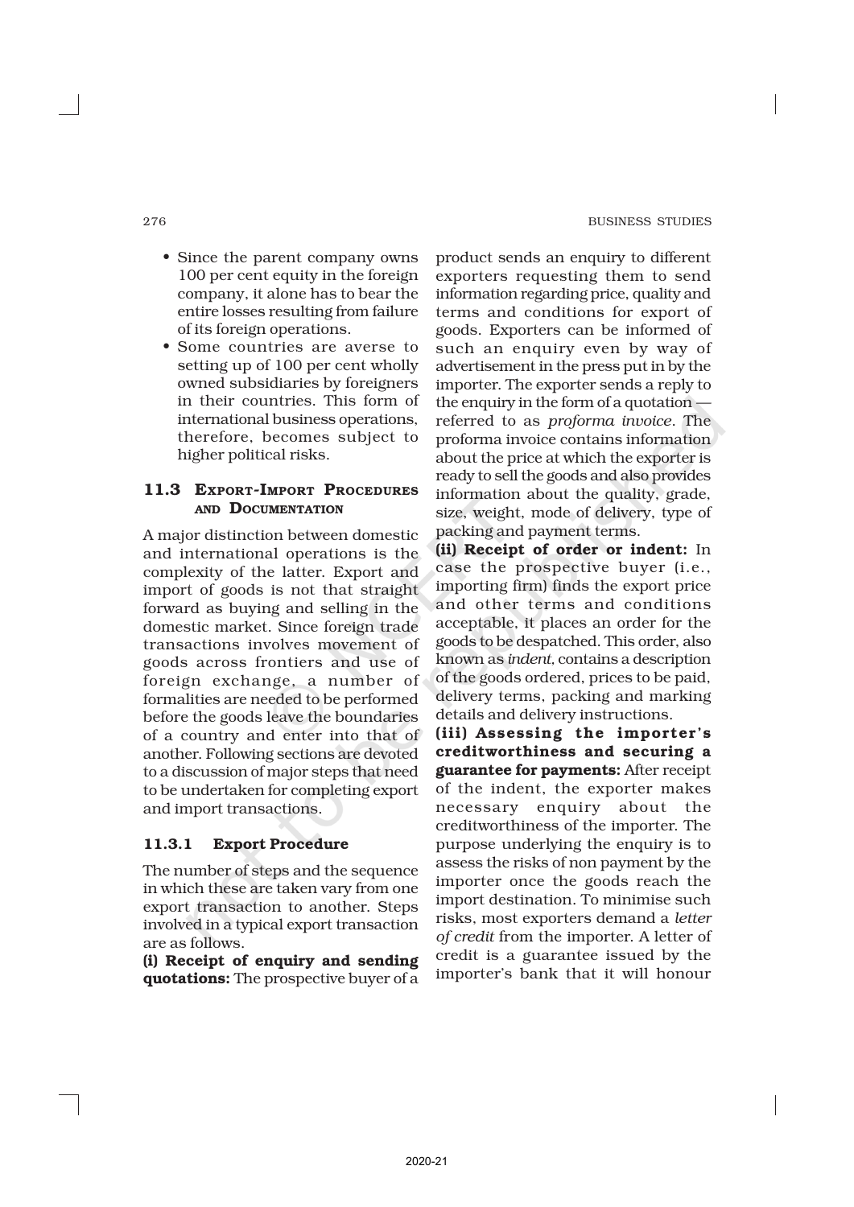- Since the parent company owns 100 per cent equity in the foreign company, it alone has to bear the entire losses resulting from failure of its foreign operations.
- Some countries are averse to setting up of 100 per cent wholly owned subsidiaries by foreigners in their countries. This form of international business operations, therefore, becomes subject to higher political risks.

## 11.3 EXPORT-IMPORT PROCEDURES AND DOCUMENTATION

A major distinction between domestic and international operations is the complexity of the latter. Export and import of goods is not that straight forward as buying and selling in the domestic market. Since foreign trade transactions involves movement of goods across frontiers and use of foreign exchange, a number of formalities are needed to be performed before the goods leave the boundaries of a country and enter into that of another. Following sections are devoted to a discussion of major steps that need to be undertaken for completing export and import transactions.

### 11.3.1 Export Procedure

The number of steps and the sequence in which these are taken vary from one export transaction to another. Steps involved in a typical export transaction are as follows.

**(i) Receipt of enquiry and sending quotations:** The prospective buyer of a product sends an enquiry to different exporters requesting them to send information regarding price, quality and terms and conditions for export of goods. Exporters can be informed of such an enquiry even by way of advertisement in the press put in by the importer. The exporter sends a reply to the enquiry in the form of a quotation — referred to as *proforma invoice*. The proforma invoice contains information about the price at which the exporter is ready to sell the goods and also provides information about the quality, grade, size, weight, mode of delivery, type of packing and payment terms.

**(ii) Receipt of order or indent:** In case the prospective buyer (i.e., importing firm) finds the export price and other terms and conditions acceptable, it places an order for the goods to be despatched. This order, also known as *indent*, contains a description of the goods ordered, prices to be paid, delivery terms, packing and marking details and delivery instructions.

**(iii) Assessing the importer's creditworthiness and securing a guarantee for payments:** After receipt of the indent, the exporter makes necessary enquiry about the creditworthiness of the importer. The purpose underlying the enquiry is to assess the risks of non payment by the importer once the goods reach the import destination. To minimise such risks, most exporters demand a *letter of credit* from the importer. A letter of credit is a guarantee issued by the importer's bank that it will honour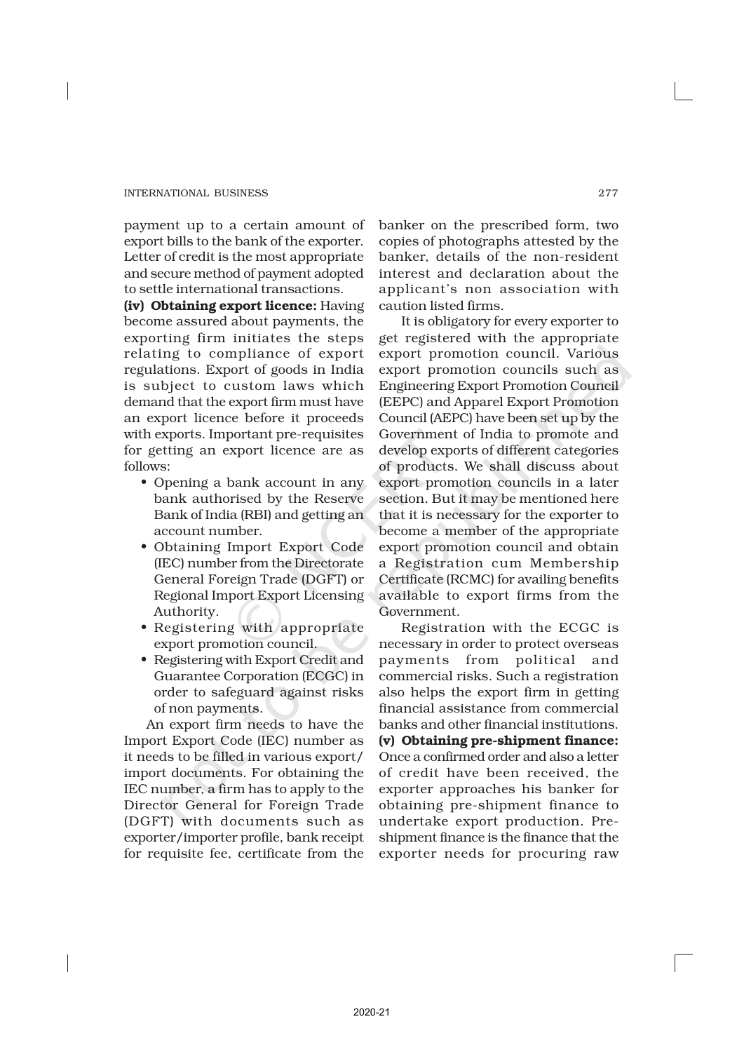payment up to a certain amount of export bills to the bank of the exporter. Letter of credit is the most appropriate and secure method of payment adopted to settle international transactions.

**(iv) Obtaining export licence:** Having become assured about payments, the exporting firm initiates the steps relating to compliance of export regulations. Export of goods in India is subject to custom laws which demand that the export firm must have an export licence before it proceeds with exports. Important pre-requisites for getting an export licence are as follows:

- Opening a bank account in any bank authorised by the Reserve Bank of India (RBI) and getting an account number.
- Obtaining Import Export Code (IEC) number from the Directorate General Foreign Trade (DGFT) or Regional Import Export Licensing Authority.
- Registering with appropriate export promotion council.
- Registering with Export Credit and Guarantee Corporation (ECGC) in order to safeguard against risks of non payments.

An export firm needs to have the Import Export Code (IEC) number as it needs to be filled in various export/import documents. For obtaining the IEC number, a firm has to apply to the Director General for Foreign Trade (DGFT) with documents such as exporter/importer profile, bank receipt for requisite fee, certificate from the banker on the prescribed form, two copies of photographs attested by the banker, details of the non-resident interest and declaration about the applicant's non association with caution listed firms.

It is obligatory for every exporter to get registered with the appropriate export promotion council. Various export promotion councils such as Engineering Export Promotion Council (EEPC) and Apparel Export Promotion Council (AEPC) have been set up by the Government of India to promote and develop exports of different categories of products. We shall discuss about export promotion councils in a later section. But it may be mentioned here that it is necessary for the exporter to become a member of the appropriate export promotion council and obtain a Registration cum Membership Certificate (RCMC) for availing benefits available to export firms from the Government.

Registration with the ECGC is necessary in order to protect overseas payments from political and commercial risks. Such a registration also helps the export firm in getting financial assistance from commercial banks and other financial institutions.

**(v) Obtaining pre-shipment finance:** Once a confirmed order and also a letter of credit have been received, the exporter approaches his banker for obtaining pre-shipment finance to undertake export production. Pre-shipment finance is the finance that the exporter needs for procuring raw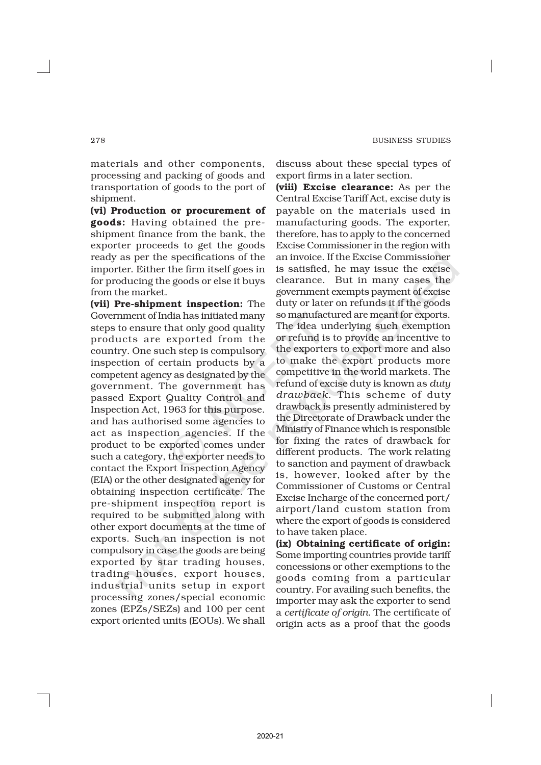materials and other components, processing and packing of goods and transportation of goods to the port of shipment.

**(vi) Production or procurement of goods:** Having obtained the pre-shipment finance from the bank, the exporter proceeds to get the goods ready as per the specifications of the importer. Either the firm itself goes in for producing the goods or else it buys from the market.

**(vii) Pre-shipment inspection:** The Government of India has initiated many steps to ensure that only good quality products are exported from the country. One such step is compulsory inspection of certain products by a competent agency as designated by the government. The government has passed Export Quality Control and Inspection Act, 1963 for this purpose. and has authorised some agencies to act as inspection agencies. If the product to be exported comes under such a category, the exporter needs to contact the Export Inspection Agency (EIA) or the other designated agency for obtaining inspection certificate. The pre-shipment inspection report is required to be submitted along with other export documents at the time of exports. Such an inspection is not compulsory in case the goods are being exported by star trading houses, trading houses, export houses, industrial units setup in export processing zones/special economic zones (EPZs/SEZs) and 100 per cent export oriented units (EOUs). We shall discuss about these special types of export firms in a later section.

**(viii) Excise clearance:** As per the Central Excise Tariff Act, excise duty is payable on the materials used in manufacturing goods. The exporter, therefore, has to apply to the concerned Excise Commissioner in the region with an invoice. If the Excise Commissioner is satisfied, he may issue the excise clearance. But in many cases the government exempts payment of excise duty or later on refunds it if the goods so manufactured are meant for exports. The idea underlying such exemption or refund is to provide an incentive to the exporters to export more and also to make the export products more competitive in the world markets. The refund of excise duty is known as *duty drawback*. This scheme of duty drawback is presently administered by the Directorate of Drawback under the Ministry of Finance which is responsible for fixing the rates of drawback for different products. The work relating to sanction and payment of drawback is, however, looked after by the Commissioner of Customs or Central Excise Incharge of the concerned port/airport/land custom station from where the export of goods is considered to have taken place.

**(ix) Obtaining certificate of origin:** Some importing countries provide tariff concessions or other exemptions to the goods coming from a particular country. For availing such benefits, the importer may ask the exporter to send a *certificate of origin*. The certificate of origin acts as a proof that the goods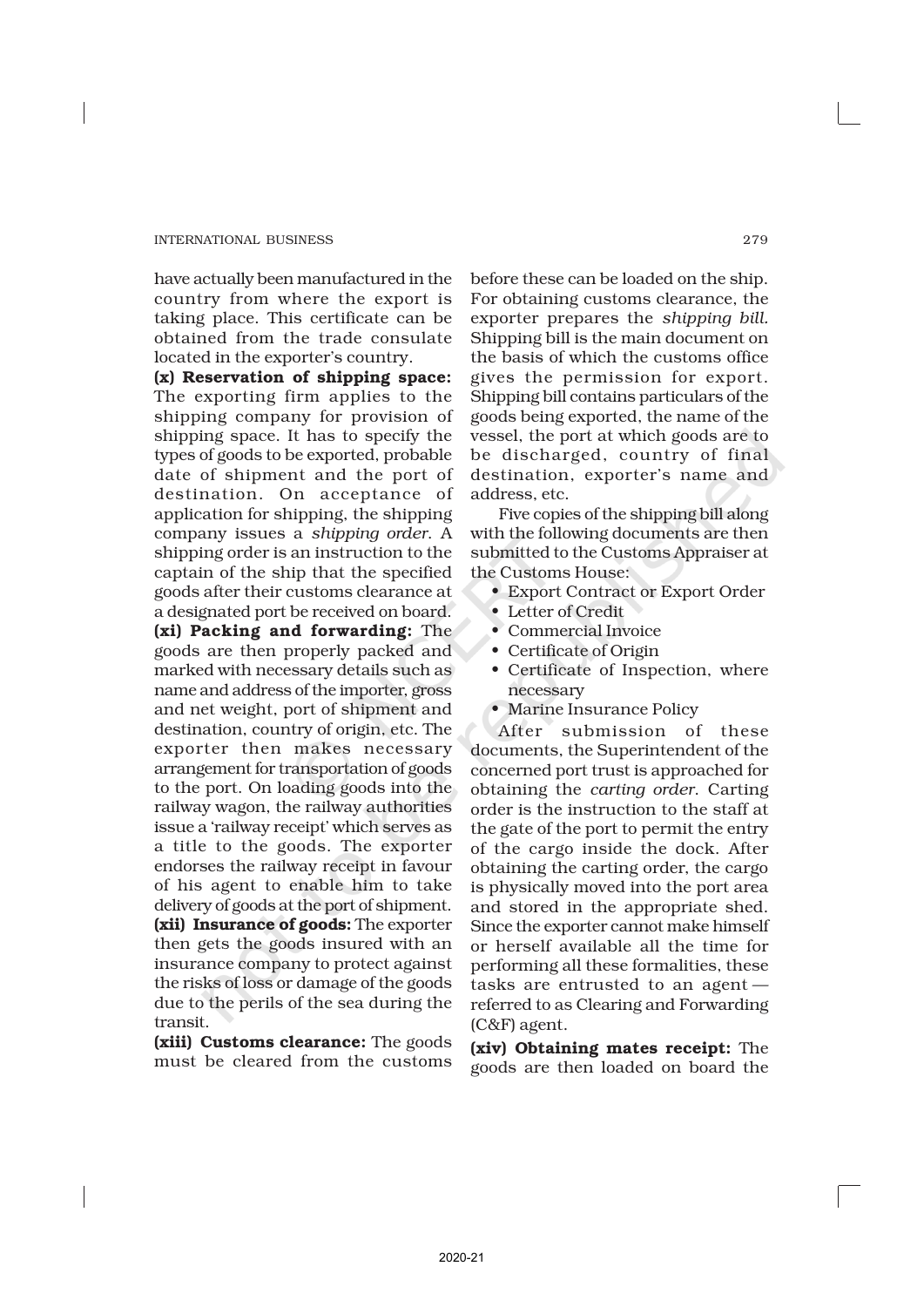have actually been manufactured in the country from where the export is taking place. This certificate can be obtained from the trade consulate located in the exporter's country.

**(x) Reservation of shipping space:** The exporting firm applies to the shipping company for provision of shipping space. It has to specify the types of goods to be exported, probable date of shipment and the port of destination. On acceptance of application for shipping, the shipping company issues a *shipping order*. A shipping order is an instruction to the captain of the ship that the specified goods after their customs clearance at a designated port be received on board.

**(xi) Packing and forwarding:** The goods are then properly packed and marked with necessary details such as name and address of the importer, gross and net weight, port of shipment and destination, country of origin, etc. The exporter then makes necessary arrangement for transportation of goods to the port. On loading goods into the railway wagon, the railway authorities issue a 'railway receipt' which serves as a title to the goods. The exporter endorses the railway receipt in favour of his agent to enable him to take delivery of goods at the port of shipment.

**(xii) Insurance of goods:** The exporter then gets the goods insured with an insurance company to protect against the risks of loss or damage of the goods due to the perils of the sea during the transit.

**(xiii) Customs clearance:** The goods must be cleared from the customs before these can be loaded on the ship. For obtaining customs clearance, the exporter prepares the *shipping bill.* Shipping bill is the main document on the basis of which the customs office gives the permission for export. Shipping bill contains particulars of the goods being exported, the name of the vessel, the port at which goods are to be discharged, country of final destination, exporter's name and address, etc.

Five copies of the shipping bill along with the following documents are then submitted to the Customs Appraiser at the Customs House:

- Export Contract or Export Order
- Letter of Credit
- Commercial Invoice
- Certificate of Origin
- Certificate of Inspection, where necessary
- Marine Insurance Policy

After submission of these documents, the Superintendent of the concerned port trust is approached for obtaining the *carting order*. Carting order is the instruction to the staff at the gate of the port to permit the entry of the cargo inside the dock. After obtaining the carting order, the cargo is physically moved into the port area and stored in the appropriate shed. Since the exporter cannot make himself or herself available all the time for performing all these formalities, these tasks are entrusted to an agent — referred to as Clearing and Forwarding (C&F) agent.

**(xiv) Obtaining mates receipt:** The goods are then loaded on board the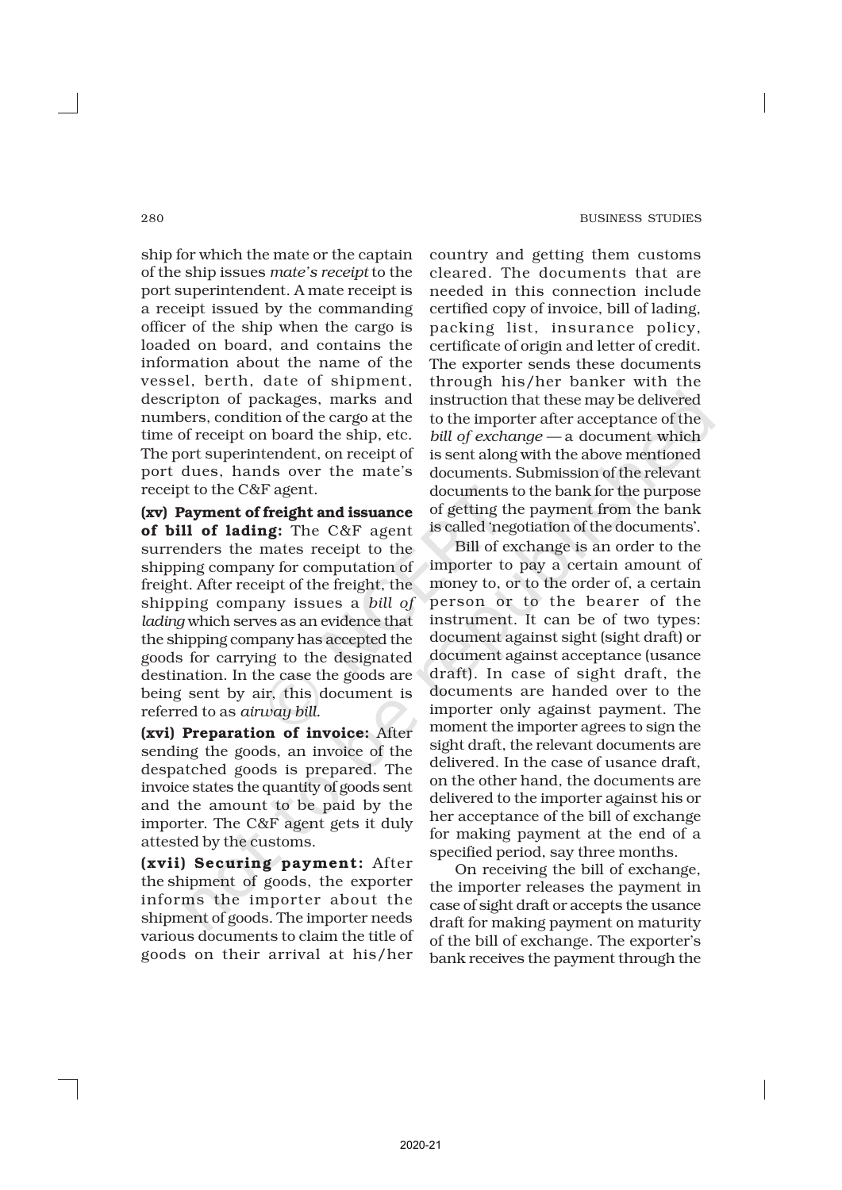ship for which the mate or the captain of the ship issues *mate's receipt* to the port superintendent. A mate receipt is a receipt issued by the commanding officer of the ship when the cargo is loaded on board, and contains the information about the name of the vessel, berth, date of shipment, descripton of packages, marks and numbers, condition of the cargo at the time of receipt on board the ship, etc. The port superintendent, on receipt of port dues, hands over the mate's receipt to the C&F agent.

**(xv) Payment of freight and issuance of bill of lading:** The C&F agent surrenders the mates receipt to the shipping company for computation of freight. After receipt of the freight, the shipping company issues a *bill of lading* which serves as an evidence that the shipping company has accepted the goods for carrying to the designated destination. In the case the goods are being sent by air, this document is referred to as *airway bill.*

**(xvi) Preparation of invoice:** After sending the goods, an invoice of the despatched goods is prepared. The invoice states the quantity of goods sent and the amount to be paid by the importer. The C&F agent gets it duly attested by the customs.

**(xvii) Securing payment:** After the shipment of goods, the exporter informs the importer about the shipment of goods. The importer needs various documents to claim the title of goods on their arrival at his/her country and getting them customs cleared. The documents that are needed in this connection include certified copy of invoice, bill of lading, packing list, insurance policy, certificate of origin and letter of credit. The exporter sends these documents through his/her banker with the instruction that these may be delivered to the importer after acceptance of the *bill of exchange* — a document which is sent along with the above mentioned documents. Submission of the relevant documents to the bank for the purpose of getting the payment from the bank is called 'negotiation of the documents'.

Bill of exchange is an order to the importer to pay a certain amount of money to, or to the order of, a certain person or to the bearer of the instrument. It can be of two types: document against sight (sight draft) or document against acceptance (usance draft). In case of sight draft, the documents are handed over to the importer only against payment. The moment the importer agrees to sign the sight draft, the relevant documents are delivered. In the case of usance draft, on the other hand, the documents are delivered to the importer against his or her acceptance of the bill of exchange for making payment at the end of a specified period, say three months.

On receiving the bill of exchange, the importer releases the payment in case of sight draft or accepts the usance draft for making payment on maturity of the bill of exchange. The exporter's bank receives the payment through the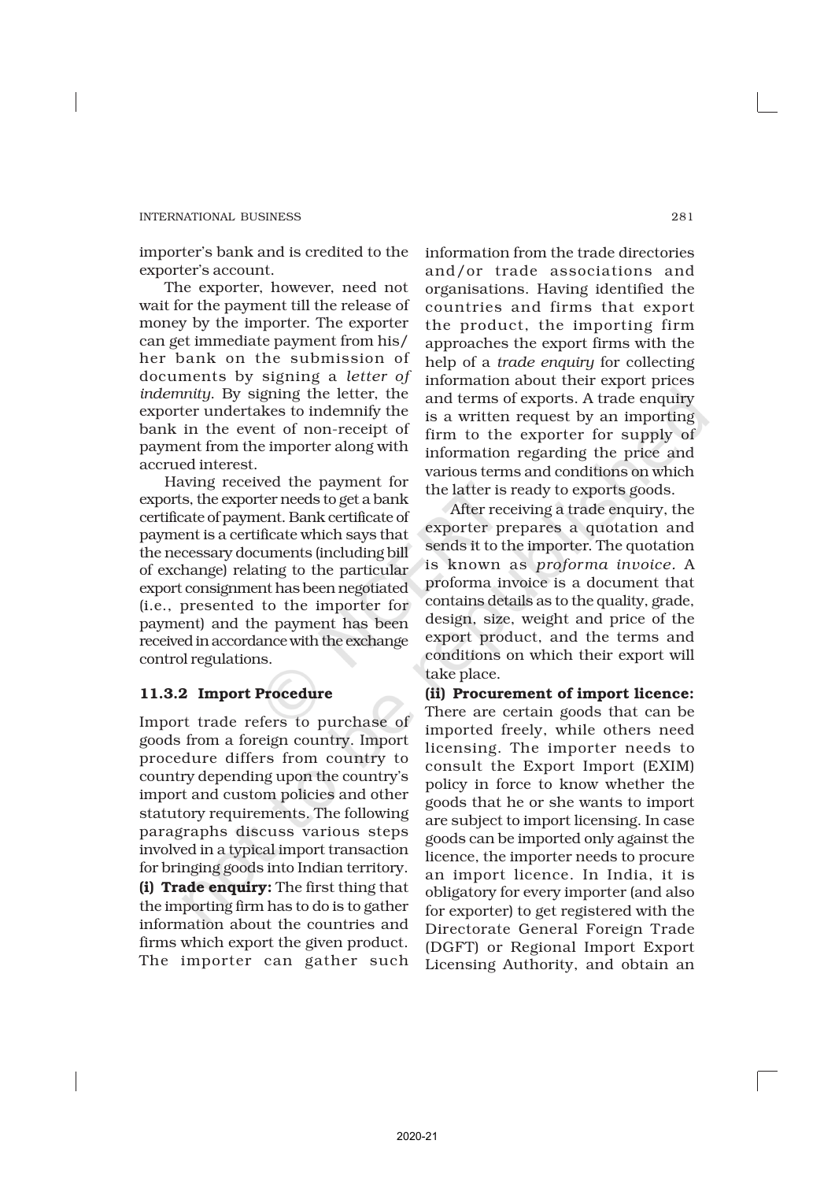importer's bank and is credited to the exporter's account.

The exporter, however, need not wait for the payment till the release of money by the importer. The exporter can get immediate payment from his/her bank on the submission of documents by signing a *letter of indemnity*. By signing the letter, the exporter undertakes to indemnify the bank in the event of non-receipt of payment from the importer along with accrued interest.

Having received the payment for exports, the exporter needs to get a bank certificate of payment. Bank certificate of payment is a certificate which says that the necessary documents (including bill of exchange) relating to the particular export consignment has been negotiated (i.e., presented to the importer for payment) and the payment has been received in accordance with the exchange control regulations.

### 11.3.2 Import Procedure

Import trade refers to purchase of goods from a foreign country. Import procedure differs from country to country depending upon the country's import and custom policies and other statutory requirements. The following paragraphs discuss various steps involved in a typical import transaction for bringing goods into Indian territory.

**(i) Trade enquiry:** The first thing that the importing firm has to do is to gather information about the countries and firms which export the given product. The importer can gather such information from the trade directories and/or trade associations and organisations. Having identified the countries and firms that export the product, the importing firm approaches the export firms with the help of a *trade enquiry* for collecting information about their export prices and terms of exports. A trade enquiry is a written request by an importing firm to the exporter for supply of information regarding the price and various terms and conditions on which the latter is ready to exports goods.

After receiving a trade enquiry, the exporter prepares a quotation and sends it to the importer. The quotation is known as *proforma invoice.* A proforma invoice is a document that contains details as to the quality, grade, design, size, weight and price of the export product, and the terms and conditions on which their export will take place.

**(ii) Procurement of import licence:** There are certain goods that can be imported freely, while others need licensing. The importer needs to consult the Export Import (EXIM) policy in force to know whether the goods that he or she wants to import are subject to import licensing. In case goods can be imported only against the licence, the importer needs to procure an import licence. In India, it is obligatory for every importer (and also for exporter) to get registered with the Directorate General Foreign Trade (DGFT) or Regional Import Export Licensing Authority, and obtain an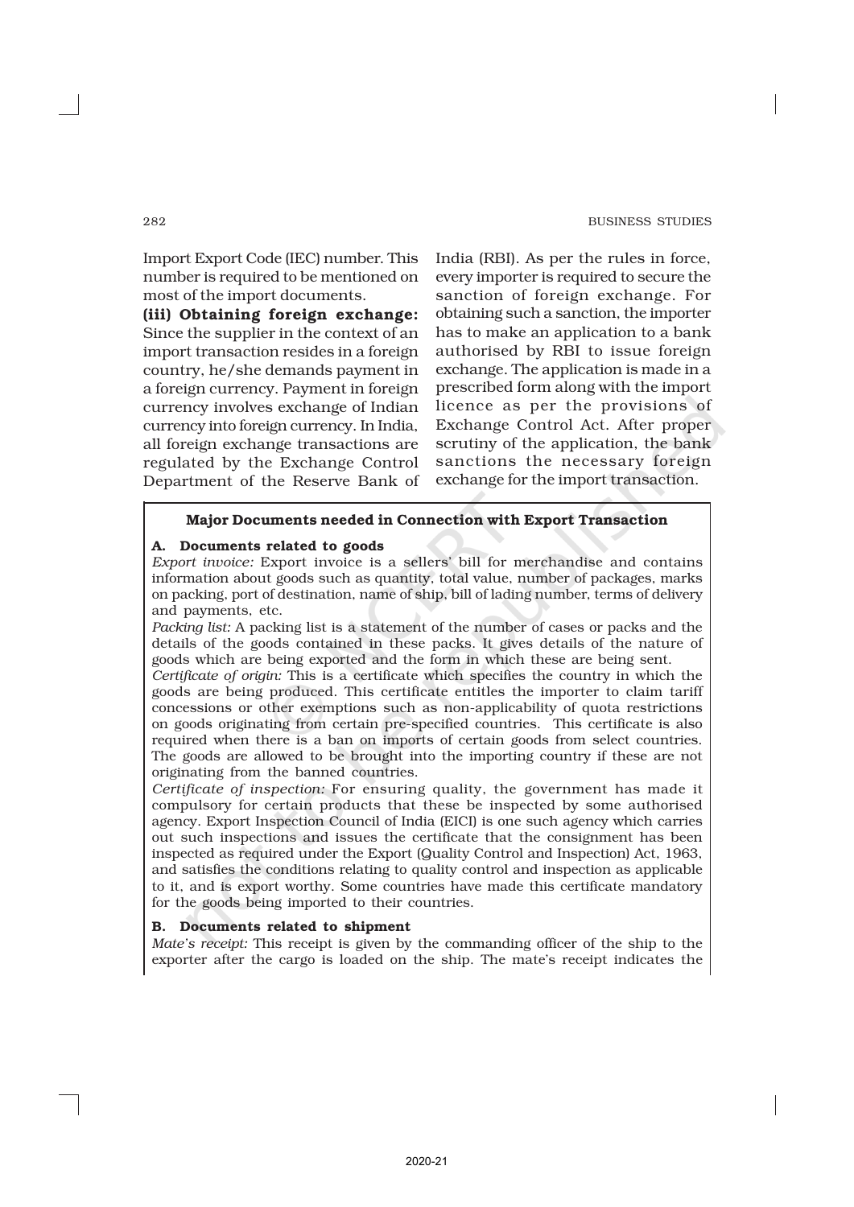Import Export Code (IEC) number. This number is required to be mentioned on most of the import documents.

**(iii) Obtaining foreign exchange:** Since the supplier in the context of an import transaction resides in a foreign country, he/she demands payment in a foreign currency. Payment in foreign currency involves exchange of Indian currency into foreign currency. In India, all foreign exchange transactions are regulated by the Exchange Control Department of the Reserve Bank of India (RBI). As per the rules in force, every importer is required to secure the sanction of foreign exchange. For obtaining such a sanction, the importer has to make an application to a bank authorised by RBI to issue foreign exchange. The application is made in a prescribed form along with the import licence as per the provisions of Exchange Control Act. After proper scrutiny of the application, the bank sanctions the necessary foreign exchange for the import transaction.

**Major Documents needed in Connection with Export Transaction**

**A. Documents related to goods**

*Export invoice:* Export invoice is a sellers' bill for merchandise and contains information about goods such as quantity, total value, number of packages, marks on packing, port of destination, name of ship, bill of lading number, terms of delivery and payments, etc.

*Packing list:* A packing list is a statement of the number of cases or packs and the details of the goods contained in these packs. It gives details of the nature of goods which are being exported and the form in which these are being sent.

*Certificate of origin:* This is a certificate which specifies the country in which the goods are being produced. This certificate entitles the importer to claim tariff concessions or other exemptions such as non-applicability of quota restrictions on goods originating from certain pre-specified countries. This certificate is also required when there is a ban on imports of certain goods from select countries. The goods are allowed to be brought into the importing country if these are not originating from the banned countries.

*Certificate of inspection:* For ensuring quality, the government has made it compulsory for certain products that these be inspected by some authorised agency. Export Inspection Council of India (EICI) is one such agency which carries out such inspections and issues the certificate that the consignment has been inspected as required under the Export (Quality Control and Inspection) Act, 1963, and satisfies the conditions relating to quality control and inspection as applicable to it, and is export worthy. Some countries have made this certificate mandatory for the goods being imported to their countries.

**B. Documents related to shipment**

*Mate's receipt:* This receipt is given by the commanding officer of the ship to the exporter after the cargo is loaded on the ship. The mate's receipt indicates the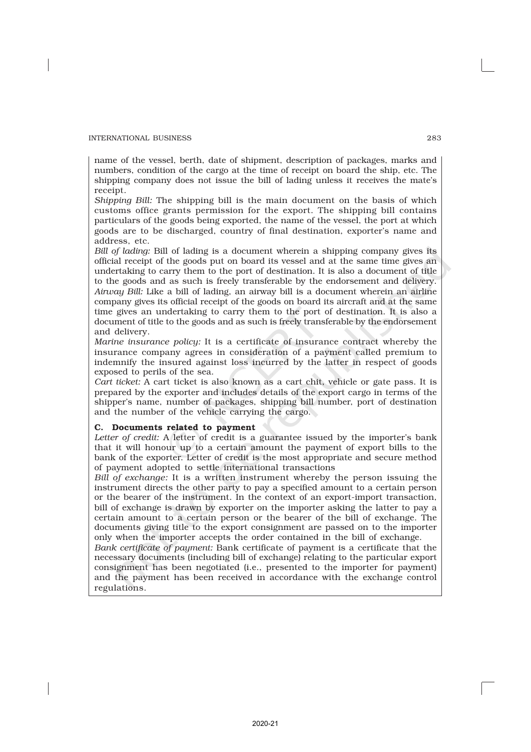name of the vessel, berth, date of shipment, description of packages, marks and numbers, condition of the cargo at the time of receipt on board the ship, etc. The shipping company does not issue the bill of lading unless it receives the mate's receipt.

*Shipping Bill:* The shipping bill is the main document on the basis of which customs office grants permission for the export. The shipping bill contains particulars of the goods being exported, the name of the vessel, the port at which goods are to be discharged, country of final destination, exporter's name and address, etc.

*Bill of lading:* Bill of lading is a document wherein a shipping company gives its official receipt of the goods put on board its vessel and at the same time gives an undertaking to carry them to the port of destination. It is also a document of title to the goods and as such is freely transferable by the endorsement and delivery.

*Airway Bill:* Like a bill of lading, an airway bill is a document wherein an airline company gives its official receipt of the goods on board its aircraft and at the same time gives an undertaking to carry them to the port of destination. It is also a document of title to the goods and as such is freely transferable by the endorsement and delivery.

*Marine insurance policy:* It is a certificate of insurance contract whereby the insurance company agrees in consideration of a payment called premium to indemnify the insured against loss incurred by the latter in respect of goods exposed to perils of the sea.

*Cart ticket:* A cart ticket is also known as a cart chit, vehicle or gate pass. It is prepared by the exporter and includes details of the export cargo in terms of the shipper's name, number of packages, shipping bill number, port of destination and the number of the vehicle carrying the cargo.

**C. Documents related to payment**

*Letter of credit:* A letter of credit is a guarantee issued by the importer's bank that it will honour up to a certain amount the payment of export bills to the bank of the exporter. Letter of credit is the most appropriate and secure method of payment adopted to settle international transactions

*Bill of exchange:* It is a written instrument whereby the person issuing the instrument directs the other party to pay a specified amount to a certain person or the bearer of the instrument. In the context of an export-import transaction, bill of exchange is drawn by exporter on the importer asking the latter to pay a certain amount to a certain person or the bearer of the bill of exchange. The documents giving title to the export consignment are passed on to the importer only when the importer accepts the order contained in the bill of exchange.

*Bank certificate of payment:* Bank certificate of payment is a certificate that the necessary documents (including bill of exchange) relating to the particular export consignment has been negotiated (i.e., presented to the importer for payment) and the payment has been received in accordance with the exchange control regulations.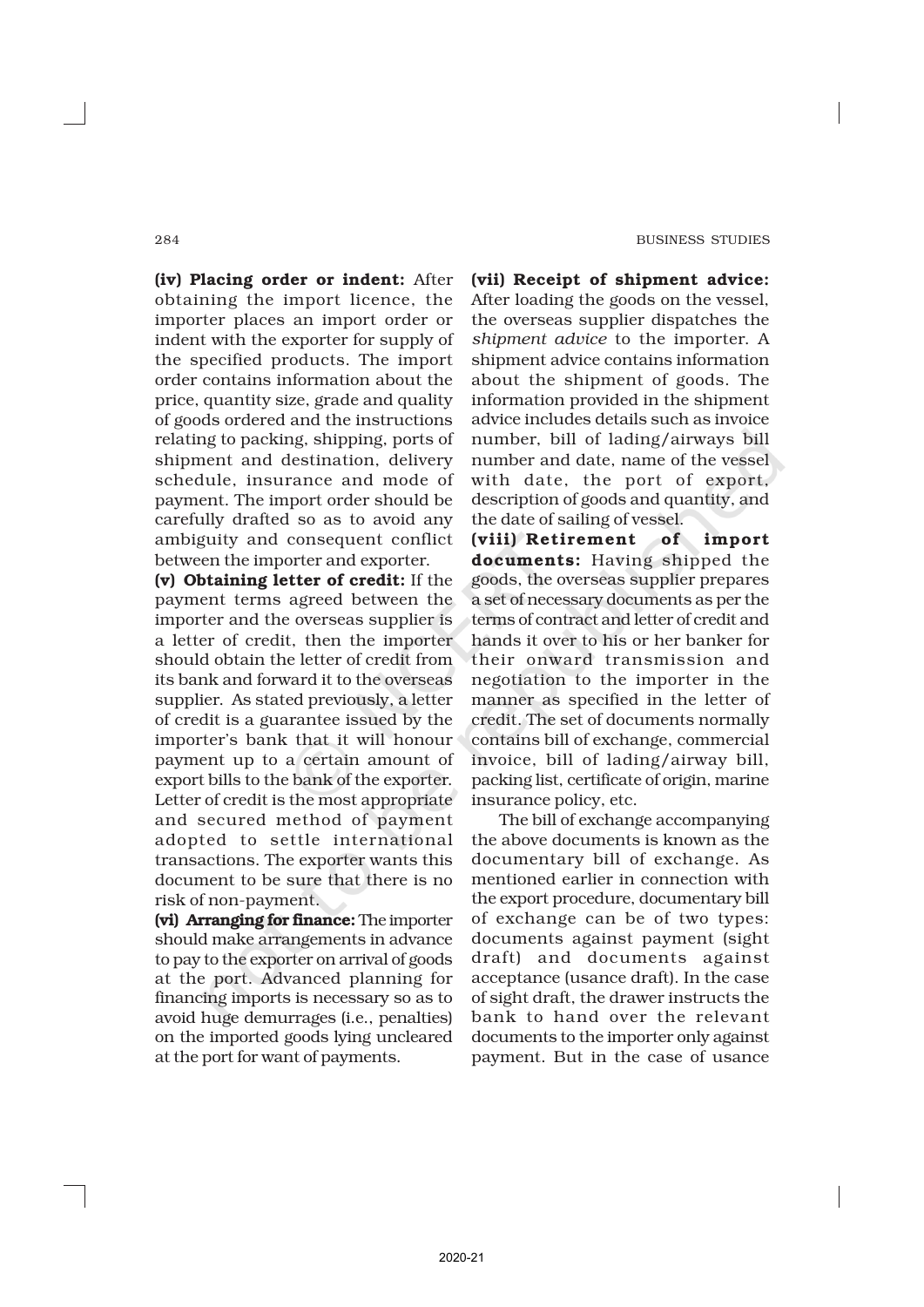**(iv) Placing order or indent:** After obtaining the import licence, the importer places an import order or indent with the exporter for supply of the specified products. The import order contains information about the price, quantity size, grade and quality of goods ordered and the instructions relating to packing, shipping, ports of shipment and destination, delivery schedule, insurance and mode of payment. The import order should be carefully drafted so as to avoid any ambiguity and consequent conflict between the importer and exporter.

**(v) Obtaining letter of credit:** If the payment terms agreed between the importer and the overseas supplier is a letter of credit, then the importer should obtain the letter of credit from its bank and forward it to the overseas supplier. As stated previously, a letter of credit is a guarantee issued by the importer's bank that it will honour payment up to a certain amount of export bills to the bank of the exporter. Letter of credit is the most appropriate and secured method of payment adopted to settle international transactions. The exporter wants this document to be sure that there is no risk of non-payment.

**(vi) Arranging for finance:** The importer should make arrangements in advance to pay to the exporter on arrival of goods at the port. Advanced planning for financing imports is necessary so as to avoid huge demurrages (i.e., penalties) on the imported goods lying uncleared at the port for want of payments.

**(vii) Receipt of shipment advice:** After loading the goods on the vessel, the overseas supplier dispatches the *shipment advice* to the importer. A shipment advice contains information about the shipment of goods. The information provided in the shipment advice includes details such as invoice number, bill of lading/airways bill number and date, name of the vessel with date, the port of export, description of goods and quantity, and the date of sailing of vessel.

**(viii) Retirement of import documents:** Having shipped the goods, the overseas supplier prepares a set of necessary documents as per the terms of contract and letter of credit and hands it over to his or her banker for their onward transmission and negotiation to the importer in the manner as specified in the letter of credit. The set of documents normally contains bill of exchange, commercial invoice, bill of lading/airway bill, packing list, certificate of origin, marine insurance policy, etc.

The bill of exchange accompanying the above documents is known as the documentary bill of exchange. As mentioned earlier in connection with the export procedure, documentary bill of exchange can be of two types: documents against payment (sight draft) and documents against acceptance (usance draft). In the case of sight draft, the drawer instructs the bank to hand over the relevant documents to the importer only against payment. But in the case of usance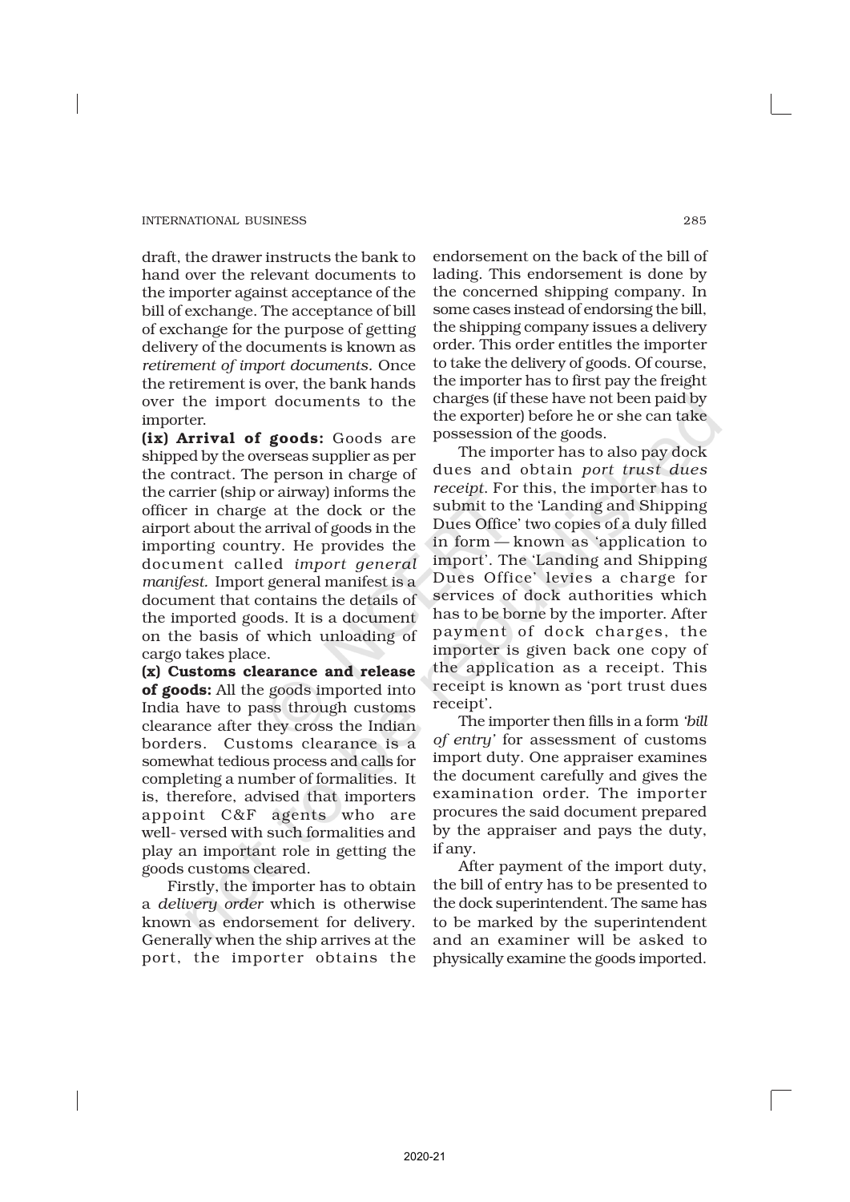draft, the drawer instructs the bank to hand over the relevant documents to the importer against acceptance of the bill of exchange. The acceptance of bill of exchange for the purpose of getting delivery of the documents is known as *retirement of import documents.* Once the retirement is over, the bank hands over the import documents to the importer.

**(ix) Arrival of goods:** Goods are shipped by the overseas supplier as per the contract. The person in charge of the carrier (ship or airway) informs the officer in charge at the dock or the airport about the arrival of goods in the importing country. He provides the document called *import general manifest.* Import general manifest is a document that contains the details of the imported goods. It is a document on the basis of which unloading of cargo takes place.

**(x) Customs clearance and release of goods:** All the goods imported into India have to pass through customs clearance after they cross the Indian borders. Customs clearance is a somewhat tedious process and calls for completing a number of formalities. It is, therefore, advised that importers appoint C&F agents who are well- versed with such formalities and play an important role in getting the goods customs cleared.

Firstly, the importer has to obtain a *delivery order* which is otherwise known as endorsement for delivery. Generally when the ship arrives at the port, the importer obtains the endorsement on the back of the bill of lading. This endorsement is done by the concerned shipping company. In some cases instead of endorsing the bill, the shipping company issues a delivery order. This order entitles the importer to take the delivery of goods. Of course, the importer has to first pay the freight charges (if these have not been paid by the exporter) before he or she can take possession of the goods.

The importer has to also pay dock dues and obtain *port trust dues receipt*. For this, the importer has to submit to the 'Landing and Shipping Dues Office' two copies of a duly filled in form — known as 'application to import'. The 'Landing and Shipping Dues Office' levies a charge for services of dock authorities which has to be borne by the importer. After payment of dock charges, the importer is given back one copy of the application as a receipt. This receipt is known as 'port trust dues receipt'.

The importer then fills in a form *'bill of entry'* for assessment of customs import duty. One appraiser examines the document carefully and gives the examination order. The importer procures the said document prepared by the appraiser and pays the duty, if any.

After payment of the import duty, the bill of entry has to be presented to the dock superintendent. The same has to be marked by the superintendent and an examiner will be asked to physically examine the goods imported.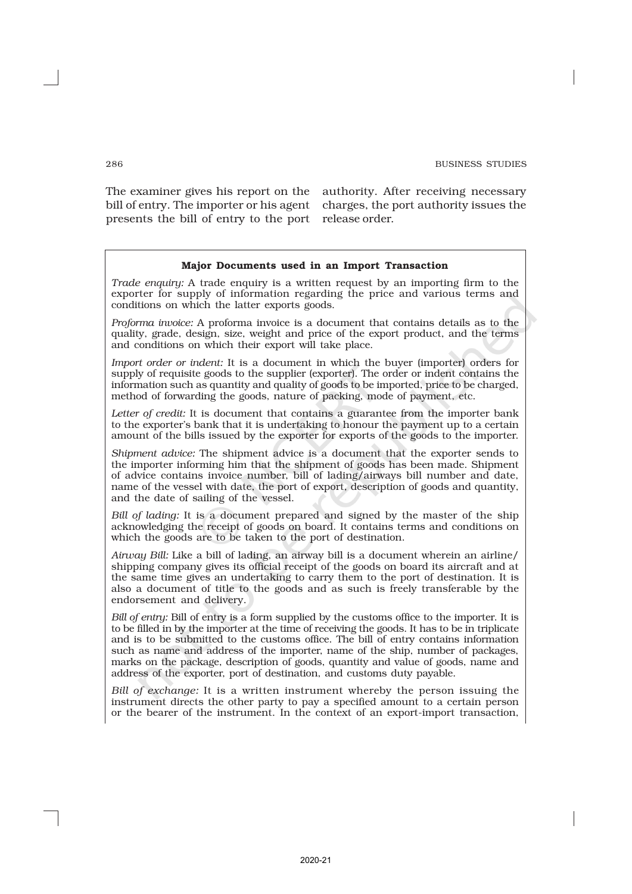The examiner gives his report on the bill of entry. The importer or his agent presents the bill of entry to the port authority. After receiving necessary charges, the port authority issues the release order.

**Major Documents used in an Import Transaction**

*Trade enquiry:* A trade enquiry is a written request by an importing firm to the exporter for supply of information regarding the price and various terms and conditions on which the latter exports goods.

*Proforma invoice:* A proforma invoice is a document that contains details as to the quality, grade, design, size, weight and price of the export product, and the terms and conditions on which their export will take place.

*Import order or indent:* It is a document in which the buyer (importer) orders for supply of requisite goods to the supplier (exporter). The order or indent contains the information such as quantity and quality of goods to be imported, price to be charged, method of forwarding the goods, nature of packing, mode of payment, etc.

*Letter of credit:* It is document that contains a guarantee from the importer bank to the exporter's bank that it is undertaking to honour the payment up to a certain amount of the bills issued by the exporter for exports of the goods to the importer.

*Shipment advice:* The shipment advice is a document that the exporter sends to the importer informing him that the shipment of goods has been made. Shipment of advice contains invoice number, bill of lading/airways bill number and date, name of the vessel with date, the port of export, description of goods and quantity, and the date of sailing of the vessel.

*Bill of lading:* It is a document prepared and signed by the master of the ship acknowledging the receipt of goods on board. It contains terms and conditions on which the goods are to be taken to the port of destination.

*Airway Bill:* Like a bill of lading, an airway bill is a document wherein an airline/shipping company gives its official receipt of the goods on board its aircraft and at the same time gives an undertaking to carry them to the port of destination. It is also a document of title to the goods and as such is freely transferable by the endorsement and delivery.

*Bill of entry:* Bill of entry is a form supplied by the customs office to the importer. It is to be filled in by the importer at the time of receiving the goods. It has to be in triplicate and is to be submitted to the customs office. The bill of entry contains information such as name and address of the importer, name of the ship, number of packages, marks on the package, description of goods, quantity and value of goods, name and address of the exporter, port of destination, and customs duty payable.

*Bill of exchange:* It is a written instrument whereby the person issuing the instrument directs the other party to pay a specified amount to a certain person or the bearer of the instrument. In the context of an export-import transaction,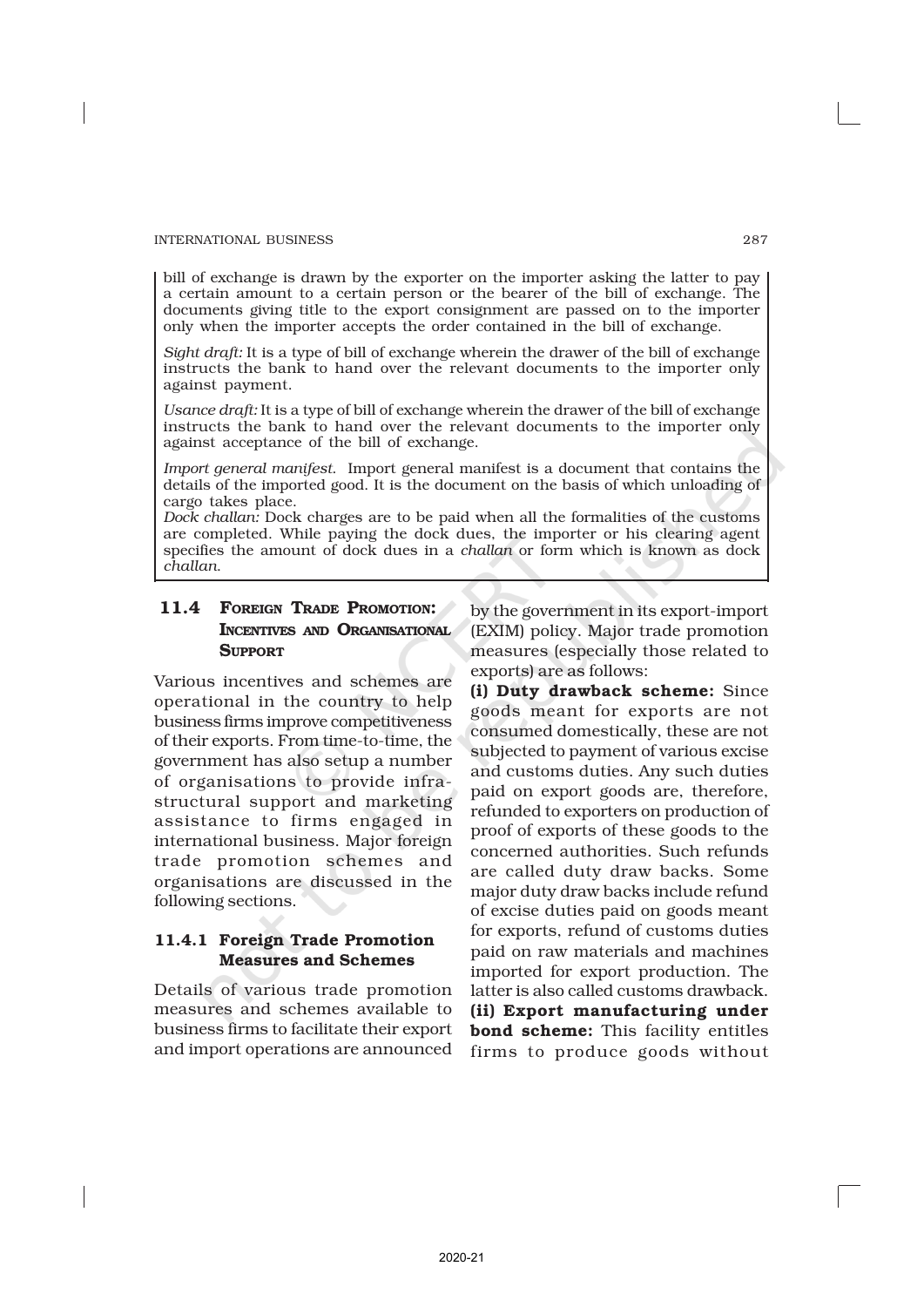bill of exchange is drawn by the exporter on the importer asking the latter to pay a certain amount to a certain person or the bearer of the bill of exchange. The documents giving title to the export consignment are passed on to the importer only when the importer accepts the order contained in the bill of exchange.

*Sight draft:* It is a type of bill of exchange wherein the drawer of the bill of exchange instructs the bank to hand over the relevant documents to the importer only against payment.

*Usance draft:* It is a type of bill of exchange wherein the drawer of the bill of exchange instructs the bank to hand over the relevant documents to the importer only against acceptance of the bill of exchange.

*Import general manifest.* Import general manifest is a document that contains the details of the imported good. It is the document on the basis of which unloading of cargo takes place.

*Dock challan:* Dock charges are to be paid when all the formalities of the customs are completed. While paying the dock dues, the importer or his clearing agent specifies the amount of dock dues in a *challan* or form which is known as dock *challan*.

## 11.4 Foreign Trade Promotion: Incentives and Organisational Support

Various incentives and schemes are operational in the country to help business firms improve competitiveness of their exports. From time-to-time, the government has also setup a number of organisations to provide infrastructural support and marketing assistance to firms engaged in international business. Major foreign trade promotion schemes and organisations are discussed in the following sections.

### 11.4.1 Foreign Trade Promotion Measures and Schemes

Details of various trade promotion measures and schemes available to business firms to facilitate their export and import operations are announced by the government in its export-import (EXIM) policy. Major trade promotion measures (especially those related to exports) are as follows:

**(i) Duty drawback scheme:** Since goods meant for exports are not consumed domestically, these are not subjected to payment of various excise and customs duties. Any such duties paid on export goods are, therefore, refunded to exporters on production of proof of exports of these goods to the concerned authorities. Such refunds are called duty draw backs. Some major duty draw backs include refund of excise duties paid on goods meant for exports, refund of customs duties paid on raw materials and machines imported for export production. The latter is also called customs drawback.

**(ii) Export manufacturing under bond scheme:** This facility entitles firms to produce goods without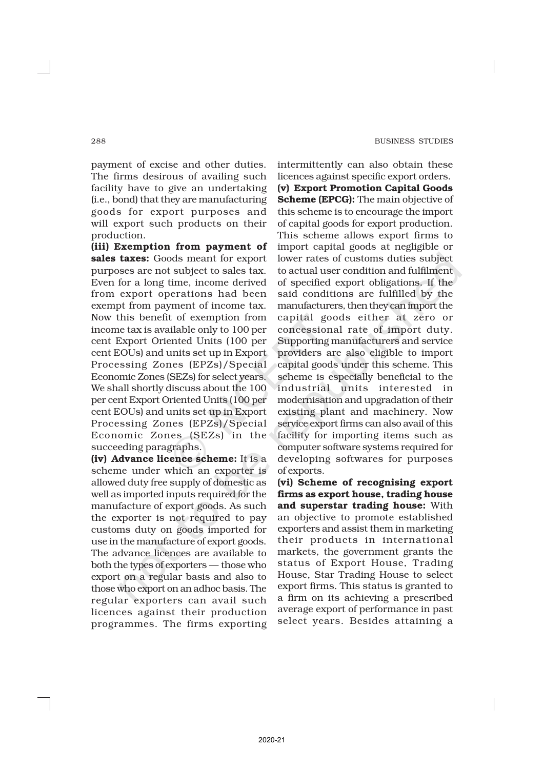payment of excise and other duties. The firms desirous of availing such facility have to give an undertaking (i.e., bond) that they are manufacturing goods for export purposes and will export such products on their production.

**(iii) Exemption from payment of sales taxes:** Goods meant for export purposes are not subject to sales tax. Even for a long time, income derived from export operations had been exempt from payment of income tax. Now this benefit of exemption from income tax is available only to 100 per cent Export Oriented Units (100 per cent EOUs) and units set up in Export Processing Zones (EPZs)/Special Economic Zones (SEZs) for select years. We shall shortly discuss about the 100 per cent Export Oriented Units (100 per cent EOUs) and units set up in Export Processing Zones (EPZs)/Special Economic Zones (SEZs) in the succeeding paragraphs.

**(iv) Advance licence scheme:** It is a scheme under which an exporter is allowed duty free supply of domestic as well as imported inputs required for the manufacture of export goods. As such the exporter is not required to pay customs duty on goods imported for use in the manufacture of export goods. The advance licences are available to both the types of exporters — those who export on a regular basis and also to those who export on an adhoc basis. The regular exporters can avail such licences against their production programmes. The firms exporting intermittently can also obtain these licences against specific export orders.

**(v) Export Promotion Capital Goods Scheme (EPCG):** The main objective of this scheme is to encourage the import of capital goods for export production. This scheme allows export firms to import capital goods at negligible or lower rates of customs duties subject to actual user condition and fulfilment of specified export obligations. If the said conditions are fulfilled by the manufacturers, then they can import the capital goods either at zero or concessional rate of import duty. Supporting manufacturers and service providers are also eligible to import capital goods under this scheme. This scheme is especially beneficial to the industrial units interested in modernisation and upgradation of their existing plant and machinery. Now service export firms can also avail of this facility for importing items such as computer software systems required for developing softwares for purposes of exports.

**(vi) Scheme of recognising export firms as export house, trading house and superstar trading house:** With an objective to promote established exporters and assist them in marketing their products in international markets, the government grants the status of Export House, Trading House, Star Trading House to select export firms. This status is granted to a firm on its achieving a prescribed average export of performance in past select years. Besides attaining a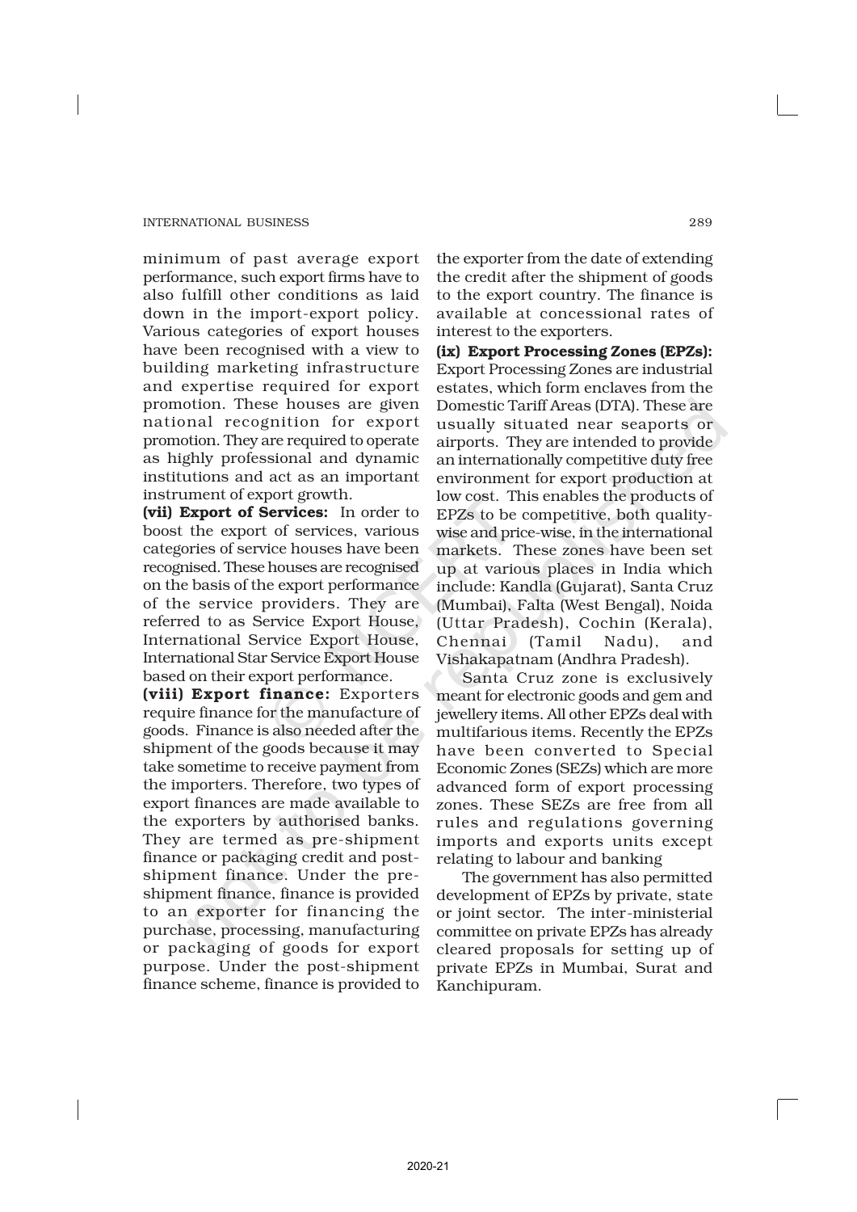minimum of past average export performance, such export firms have to also fulfill other conditions as laid down in the import-export policy. Various categories of export houses have been recognised with a view to building marketing infrastructure and expertise required for export promotion. These houses are given national recognition for export promotion. They are required to operate as highly professional and dynamic institutions and act as an important instrument of export growth.

**(vii) Export of Services:** In order to boost the export of services, various categories of service houses have been recognised. These houses are recognised on the basis of the export performance of the service providers. They are referred to as Service Export House, International Service Export House, International Star Service Export House based on their export performance.

**(viii) Export finance:** Exporters require finance for the manufacture of goods. Finance is also needed after the shipment of the goods because it may take sometime to receive payment from the importers. Therefore, two types of export finances are made available to the exporters by authorised banks. They are termed as pre-shipment finance or packaging credit and post-shipment finance. Under the pre-shipment finance, finance is provided to an exporter for financing the purchase, processing, manufacturing or packaging of goods for export purpose. Under the post-shipment finance scheme, finance is provided to the exporter from the date of extending the credit after the shipment of goods to the export country. The finance is available at concessional rates of interest to the exporters.

**(ix) Export Processing Zones (EPZs):** Export Processing Zones are industrial estates, which form enclaves from the Domestic Tariff Areas (DTA). These are usually situated near seaports or airports. They are intended to provide an internationally competitive duty free environment for export production at low cost. This enables the products of EPZs to be competitive, both quality-wise and price-wise, in the international markets. These zones have been set up at various places in India which include: Kandla (Gujarat), Santa Cruz (Mumbai), Falta (West Bengal), Noida (Uttar Pradesh), Cochin (Kerala), Chennai (Tamil Nadu), and Vishakapatnam (Andhra Pradesh).

Santa Cruz zone is exclusively meant for electronic goods and gem and jewellery items. All other EPZs deal with multifarious items. Recently the EPZs have been converted to Special Economic Zones (SEZs) which are more advanced form of export processing zones. These SEZs are free from all rules and regulations governing imports and exports units except relating to labour and banking

The government has also permitted development of EPZs by private, state or joint sector. The inter-ministerial committee on private EPZs has already cleared proposals for setting up of private EPZs in Mumbai, Surat and Kanchipuram.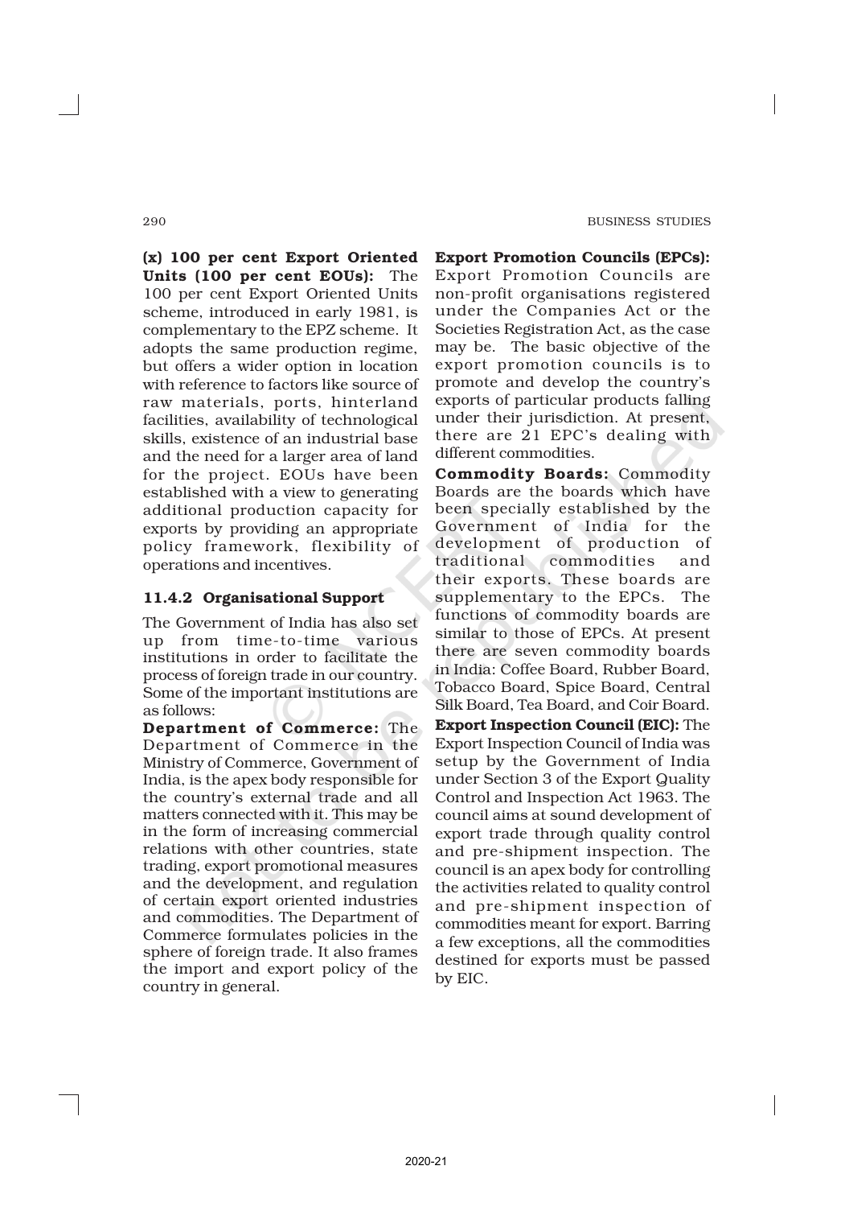**(x) 100 per cent Export Oriented Units (100 per cent EOUs):** The 100 per cent Export Oriented Units scheme, introduced in early 1981, is complementary to the EPZ scheme. It adopts the same production regime, but offers a wider option in location with reference to factors like source of raw materials, ports, hinterland facilities, availability of technological skills, existence of an industrial base and the need for a larger area of land for the project. EOUs have been established with a view to generating additional production capacity for exports by providing an appropriate policy framework, flexibility of operations and incentives.

### 11.4.2 Organisational Support

The Government of India has also set up from time-to-time various institutions in order to facilitate the process of foreign trade in our country. Some of the important institutions are as follows:

**Department of Commerce:** The Department of Commerce in the Ministry of Commerce, Government of India, is the apex body responsible for the country's external trade and all matters connected with it. This may be in the form of increasing commercial relations with other countries, state trading, export promotional measures and the development, and regulation of certain export oriented industries and commodities. The Department of Commerce formulates policies in the sphere of foreign trade. It also frames the import and export policy of the country in general.

**Export Promotion Councils (EPCs):** Export Promotion Councils are non-profit organisations registered under the Companies Act or the Societies Registration Act, as the case may be. The basic objective of the export promotion councils is to promote and develop the country's exports of particular products falling under their jurisdiction. At present, there are 21 EPC's dealing with different commodities.

**Commodity Boards:** Commodity Boards are the boards which have been specially established by the Government of India for the development of production of traditional commodities and their exports. These boards are supplementary to the EPCs. The functions of commodity boards are similar to those of EPCs. At present there are seven commodity boards in India: Coffee Board, Rubber Board, Tobacco Board, Spice Board, Central Silk Board, Tea Board, and Coir Board.

**Export Inspection Council (EIC):** The Export Inspection Council of India was setup by the Government of India under Section 3 of the Export Quality Control and Inspection Act 1963. The council aims at sound development of export trade through quality control and pre-shipment inspection. The council is an apex body for controlling the activities related to quality control and pre-shipment inspection of commodities meant for export. Barring a few exceptions, all the commodities destined for exports must be passed by EIC.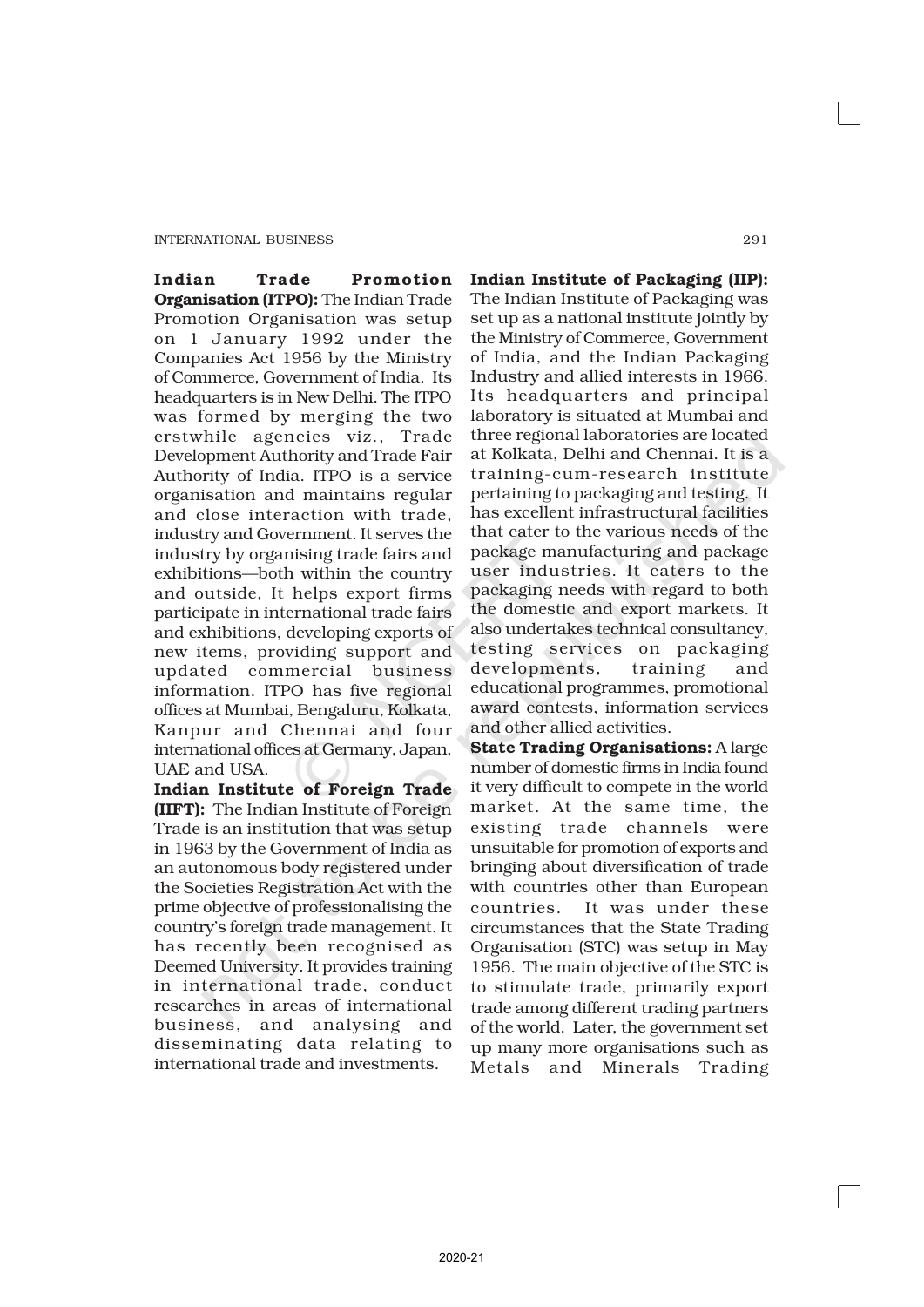**Indian Trade Promotion Organisation (ITPO):** The Indian Trade Promotion Organisation was setup on 1 January 1992 under the Companies Act 1956 by the Ministry of Commerce, Government of India. Its headquarters is in New Delhi. The ITPO was formed by merging the two erstwhile agencies viz., Trade Development Authority and Trade Fair Authority of India. ITPO is a service organisation and maintains regular and close interaction with trade, industry and Government. It serves the industry by organising trade fairs and exhibitions—both within the country and outside, It helps export firms participate in international trade fairs and exhibitions, developing exports of new items, providing support and updated commercial business information. ITPO has five regional offices at Mumbai, Bengaluru, Kolkata, Kanpur and Chennai and four international offices at Germany, Japan, UAE and USA.

**Indian Institute of Foreign Trade (IIFT):** The Indian Institute of Foreign Trade is an institution that was setup in 1963 by the Government of India as an autonomous body registered under the Societies Registration Act with the prime objective of professionalising the country's foreign trade management. It has recently been recognised as Deemed University. It provides training in international trade, conduct researches in areas of international business, and analysing and disseminating data relating to international trade and investments.

**Indian Institute of Packaging (IIP):** The Indian Institute of Packaging was set up as a national institute jointly by the Ministry of Commerce, Government of India, and the Indian Packaging Industry and allied interests in 1966. Its headquarters and principal laboratory is situated at Mumbai and three regional laboratories are located at Kolkata, Delhi and Chennai. It is a training-cum-research institute pertaining to packaging and testing. It has excellent infrastructural facilities that cater to the various needs of the package manufacturing and package user industries. It caters to the packaging needs with regard to both the domestic and export markets. It also undertakes technical consultancy, testing services on packaging developments, training and educational programmes, promotional award contests, information services and other allied activities.

**State Trading Organisations:** A large number of domestic firms in India found it very difficult to compete in the world market. At the same time, the existing trade channels were unsuitable for promotion of exports and bringing about diversification of trade with countries other than European countries. It was under these circumstances that the State Trading Organisation (STC) was setup in May 1956. The main objective of the STC is to stimulate trade, primarily export trade among different trading partners of the world. Later, the government set up many more organisations such as Metals and Minerals Trading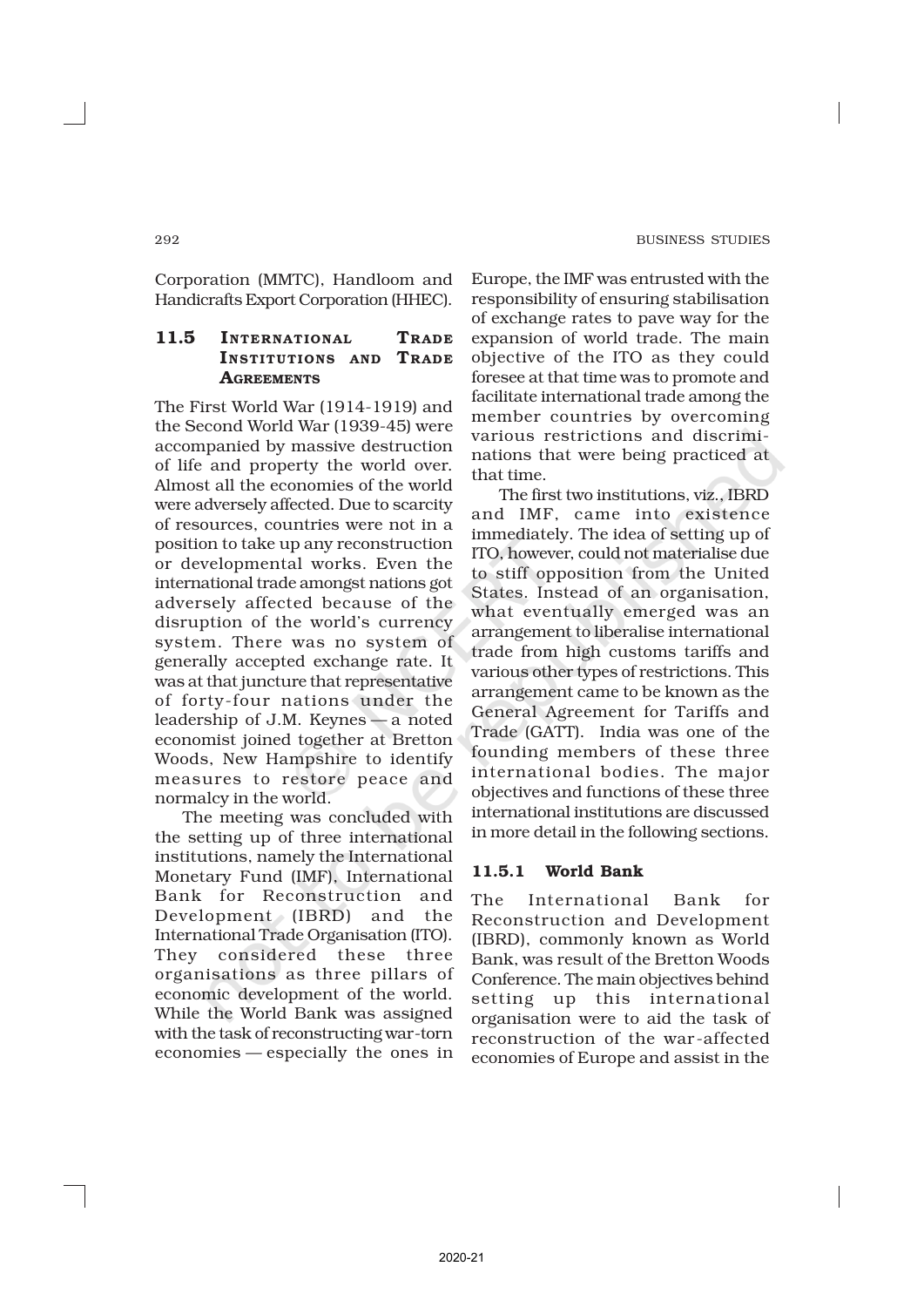Corporation (MMTC), Handloom and Handicrafts Export Corporation (HHEC).

## 11.5 International Trade Institutions and Trade Agreements

The First World War (1914-1919) and the Second World War (1939-45) were accompanied by massive destruction of life and property the world over. Almost all the economies of the world were adversely affected. Due to scarcity of resources, countries were not in a position to take up any reconstruction or developmental works. Even the international trade amongst nations got adversely affected because of the disruption of the world's currency system. There was no system of generally accepted exchange rate. It was at that juncture that representative of forty-four nations under the leadership of J.M. Keynes — a noted economist joined together at Bretton Woods, New Hampshire to identify measures to restore peace and normalcy in the world.

The meeting was concluded with the setting up of three international institutions, namely the International Monetary Fund (IMF), International Bank for Reconstruction and Development (IBRD) and the International Trade Organisation (ITO). They considered these three organisations as three pillars of economic development of the world. While the World Bank was assigned with the task of reconstructing war-torn economies — especially the ones in Europe, the IMF was entrusted with the responsibility of ensuring stabilisation of exchange rates to pave way for the expansion of world trade. The main objective of the ITO as they could foresee at that time was to promote and facilitate international trade among the member countries by overcoming various restrictions and discriminations that were being practiced at that time.

The first two institutions, viz., IBRD and IMF, came into existence immediately. The idea of setting up of ITO, however, could not materialise due to stiff opposition from the United States. Instead of an organisation, what eventually emerged was an arrangement to liberalise international trade from high customs tariffs and various other types of restrictions. This arrangement came to be known as the General Agreement for Tariffs and Trade (GATT). India was one of the founding members of these three international bodies. The major objectives and functions of these three international institutions are discussed in more detail in the following sections.

### 11.5.1 World Bank

The International Bank for Reconstruction and Development (IBRD), commonly known as World Bank, was result of the Bretton Woods Conference. The main objectives behind setting up this international organisation were to aid the task of reconstruction of the war-affected economies of Europe and assist in the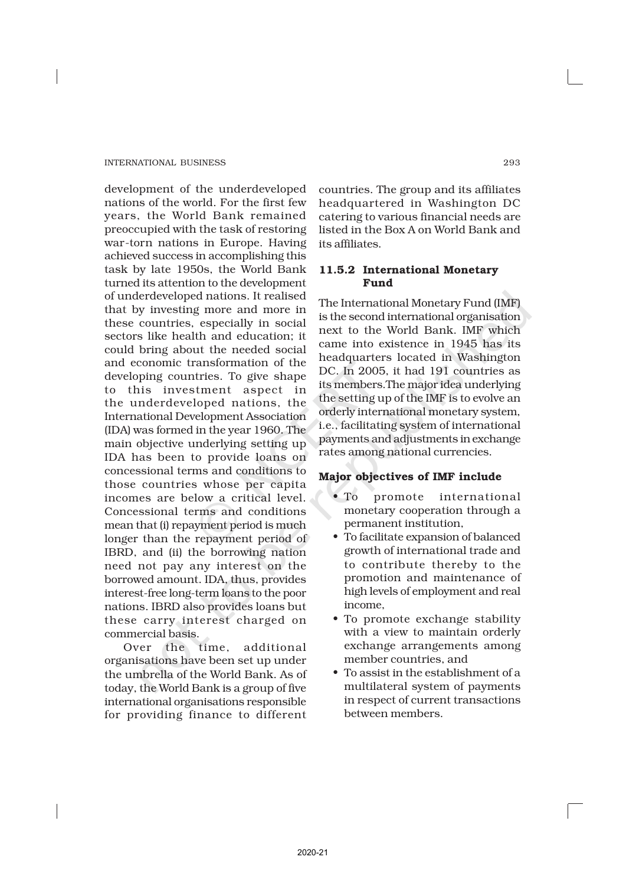development of the underdeveloped nations of the world. For the first few years, the World Bank remained preoccupied with the task of restoring war-torn nations in Europe. Having achieved success in accomplishing this task by late 1950s, the World Bank turned its attention to the development of underdeveloped nations. It realised that by investing more and more in these countries, especially in social sectors like health and education; it could bring about the needed social and economic transformation of the developing countries. To give shape to this investment aspect in the underdeveloped nations, the International Development Association (IDA) was formed in the year 1960. The main objective underlying setting up IDA has been to provide loans on concessional terms and conditions to those countries whose per capita incomes are below a critical level. Concessional terms and conditions mean that (i) repayment period is much longer than the repayment period of IBRD, and (ii) the borrowing nation need not pay any interest on the borrowed amount. IDA, thus, provides interest-free long-term loans to the poor nations. IBRD also provides loans but these carry interest charged on commercial basis.

Over the time, additional organisations have been set up under the umbrella of the World Bank. As of today, the World Bank is a group of five international organisations responsible for providing finance to different countries. The group and its affiliates headquartered in Washington DC catering to various financial needs are listed in the Box A on World Bank and its affiliates.

### 11.5.2 International Monetary Fund

The International Monetary Fund (IMF) is the second international organisation next to the World Bank. IMF which came into existence in 1945 has its headquarters located in Washington DC. In 2005, it had 191 countries as its members.The major idea underlying the setting up of the IMF is to evolve an orderly international monetary system, i.e., facilitating system of international payments and adjustments in exchange rates among national currencies.

**Major objectives of IMF include**

- To promote international monetary cooperation through a permanent institution,
- To facilitate expansion of balanced growth of international trade and to contribute thereby to the promotion and maintenance of high levels of employment and real income,
- To promote exchange stability with a view to maintain orderly exchange arrangements among member countries, and
- To assist in the establishment of a multilateral system of payments in respect of current transactions between members.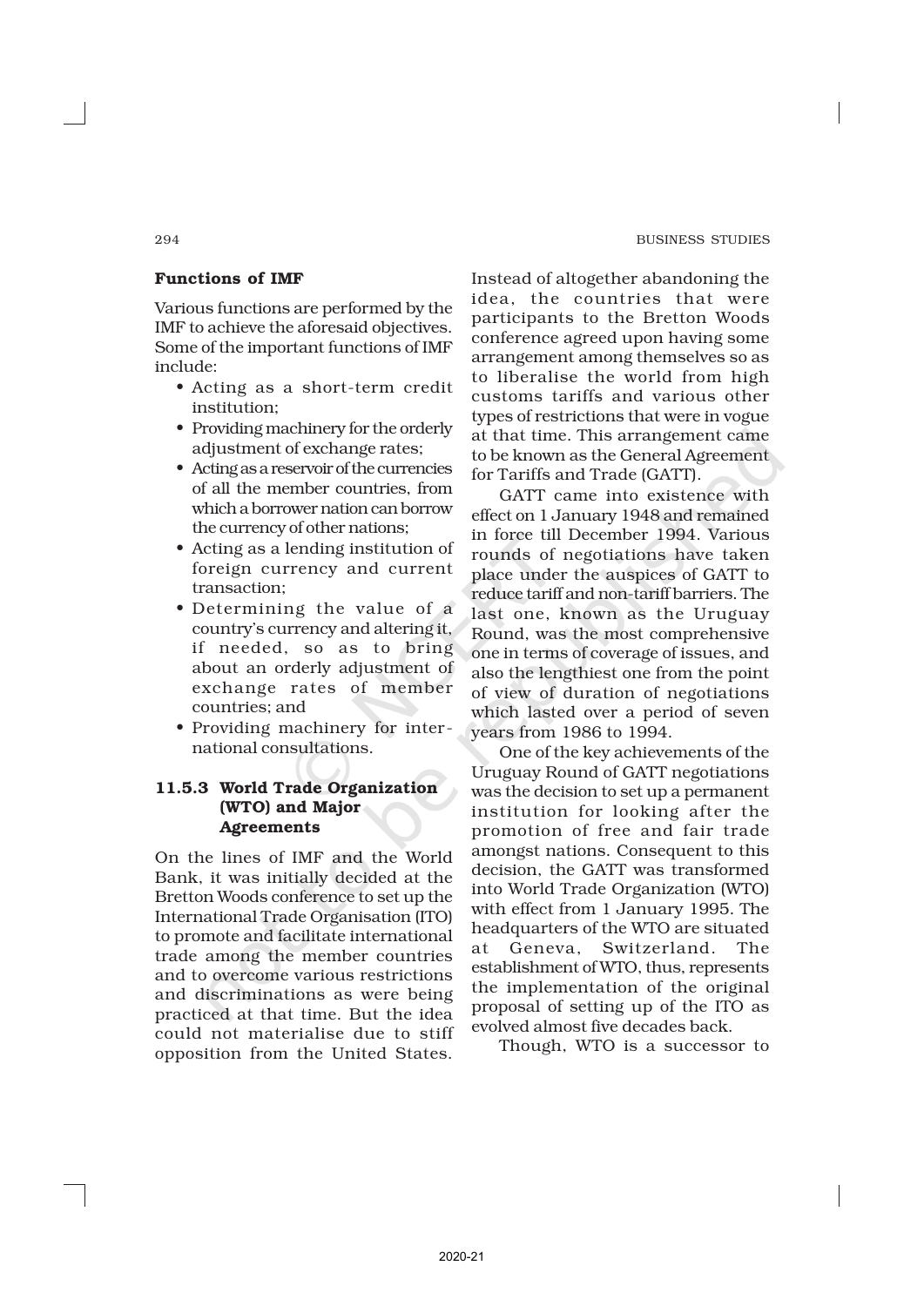### Functions of IMF

Various functions are performed by the IMF to achieve the aforesaid objectives. Some of the important functions of IMF include:

- Acting as a short-term credit institution;
- Providing machinery for the orderly adjustment of exchange rates;
- Acting as a reservoir of the currencies of all the member countries, from which a borrower nation can borrow the currency of other nations;
- Acting as a lending institution of foreign currency and current transaction;
- Determining the value of a country's currency and altering it, if needed, so as to bring about an orderly adjustment of exchange rates of member countries; and
- Providing machinery for international consultations.

### 11.5.3 World Trade Organization (WTO) and Major Agreements

On the lines of IMF and the World Bank, it was initially decided at the Bretton Woods conference to set up the International Trade Organisation (ITO) to promote and facilitate international trade among the member countries and to overcome various restrictions and discriminations as were being practiced at that time. But the idea could not materialise due to stiff opposition from the United States. Instead of altogether abandoning the idea, the countries that were participants to the Bretton Woods conference agreed upon having some arrangement among themselves so as to liberalise the world from high customs tariffs and various other types of restrictions that were in vogue at that time. This arrangement came to be known as the General Agreement for Tariffs and Trade (GATT).

GATT came into existence with effect on 1 January 1948 and remained in force till December 1994. Various rounds of negotiations have taken place under the auspices of GATT to reduce tariff and non-tariff barriers. The last one, known as the Uruguay Round, was the most comprehensive one in terms of coverage of issues, and also the lengthiest one from the point of view of duration of negotiations which lasted over a period of seven years from 1986 to 1994.

One of the key achievements of the Uruguay Round of GATT negotiations was the decision to set up a permanent institution for looking after the promotion of free and fair trade amongst nations. Consequent to this decision, the GATT was transformed into World Trade Organization (WTO) with effect from 1 January 1995. The headquarters of the WTO are situated at Geneva, Switzerland. The establishment of WTO, thus, represents the implementation of the original proposal of setting up of the ITO as evolved almost five decades back.

Though, WTO is a successor to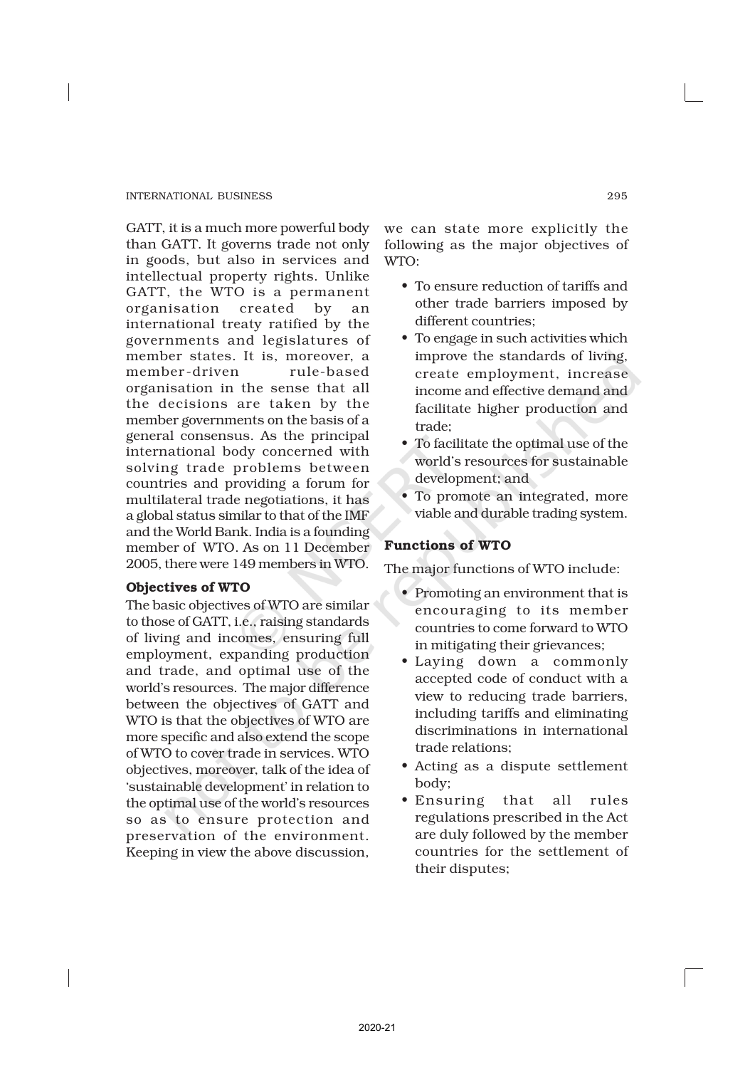GATT, it is a much more powerful body than GATT. It governs trade not only in goods, but also in services and intellectual property rights. Unlike GATT, the WTO is a permanent organisation created by an international treaty ratified by the governments and legislatures of member states. It is, moreover, a member-driven rule-based organisation in the sense that all the decisions are taken by the member governments on the basis of a general consensus. As the principal international body concerned with solving trade problems between countries and providing a forum for multilateral trade negotiations, it has a global status similar to that of the IMF and the World Bank. India is a founding member of WTO. As on 11 December 2005, there were 149 members in WTO.

**Objectives of WTO**

The basic objectives of WTO are similar to those of GATT, i.e., raising standards of living and incomes, ensuring full employment, expanding production and trade, and optimal use of the world's resources. The major difference between the objectives of GATT and WTO is that the objectives of WTO are more specific and also extend the scope of WTO to cover trade in services. WTO objectives, moreover, talk of the idea of 'sustainable development' in relation to the optimal use of the world's resources so as to ensure protection and preservation of the environment. Keeping in view the above discussion, we can state more explicitly the following as the major objectives of WTO:

- To ensure reduction of tariffs and other trade barriers imposed by different countries;
- To engage in such activities which improve the standards of living, create employment, increase income and effective demand and facilitate higher production and trade;
- To facilitate the optimal use of the world's resources for sustainable development; and
- To promote an integrated, more viable and durable trading system.

**Functions of WTO**

The major functions of WTO include:

- Promoting an environment that is encouraging to its member countries to come forward to WTO in mitigating their grievances;
- Laying down a commonly accepted code of conduct with a view to reducing trade barriers, including tariffs and eliminating discriminations in international trade relations;
- Acting as a dispute settlement body;
- Ensuring that all rules regulations prescribed in the Act are duly followed by the member countries for the settlement of their disputes;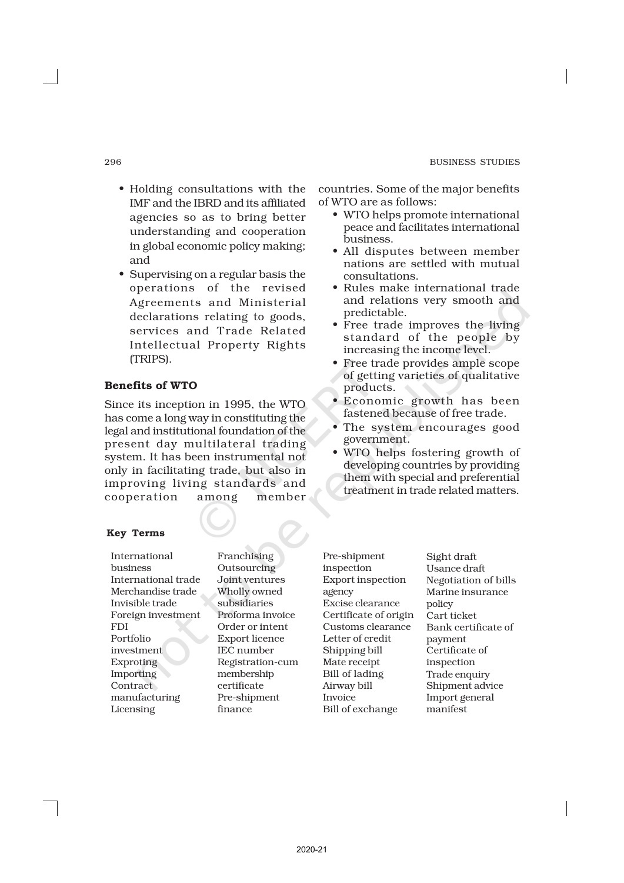- Holding consultations with the IMF and the IBRD and its affiliated agencies so as to bring better understanding and cooperation in global economic policy making; and
- Supervising on a regular basis the operations of the revised Agreements and Ministerial declarations relating to goods, services and Trade Related Intellectual Property Rights (TRIPS).

### Benefits of WTO

Since its inception in 1995, the WTO has come a long way in constituting the legal and institutional foundation of the present day multilateral trading system. It has been instrumental not only in facilitating trade, but also in improving living standards and cooperation among member countries. Some of the major benefits of WTO are as follows:

- WTO helps promote international peace and facilitates international business.
- All disputes between member nations are settled with mutual consultations.
- Rules make international trade and relations very smooth and predictable.
- Free trade improves the living standard of the people by increasing the income level.
- Free trade provides ample scope of getting varieties of qualitative products.
- Economic growth has been fastened because of free trade.
- The system encourages good government.
- WTO helps fostering growth of developing countries by providing them with special and preferential treatment in trade related matters.

**Key Terms**

| | | | |
|---|---|---|---|
| International business | Franchising | Pre-shipment inspection | Sight draft |
| International trade | Outsourcing | Export inspection agency | Usance draft |
| Merchandise trade | Joint ventures | Excise clearance | Negotiation of bills |
| Invisible trade | Wholly owned subsidiaries | Certificate of origin | Marine insurance policy |
| Foreign investment | Proforma invoice | Customs clearance | Cart ticket |
| FDI | Order or intent | Letter of credit | Bank certificate of payment |
| Portfolio investment | Export licence | Shipping bill | Certificate of inspection |
| Exproting | IEC number | Mate receipt | Trade enquiry |
| Importing | Registration-cum membership certificate | Bill of lading | Shipment advice |
| Contract manufacturing | Pre-shipment finance | Airway bill | Import general manifest |
| Licensing | | Invoice | |
| | | Bill of exchange | |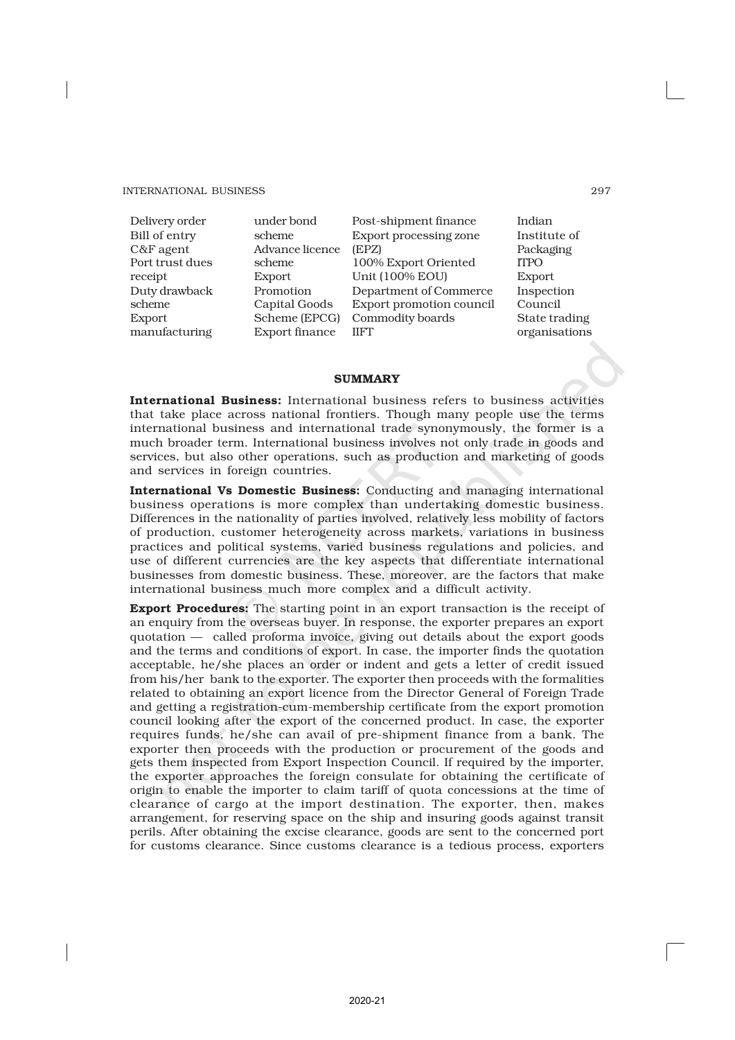Delivery order
Bill of entry
C&F agent
Port trust dues receipt
Duty drawback scheme
Export manufacturing under bond scheme
Advance licence scheme
Export Promotion Capital Goods Scheme (EPCG)
Export finance
Post-shipment finance
Export processing zone (EPZ)
100% Export Oriented Unit (100% EOU)
Department of Commerce
Export promotion council
Commodity boards
IIFT
Indian Institute of Packaging
ITPO
Export Inspection Council
State trading organisations

## SUMMARY

**International Business:** International business refers to business activities that take place across national frontiers. Though many people use the terms international business and international trade synonymously, the former is a much broader term. International business involves not only trade in goods and services, but also other operations, such as production and marketing of goods and services in foreign countries.

**International Vs Domestic Business:** Conducting and managing international business operations is more complex than undertaking domestic business. Differences in the nationality of parties involved, relatively less mobility of factors of production, customer heterogeneity across markets, variations in business practices and political systems, varied business regulations and policies, and use of different currencies are the key aspects that differentiate international businesses from domestic business. These, moreover, are the factors that make international business much more complex and a difficult activity.

**Export Procedures:** The starting point in an export transaction is the receipt of an enquiry from the overseas buyer. In response, the exporter prepares an export quotation — called proforma invoice, giving out details about the export goods and the terms and conditions of export. In case, the importer finds the quotation acceptable, he/she places an order or indent and gets a letter of credit issued from his/her bank to the exporter. The exporter then proceeds with the formalities related to obtaining an export licence from the Director General of Foreign Trade and getting a registration-cum-membership certificate from the export promotion council looking after the export of the concerned product. In case, the exporter requires funds, he/she can avail of pre-shipment finance from a bank. The exporter then proceeds with the production or procurement of the goods and gets them inspected from Export Inspection Council. If required by the importer, the exporter approaches the foreign consulate for obtaining the certificate of origin to enable the importer to claim tariff of quota concessions at the time of clearance of cargo at the import destination. The exporter, then, makes arrangement, for reserving space on the ship and insuring goods against transit perils. After obtaining the excise clearance, goods are sent to the concerned port for customs clearance. Since customs clearance is a tedious process, exporters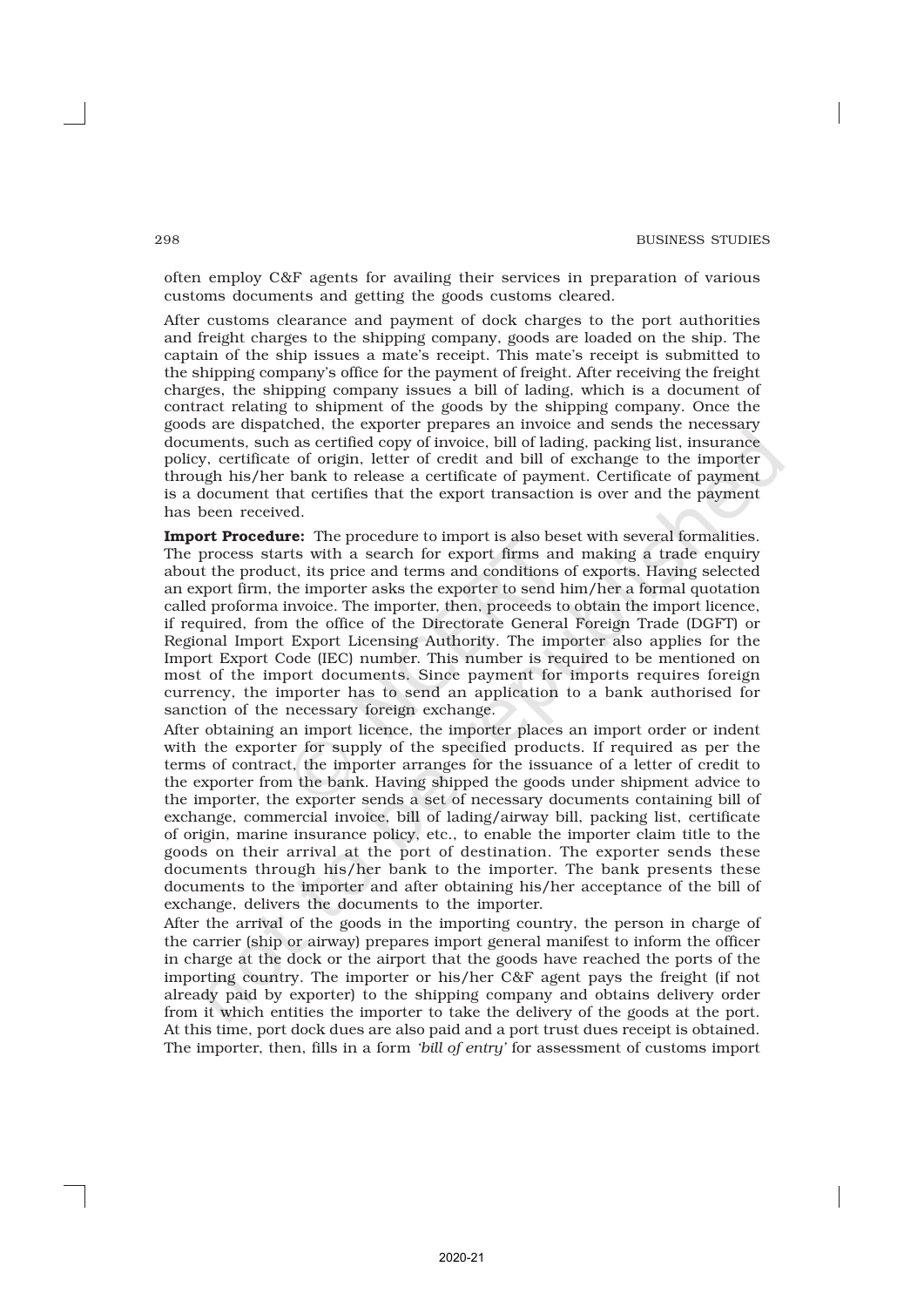often employ C&F agents for availing their services in preparation of various customs documents and getting the goods customs cleared.

After customs clearance and payment of dock charges to the port authorities and freight charges to the shipping company, goods are loaded on the ship. The captain of the ship issues a mate's receipt. This mate's receipt is submitted to the shipping company's office for the payment of freight. After receiving the freight charges, the shipping company issues a bill of lading, which is a document of contract relating to shipment of the goods by the shipping company. Once the goods are dispatched, the exporter prepares an invoice and sends the necessary documents, such as certified copy of invoice, bill of lading, packing list, insurance policy, certificate of origin, letter of credit and bill of exchange to the importer through his/her bank to release a certificate of payment. Certificate of payment is a document that certifies that the export transaction is over and the payment has been received.

**Import Procedure:** The procedure to import is also beset with several formalities. The process starts with a search for export firms and making a trade enquiry about the product, its price and terms and conditions of exports. Having selected an export firm, the importer asks the exporter to send him/her a formal quotation called proforma invoice. The importer, then, proceeds to obtain the import licence, if required, from the office of the Directorate General Foreign Trade (DGFT) or Regional Import Export Licensing Authority. The importer also applies for the Import Export Code (IEC) number. This number is required to be mentioned on most of the import documents. Since payment for imports requires foreign currency, the importer has to send an application to a bank authorised for sanction of the necessary foreign exchange.

After obtaining an import licence, the importer places an import order or indent with the exporter for supply of the specified products. If required as per the terms of contract, the importer arranges for the issuance of a letter of credit to the exporter from the bank. Having shipped the goods under shipment advice to the importer, the exporter sends a set of necessary documents containing bill of exchange, commercial invoice, bill of lading/airway bill, packing list, certificate of origin, marine insurance policy, etc., to enable the importer claim title to the goods on their arrival at the port of destination. The exporter sends these documents through his/her bank to the importer. The bank presents these documents to the importer and after obtaining his/her acceptance of the bill of exchange, delivers the documents to the importer.

After the arrival of the goods in the importing country, the person in charge of the carrier (ship or airway) prepares import general manifest to inform the officer in charge at the dock or the airport that the goods have reached the ports of the importing country. The importer or his/her C&F agent pays the freight (if not already paid by exporter) to the shipping company and obtains delivery order from it which entities the importer to take the delivery of the goods at the port. At this time, port dock dues are also paid and a port trust dues receipt is obtained. The importer, then, fills in a form *'bill of entry'* for assessment of customs import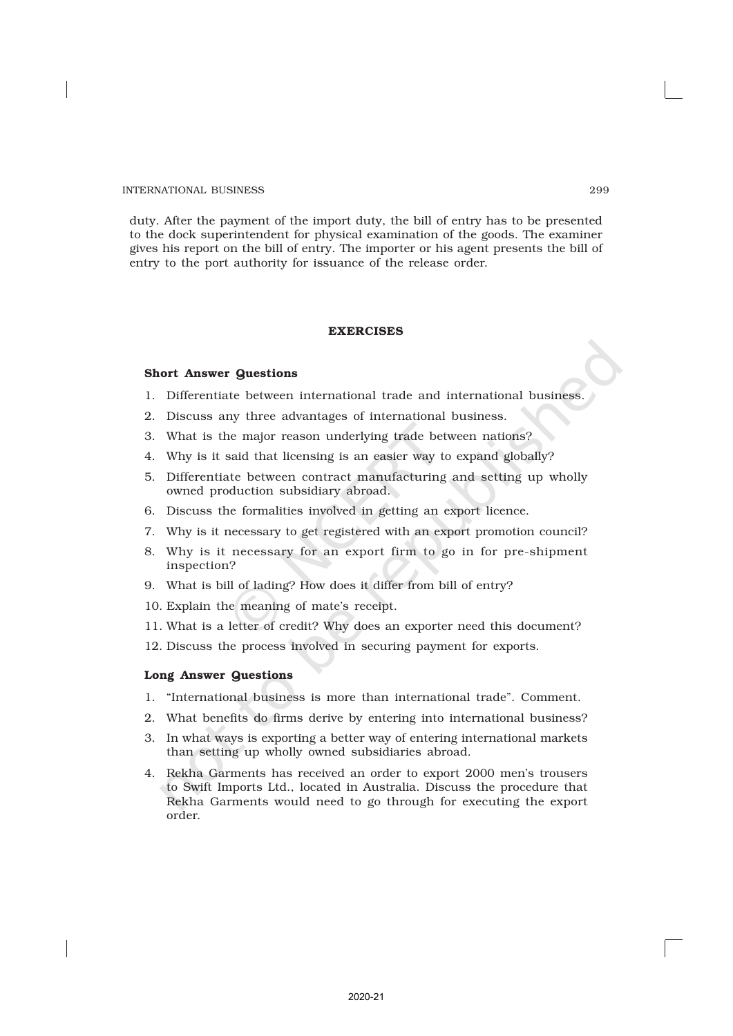duty. After the payment of the import duty, the bill of entry has to be presented to the dock superintendent for physical examination of the goods. The examiner gives his report on the bill of entry. The importer or his agent presents the bill of entry to the port authority for issuance of the release order.

## EXERCISES

### Short Answer Questions

1. Differentiate between international trade and international business.
2. Discuss any three advantages of international business.
3. What is the major reason underlying trade between nations?
4. Why is it said that licensing is an easier way to expand globally?
5. Differentiate between contract manufacturing and setting up wholly owned production subsidiary abroad.
6. Discuss the formalities involved in getting an export licence.
7. Why is it necessary to get registered with an export promotion council?
8. Why is it necessary for an export firm to go in for pre-shipment inspection?
9. What is bill of lading? How does it differ from bill of entry?
10. Explain the meaning of mate's receipt.
11. What is a letter of credit? Why does an exporter need this document?
12. Discuss the process involved in securing payment for exports.

### Long Answer Questions

1. "International business is more than international trade". Comment.
2. What benefits do firms derive by entering into international business?
3. In what ways is exporting a better way of entering international markets than setting up wholly owned subsidiaries abroad.
4. Rekha Garments has received an order to export 2000 men's trousers to Swift Imports Ltd., located in Australia. Discuss the procedure that Rekha Garments would need to go through for executing the export order.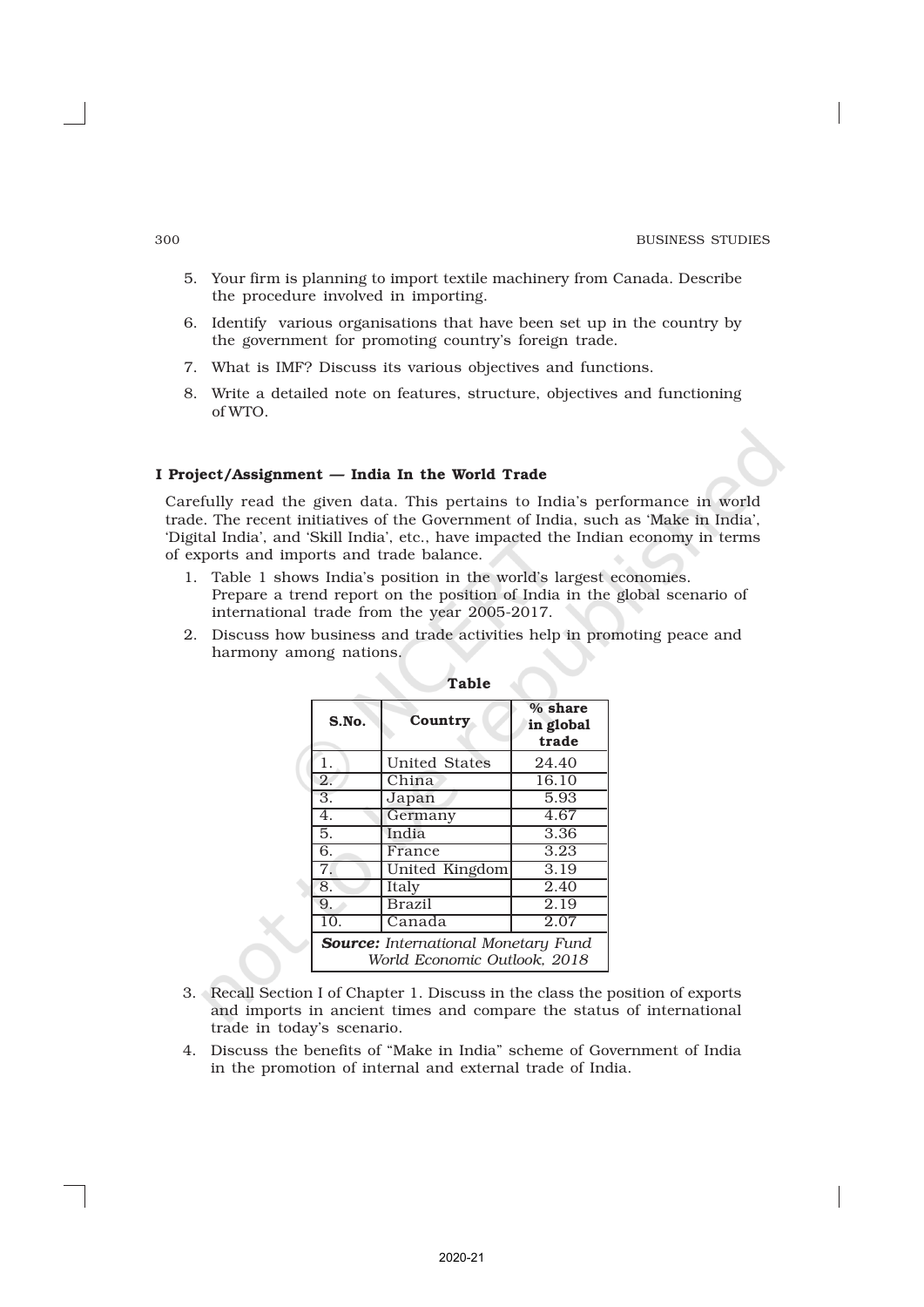5. Your firm is planning to import textile machinery from Canada. Describe the procedure involved in importing.
6. Identify various organisations that have been set up in the country by the government for promoting country's foreign trade.
7. What is IMF? Discuss its various objectives and functions.
8. Write a detailed note on features, structure, objectives and functioning of WTO.

**I Project/Assignment — India In the World Trade**

Carefully read the given data. This pertains to India's performance in world trade. The recent initiatives of the Government of India, such as 'Make in India', 'Digital India', and 'Skill India', etc., have impacted the Indian economy in terms of exports and imports and trade balance.

1. Table 1 shows India's position in the world's largest economies. Prepare a trend report on the position of India in the global scenario of international trade from the year 2005-2017.
2. Discuss how business and trade activities help in promoting peace and harmony among nations.

**Table**

| S.No. | Country | % share in global trade |
|---|---|---|
| 1. | United States | 24.40 |
| 2. | China | 16.10 |
| 3. | Japan | 5.93 |
| 4. | Germany | 4.67 |
| 5. | India | 3.36 |
| 6. | France | 3.23 |
| 7. | United Kingdom | 3.19 |
| 8. | Italy | 2.40 |
| 9. | Brazil | 2.19 |
| 10. | Canada | 2.07 |

***Source:*** *International Monetary Fund World Economic Outlook, 2018*

3. Recall Section I of Chapter 1. Discuss in the class the position of exports and imports in ancient times and compare the status of international trade in today's scenario.
4. Discuss the benefits of "Make in India" scheme of Government of India in the promotion of internal and external trade of India.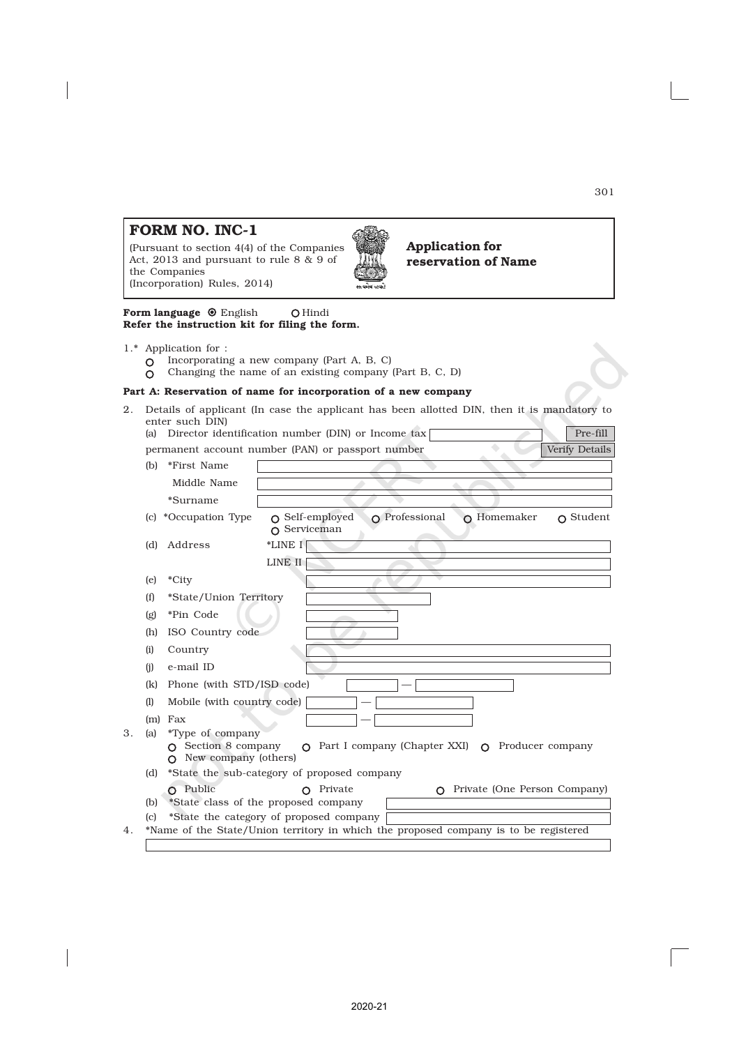# FORM NO. INC-1

(Pursuant to section 4(4) of the Companies Act, 2013 and pursuant to rule 8 & 9 of the Companies (Incorporation) Rules, 2014)

**Application for reservation of Name**

**Form language** ◉ English ○ Hindi

**Refer the instruction kit for filing the form.**

1.* Application for :

○ Incorporating a new company (Part A, B, C)

○ Changing the name of an existing company (Part B, C, D)

**Part A: Reservation of name for incorporation of a new company**

2. Details of applicant (In case the applicant has been allotted DIN, then it is mandatory to enter such DIN)

(a) Director identification number (DIN) or Income tax permanent account number (PAN) or passport number [ ] Pre-fill | Verify Details

(b) *First Name [ ]

Middle Name [ ]

*Surname [ ]

(c) *Occupation Type ○ Self-employed ○ Professional ○ Homemaker ○ Student ○ Serviceman

(d) Address *LINE I [ ]

LINE II [ ]

(e) *City [ ]

(f) *State/Union Territory [ ]

(g) *Pin Code [ ]

(h) ISO Country code [ ]

(i) Country [ ]

(j) e-mail ID [ ]

(k) Phone (with STD/ISD code) [ ] — [ ]

(l) Mobile (with country code) [ ] — [ ]

(m) Fax [ ] — [ ]

3. (a) *Type of company

○ Section 8 company ○ Part I company (Chapter XXI) ○ Producer company ○ New company (others)

(d) *State the sub-category of proposed company

○ Public ○ Private ○ Private (One Person Company)

(b) *State class of the proposed company [ ]

(c) *State the category of proposed company [ ]

4. *Name of the State/Union territory in which the proposed company is to be registered

[ ]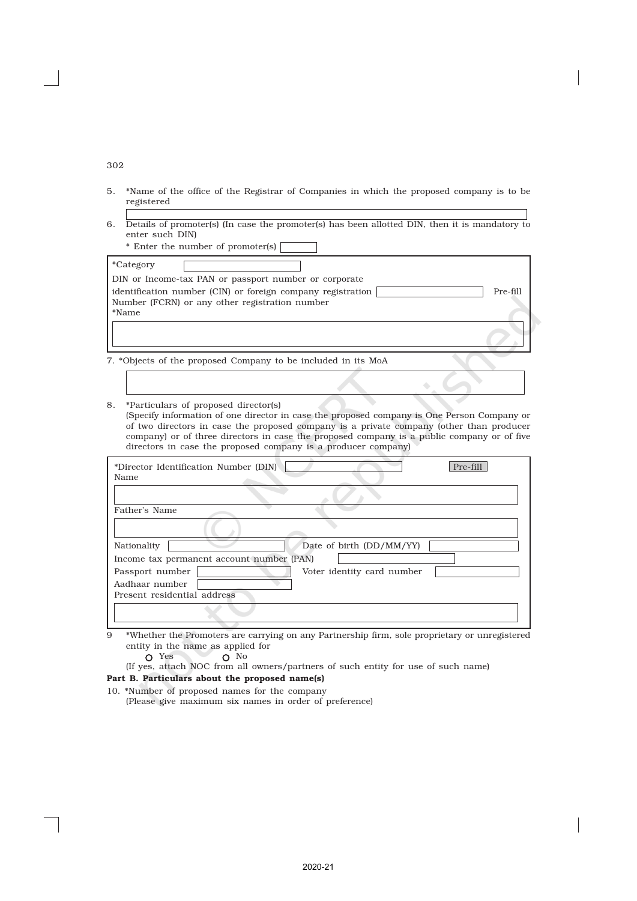5. *Name of the office of the Registrar of Companies in which the proposed company is to be registered

6. Details of promoter(s) (In case the promoter(s) has been allotted DIN, then it is mandatory to enter such DIN)

   * Enter the number of promoter(s)

   *Category

   DIN or Income-tax PAN or passport number or corporate identification number (CIN) or foreign company registration Number (FCRN) or any other registration number    Pre-fill

   *Name

7. *Objects of the proposed Company to be included in its MoA

8. *Particulars of proposed director(s)
   (Specify information of one director in case the proposed company is One Person Company or of two directors in case the proposed company is a private company (other than producer company) or of three directors in case the proposed company is a public company or of five directors in case the proposed company is a producer company)

   *Director Identification Number (DIN)    Pre-fill

   Name

   Father's Name

   Nationality    Date of birth (DD/MM/YY)

   Income tax permanent account number (PAN)

   Passport number    Voter identity card number

   Aadhaar number

   Present residential address

9. *Whether the Promoters are carrying on any Partnership firm, sole proprietary or unregistered entity in the name as applied for

   ○ Yes    ○ No

   (If yes, attach NOC from all owners/partners of such entity for use of such name)

**Part B. Particulars about the proposed name(s)**

10. *Number of proposed names for the company
    (Please give maximum six names in order of preference)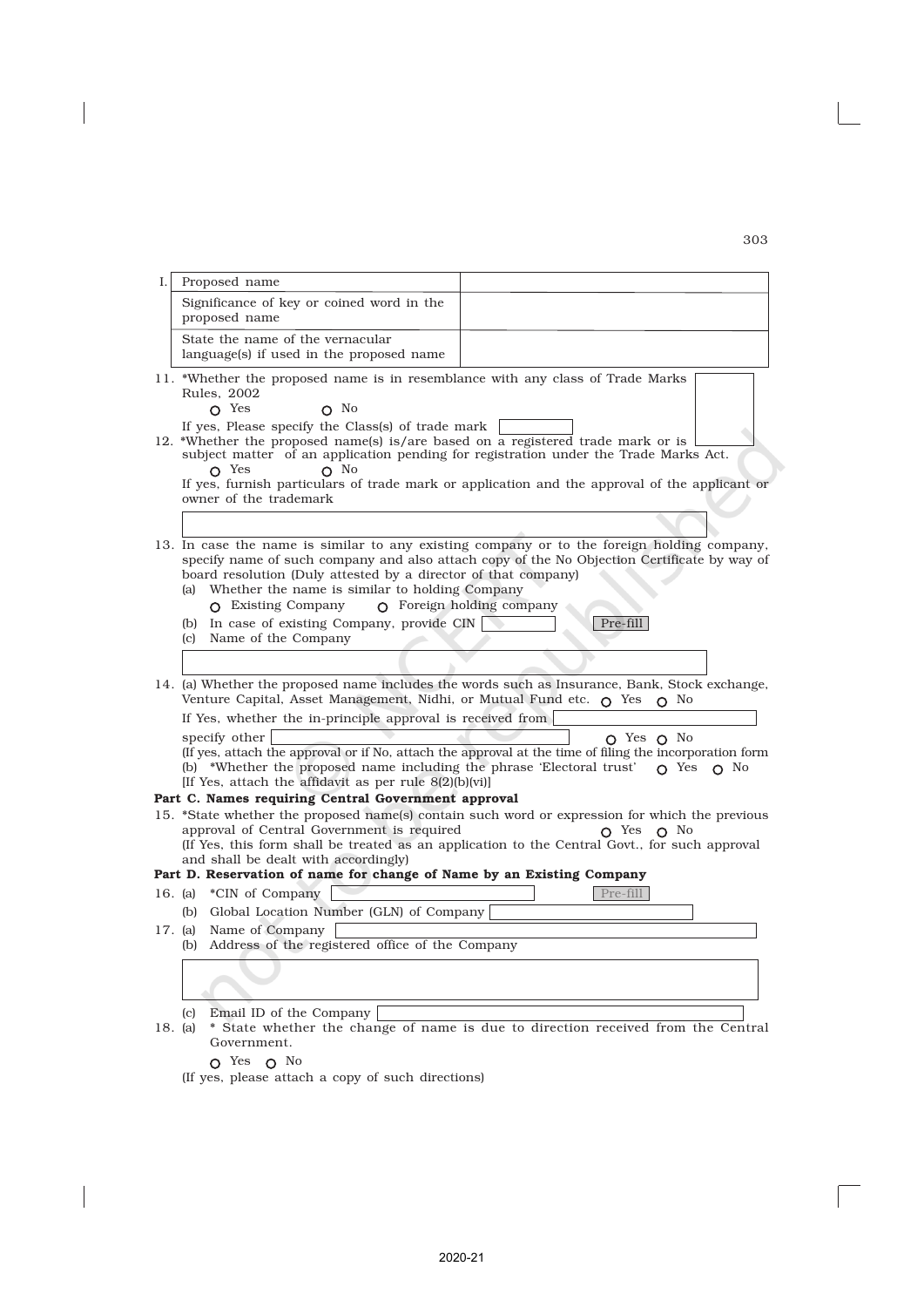| I. | Proposed name | |
|---|---|---|
| | Significance of key or coined word in the proposed name | |
| | State the name of the vernacular language(s) if used in the proposed name | |

11. *Whether the proposed name is in resemblance with any class of Trade Marks Rules, 2002

   ○ Yes ○ No

   If yes, Please specify the Class(s) of trade mark

12. *Whether the proposed name(s) is/are based on a registered trade mark or is subject matter of an application pending for registration under the Trade Marks Act.

   ○ Yes ○ No

   If yes, furnish particulars of trade mark or application and the approval of the applicant or owner of the trademark

13. In case the name is similar to any existing company or to the foreign holding company, specify name of such company and also attach copy of the No Objection Certificate by way of board resolution (Duly attested by a director of that company)

   (a) Whether the name is similar to holding Company

   ○ Existing Company ○ Foreign holding company

   (b) In case of existing Company, provide CIN [ ] Pre-fill

   (c) Name of the Company

14. (a) Whether the proposed name includes the words such as Insurance, Bank, Stock exchange, Venture Capital, Asset Management, Nidhi, or Mutual Fund etc. ○ Yes ○ No

   If Yes, whether the in-principle approval is received from

   specify other ○ Yes ○ No

   (If yes, attach the approval or if No, attach the approval at the time of filing the incorporation form

   (b) *Whether the proposed name including the phrase 'Electoral trust' ○ Yes ○ No

   [If Yes, attach the affidavit as per rule 8(2)(b)(vi)]

**Part C. Names requiring Central Government approval**

15. *State whether the proposed name(s) contain such word or expression for which the previous approval of Central Government is required ○ Yes ○ No

   (If Yes, this form shall be treated as an application to the Central Govt., for such approval and shall be dealt with accordingly)

**Part D. Reservation of name for change of Name by an Existing Company**

16. (a) *CIN of Company [ ] Pre-fill

   (b) Global Location Number (GLN) of Company

17. (a) Name of Company

   (b) Address of the registered office of the Company

   (c) Email ID of the Company

18. (a) * State whether the change of name is due to direction received from the Central Government.

   ○ Yes ○ No

   (If yes, please attach a copy of such directions)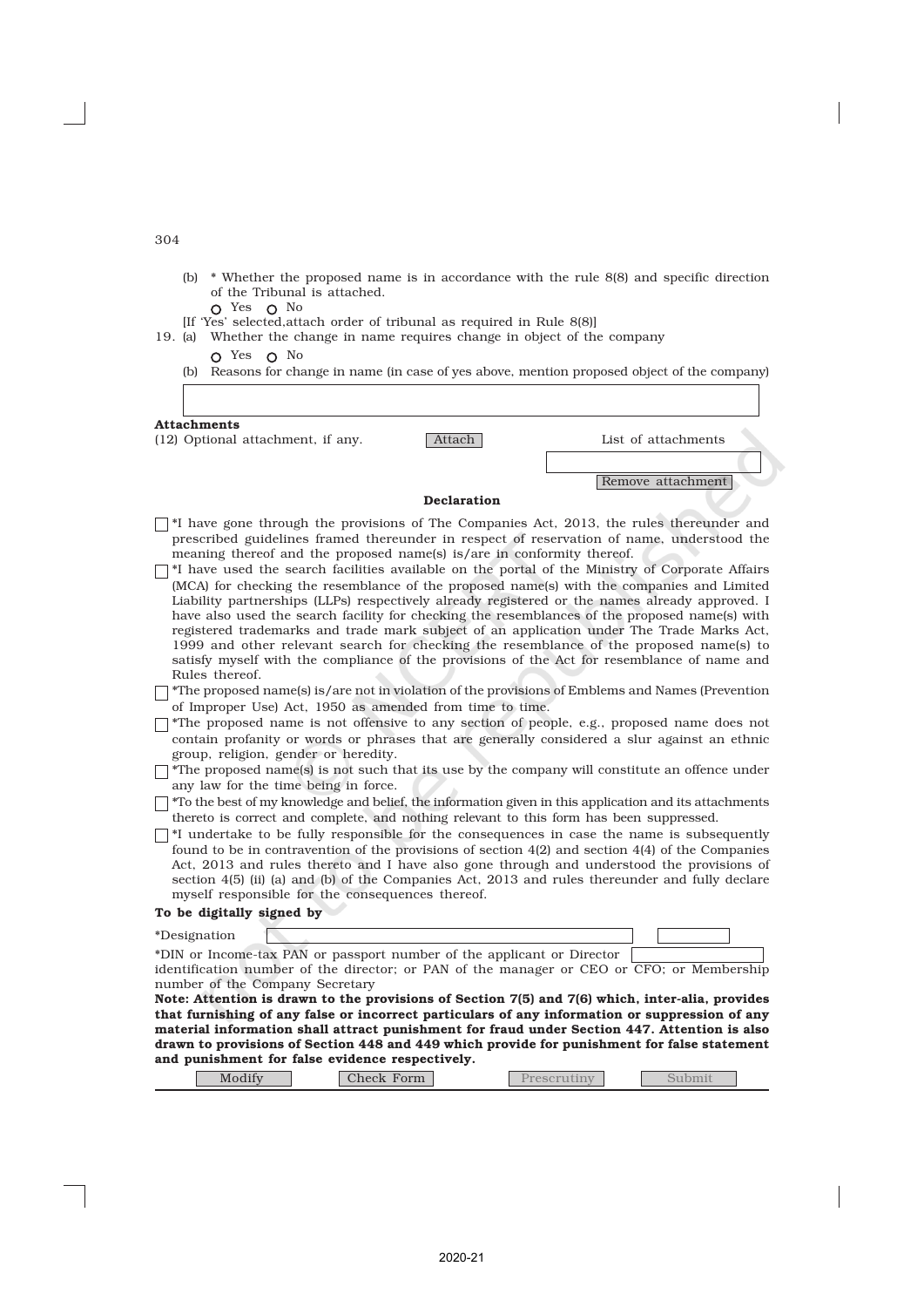(b) * Whether the proposed name is in accordance with the rule 8(8) and specific direction of the Tribunal is attached.

○ Yes ○ No

[If 'Yes' selected,attach order of tribunal as required in Rule 8(8)]

19. (a) Whether the change in name requires change in object of the company

○ Yes ○ No

(b) Reasons for change in name (in case of yes above, mention proposed object of the company)

| |
|---|
| |

**Attachments**

(12) Optional attachment, if any. [Attach] List of attachments

[Remove attachment]

**Declaration**

☐ *I have gone through the provisions of The Companies Act, 2013, the rules thereunder and prescribed guidelines framed thereunder in respect of reservation of name, understood the meaning thereof and the proposed name(s) is/are in conformity thereof.

☐ *I have used the search facilities available on the portal of the Ministry of Corporate Affairs (MCA) for checking the resemblance of the proposed name(s) with the companies and Limited Liability partnerships (LLPs) respectively already registered or the names already approved. I have also used the search facility for checking the resemblances of the proposed name(s) with registered trademarks and trade mark subject of an application under The Trade Marks Act, 1999 and other relevant search for checking the resemblance of the proposed name(s) to satisfy myself with the compliance of the provisions of the Act for resemblance of name and Rules thereof.

☐ *The proposed name(s) is/are not in violation of the provisions of Emblems and Names (Prevention of Improper Use) Act, 1950 as amended from time to time.

☐ *The proposed name is not offensive to any section of people, e.g., proposed name does not contain profanity or words or phrases that are generally considered a slur against an ethnic group, religion, gender or heredity.

☐ *The proposed name(s) is not such that its use by the company will constitute an offence under any law for the time being in force.

☐ *To the best of my knowledge and belief, the information given in this application and its attachments thereto is correct and complete, and nothing relevant to this form has been suppressed.

☐ *I undertake to be fully responsible for the consequences in case the name is subsequently found to be in contravention of the provisions of section 4(2) and section 4(4) of the Companies Act, 2013 and rules thereto and I have also gone through and understood the provisions of section 4(5) (ii) (a) and (b) of the Companies Act, 2013 and rules thereunder and fully declare myself responsible for the consequences thereof.

**To be digitally signed by**

*Designation

*DIN or Income-tax PAN or passport number of the applicant or Director identification number of the director; or PAN of the manager or CEO or CFO; or Membership number of the Company Secretary

**Note: Attention is drawn to the provisions of Section 7(5) and 7(6) which, inter-alia, provides that furnishing of any false or incorrect particulars of any information or suppression of any material information shall attract punishment for fraud under Section 447. Attention is also drawn to provisions of Section 448 and 449 which provide for punishment for false statement and punishment for false evidence respectively.**

[Modify] [Check Form] [Prescrutiny] [Submit]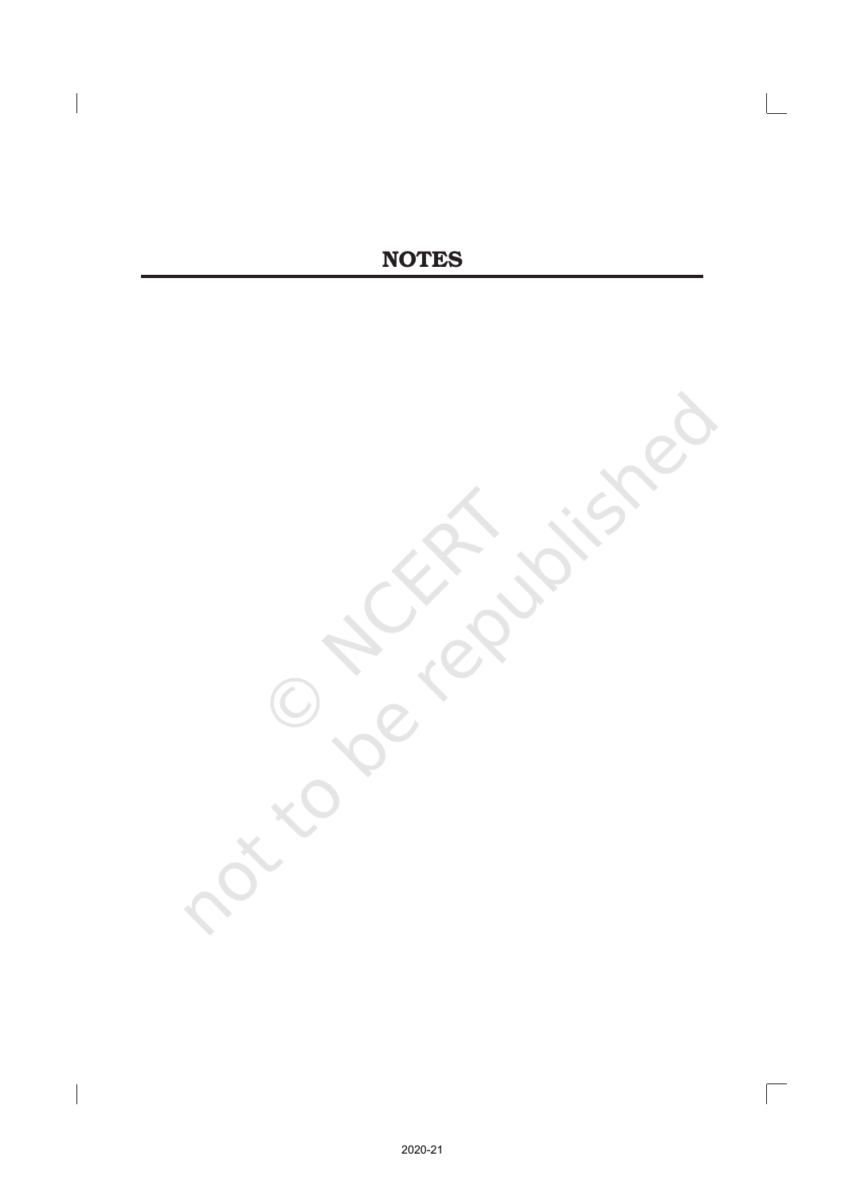## NOTES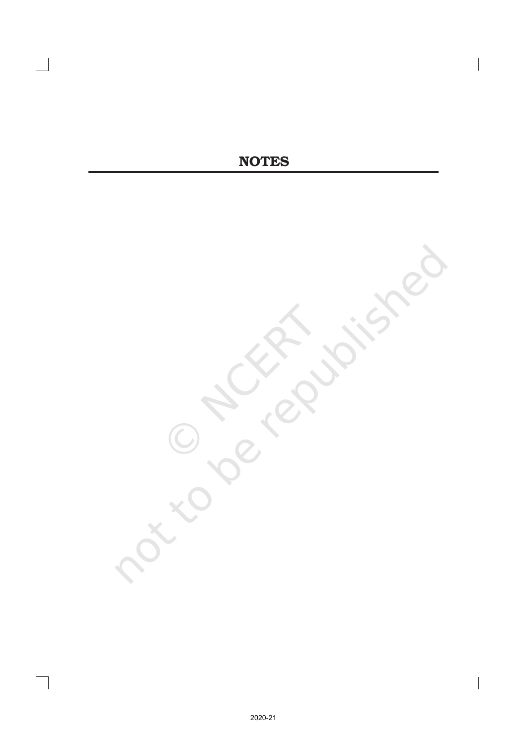## NOTES